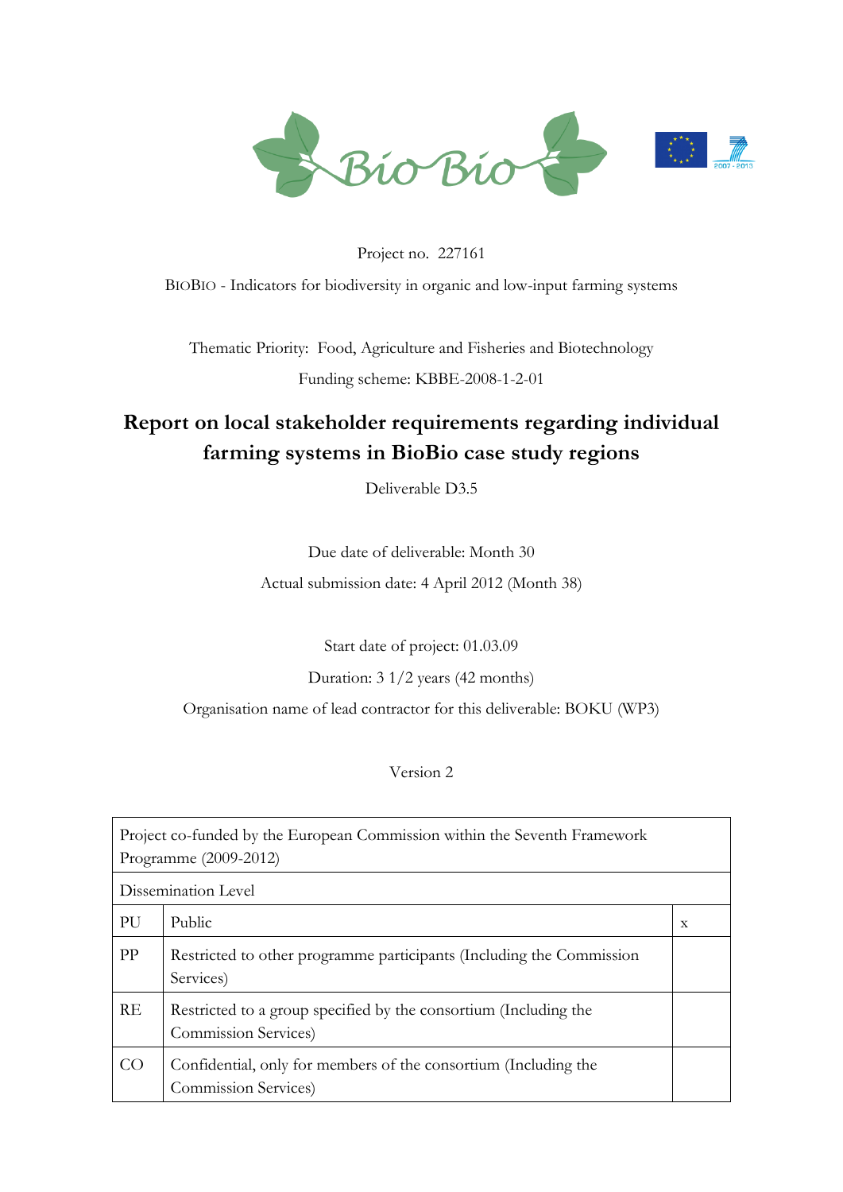Project no. 227161

BioBio - Indicators for biodiversity in organic and low-input farming systems

Thematic Priority: Food, Agriculture and Fisheries and Biotechnology

Funding scheme: KBBE-2008-1-2-01

# Report on local stakeholder requirements regarding individual farming systems in BioBio case study regions

Deliverable D3.5

Due date of deliverable: Month 30

Actual submission date: 4 April 2012 (Month 38)

Start date of project: 01.03.09

Duration: 3 1/2 years (42 months)

Organisation name of lead contractor for this deliverable: BOKU (WP3)

Version 2

| Project co-funded by the European Commission within the Seventh Framework Programme (2009-2012) | | |
|---|---|---|
| Dissemination Level | | |
| PU | Public | x |
| PP | Restricted to other programme participants (Including the Commission Services) | |
| RE | Restricted to a group specified by the consortium (Including the Commission Services) | |
| CO | Confidential, only for members of the consortium (Including the Commission Services) | |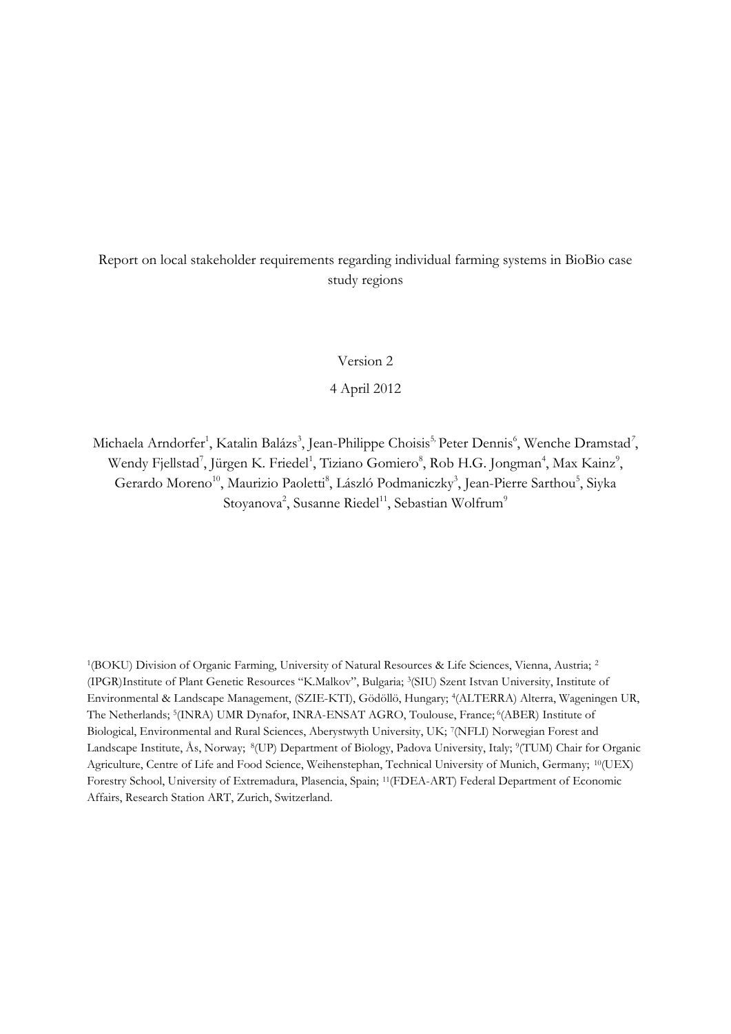Report on local stakeholder requirements regarding individual farming systems in BioBio case study regions

Version 2

4 April 2012

Michaela Arndorfer[1], Katalin Balázs[3], Jean-Philippe Choisis[5,] Peter Dennis[6], Wenche Dramstad[7], Wendy Fjellstad[7], Jürgen K. Friedel[1], Tiziano Gomiero[8], Rob H.G. Jongman[4], Max Kainz[9], Gerardo Moreno[10], Maurizio Paoletti[8], László Podmaniczky[3], Jean-Pierre Sarthou[5], Siyka Stoyanova[2], Susanne Riedel[11], Sebastian Wolfrum[9]

[1](BOKU) Division of Organic Farming, University of Natural Resources & Life Sciences, Vienna, Austria; [2] (IPGR)Institute of Plant Genetic Resources "K.Malkov", Bulgaria; [3](SIU) Szent Istvan University, Institute of Environmental & Landscape Management, (SZIE-KTI), Gödöllö, Hungary; [4](ALTERRA) Alterra, Wageningen UR, The Netherlands; [5](INRA) UMR Dynafor, INRA-ENSAT AGRO, Toulouse, France; [6](ABER) Institute of Biological, Environmental and Rural Sciences, Aberystwyth University, UK; [7](NFLI) Norwegian Forest and Landscape Institute, Ås, Norway; [8](UP) Department of Biology, Padova University, Italy; [9](TUM) Chair for Organic Agriculture, Centre of Life and Food Science, Weihenstephan, Technical University of Munich, Germany; [10](UEX) Forestry School, University of Extremadura, Plasencia, Spain; [11](FDEA-ART) Federal Department of Economic Affairs, Research Station ART, Zurich, Switzerland.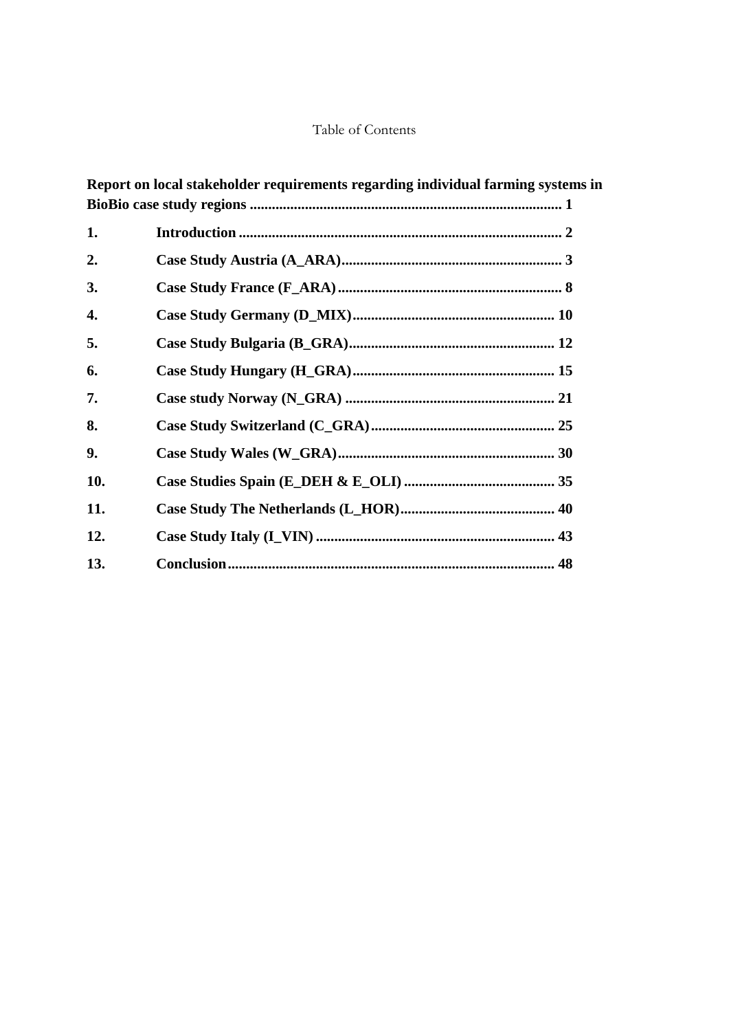Table of Contents

**Report on local stakeholder requirements regarding individual farming systems in BioBio case study regions .................................................................................... 1**

**1. Introduction ....................................................................................... 2**

**2. Case Study Austria (A_ARA)............................................................ 3**

**3. Case Study France (F_ARA) ............................................................ 8**

**4. Case Study Germany (D_MIX)....................................................... 10**

**5. Case Study Bulgaria (B_GRA)........................................................ 12**

**6. Case Study Hungary (H_GRA)....................................................... 15**

**7. Case study Norway (N_GRA) ......................................................... 21**

**8. Case Study Switzerland (C_GRA).................................................. 25**

**9. Case Study Wales (W_GRA)........................................................... 30**

**10. Case Studies Spain (E_DEH & E_OLI) ......................................... 35**

**11. Case Study The Netherlands (L_HOR).......................................... 40**

**12. Case Study Italy (I_VIN) ................................................................. 43**

**13. Conclusion......................................................................................... 48**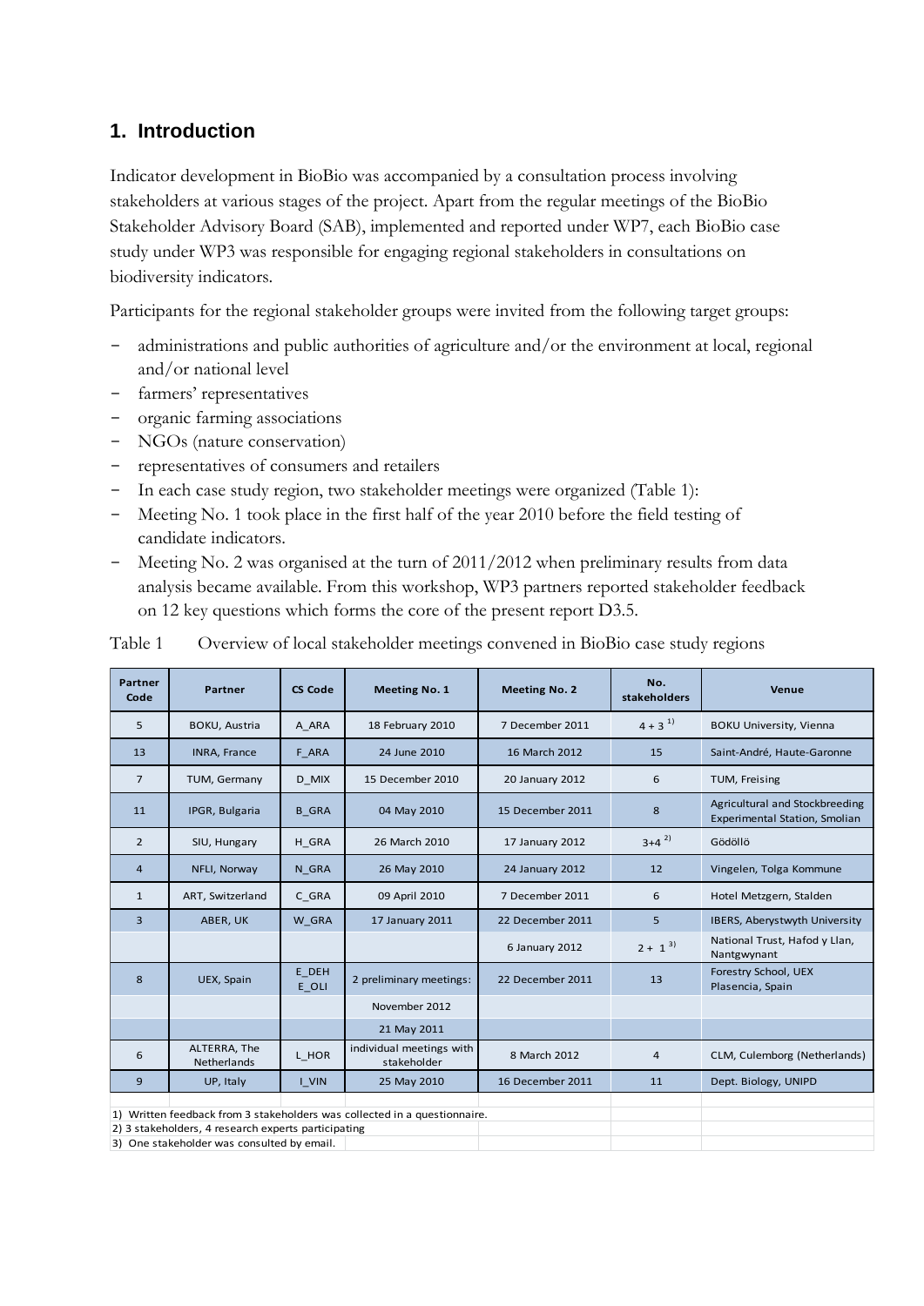## 1. Introduction

Indicator development in BioBio was accompanied by a consultation process involving stakeholders at various stages of the project. Apart from the regular meetings of the BioBio Stakeholder Advisory Board (SAB), implemented and reported under WP7, each BioBio case study under WP3 was responsible for engaging regional stakeholders in consultations on biodiversity indicators.

Participants for the regional stakeholder groups were invited from the following target groups:

- administrations and public authorities of agriculture and/or the environment at local, regional and/or national level
- farmers' representatives
- organic farming associations
- NGOs (nature conservation)
- representatives of consumers and retailers
- In each case study region, two stakeholder meetings were organized (Table 1):
- Meeting No. 1 took place in the first half of the year 2010 before the field testing of candidate indicators.
- Meeting No. 2 was organised at the turn of 2011/2012 when preliminary results from data analysis became available. From this workshop, WP3 partners reported stakeholder feedback on 12 key questions which forms the core of the present report D3.5.

Table 1 Overview of local stakeholder meetings convened in BioBio case study regions

| Partner Code | Partner | CS Code | Meeting No. 1 | Meeting No. 2 | No. stakeholders | Venue |
|---|---|---|---|---|---|---|
| 5 | BOKU, Austria | A_ARA | 18 February 2010 | 7 December 2011 | 4 + 3 [1)] | BOKU University, Vienna |
| 13 | INRA, France | F_ARA | 24 June 2010 | 16 March 2012 | 15 | Saint-André, Haute-Garonne |
| 7 | TUM, Germany | D_MIX | 15 December 2010 | 20 January 2012 | 6 | TUM, Freising |
| 11 | IPGR, Bulgaria | B_GRA | 04 May 2010 | 15 December 2011 | 8 | Agricultural and Stockbreeding Experimental Station, Smolian |
| 2 | SIU, Hungary | H_GRA | 26 March 2010 | 17 January 2012 | 3+4 [2)] | Gödöllö |
| 4 | NFLI, Norway | N_GRA | 26 May 2010 | 24 January 2012 | 12 | Vingelen, Tolga Kommune |
| 1 | ART, Switzerland | C_GRA | 09 April 2010 | 7 December 2011 | 6 | Hotel Metzgern, Stalden |
| 3 | ABER, UK | W_GRA | 17 January 2011 | 22 December 2011 | 5 | IBERS, Aberystwyth University |
| | | | | 6 January 2012 | 2 + 1 [3)] | National Trust, Hafod y Llan, Nantgwynant |
| 8 | UEX, Spain | E_DEH E_OLI | 2 preliminary meetings: | 22 December 2011 | 13 | Forestry School, UEX Plasencia, Spain |
| | | | November 2012 | | | |
| | | | 21 May 2011 | | | |
| 6 | ALTERRA, The Netherlands | L_HOR | individual meetings with stakeholder | 8 March 2012 | 4 | CLM, Culemborg (Netherlands) |
| 9 | UP, Italy | I_VIN | 25 May 2010 | 16 December 2011 | 11 | Dept. Biology, UNIPD |

1) Written feedback from 3 stakeholders was collected in a questionnaire.
2) 3 stakeholders, 4 research experts participating
3) One stakeholder was consulted by email.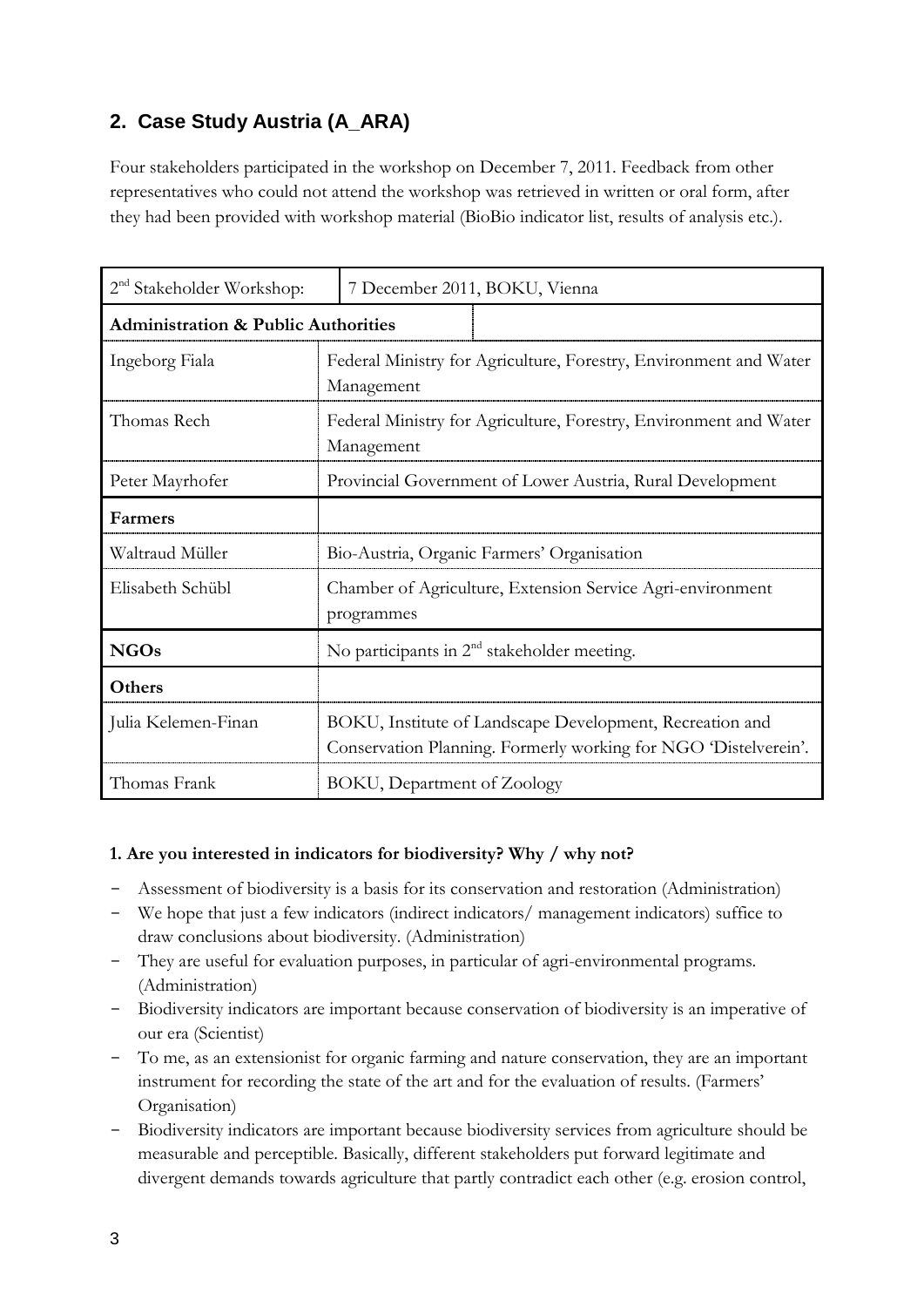## 2. Case Study Austria (A_ARA)

Four stakeholders participated in the workshop on December 7, 2011. Feedback from other representatives who could not attend the workshop was retrieved in written or oral form, after they had been provided with workshop material (BioBio indicator list, results of analysis etc.).

| 2nd Stakeholder Workshop: | 7 December 2011, BOKU, Vienna |
|---|---|
| **Administration & Public Authorities** | |
| Ingeborg Fiala | Federal Ministry for Agriculture, Forestry, Environment and Water Management |
| Thomas Rech | Federal Ministry for Agriculture, Forestry, Environment and Water Management |
| Peter Mayrhofer | Provincial Government of Lower Austria, Rural Development |
| **Farmers** | |
| Waltraud Müller | Bio-Austria, Organic Farmers' Organisation |
| Elisabeth Schübl | Chamber of Agriculture, Extension Service Agri-environment programmes |
| **NGOs** | No participants in 2nd stakeholder meeting. |
| **Others** | |
| Julia Kelemen-Finan | BOKU, Institute of Landscape Development, Recreation and Conservation Planning. Formerly working for NGO 'Distelverein'. |
| Thomas Frank | BOKU, Department of Zoology |

**1. Are you interested in indicators for biodiversity? Why / why not?**

- Assessment of biodiversity is a basis for its conservation and restoration (Administration)
- We hope that just a few indicators (indirect indicators/ management indicators) suffice to draw conclusions about biodiversity. (Administration)
- They are useful for evaluation purposes, in particular of agri-environmental programs. (Administration)
- Biodiversity indicators are important because conservation of biodiversity is an imperative of our era (Scientist)
- To me, as an extensionist for organic farming and nature conservation, they are an important instrument for recording the state of the art and for the evaluation of results. (Farmers' Organisation)
- Biodiversity indicators are important because biodiversity services from agriculture should be measurable and perceptible. Basically, different stakeholders put forward legitimate and divergent demands towards agriculture that partly contradict each other (e.g. erosion control,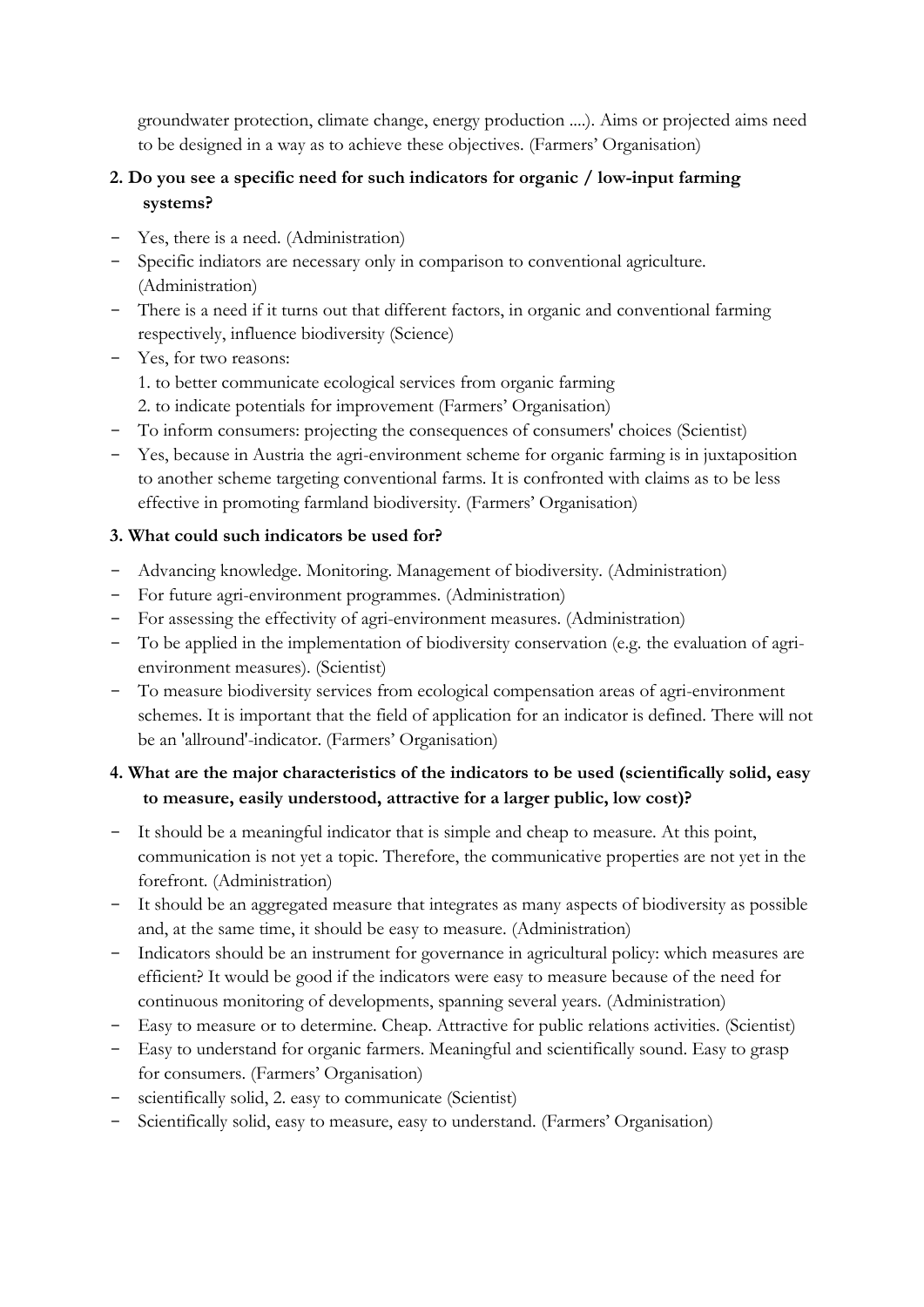groundwater protection, climate change, energy production ....). Aims or projected aims need to be designed in a way as to achieve these objectives. (Farmers' Organisation)

**2. Do you see a specific need for such indicators for organic / low-input farming systems?**

- Yes, there is a need. (Administration)
- Specific indiators are necessary only in comparison to conventional agriculture. (Administration)
- There is a need if it turns out that different factors, in organic and conventional farming respectively, influence biodiversity (Science)
- Yes, for two reasons:
  1. to better communicate ecological services from organic farming
  2. to indicate potentials for improvement (Farmers' Organisation)
- To inform consumers: projecting the consequences of consumers' choices (Scientist)
- Yes, because in Austria the agri-environment scheme for organic farming is in juxtaposition to another scheme targeting conventional farms. It is confronted with claims as to be less effective in promoting farmland biodiversity. (Farmers' Organisation)

**3. What could such indicators be used for?**

- Advancing knowledge. Monitoring. Management of biodiversity. (Administration)
- For future agri-environment programmes. (Administration)
- For assessing the effectivity of agri-environment measures. (Administration)
- To be applied in the implementation of biodiversity conservation (e.g. the evaluation of agri-environment measures). (Scientist)
- To measure biodiversity services from ecological compensation areas of agri-environment schemes. It is important that the field of application for an indicator is defined. There will not be an 'allround'-indicator. (Farmers' Organisation)

**4. What are the major characteristics of the indicators to be used (scientifically solid, easy to measure, easily understood, attractive for a larger public, low cost)?**

- It should be a meaningful indicator that is simple and cheap to measure. At this point, communication is not yet a topic. Therefore, the communicative properties are not yet in the forefront. (Administration)
- It should be an aggregated measure that integrates as many aspects of biodiversity as possible and, at the same time, it should be easy to measure. (Administration)
- Indicators should be an instrument for governance in agricultural policy: which measures are efficient? It would be good if the indicators were easy to measure because of the need for continuous monitoring of developments, spanning several years. (Administration)
- Easy to measure or to determine. Cheap. Attractive for public relations activities. (Scientist)
- Easy to understand for organic farmers. Meaningful and scientifically sound. Easy to grasp for consumers. (Farmers' Organisation)
- scientifically solid, 2. easy to communicate (Scientist)
- Scientifically solid, easy to measure, easy to understand. (Farmers' Organisation)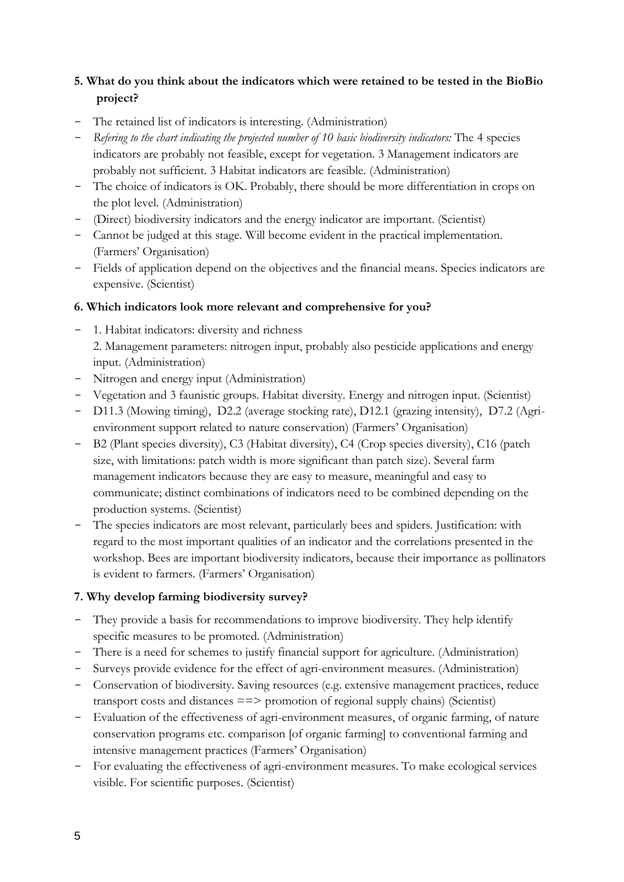**5. What do you think about the indicators which were retained to be tested in the BioBio project?**

- The retained list of indicators is interesting. (Administration)
- *Refering to the chart indicating the projected number of 10 basic biodiversity indicators:* The 4 species indicators are probably not feasible, except for vegetation. 3 Management indicators are probably not sufficient. 3 Habitat indicators are feasible. (Administration)
- The choice of indicators is OK. Probably, there should be more differentiation in crops on the plot level. (Administration)
- (Direct) biodiversity indicators and the energy indicator are important. (Scientist)
- Cannot be judged at this stage. Will become evident in the practical implementation. (Farmers' Organisation)
- Fields of application depend on the objectives and the financial means. Species indicators are expensive. (Scientist)

**6. Which indicators look more relevant and comprehensive for you?**

- 1. Habitat indicators: diversity and richness
  2. Management parameters: nitrogen input, probably also pesticide applications and energy input. (Administration)
- Nitrogen and energy input (Administration)
- Vegetation and 3 faunistic groups. Habitat diversity. Energy and nitrogen input. (Scientist)
- D11.3 (Mowing timing), D2.2 (average stocking rate), D12.1 (grazing intensity), D7.2 (Agri-environment support related to nature conservation) (Farmers' Organisation)
- B2 (Plant species diversity), C3 (Habitat diversity), C4 (Crop species diversity), C16 (patch size, with limitations: patch width is more significant than patch size). Several farm management indicators because they are easy to measure, meaningful and easy to communicate; distinct combinations of indicators need to be combined depending on the production systems. (Scientist)
- The species indicators are most relevant, particularly bees and spiders. Justification: with regard to the most important qualities of an indicator and the correlations presented in the workshop. Bees are important biodiversity indicators, because their importance as pollinators is evident to farmers. (Farmers' Organisation)

**7. Why develop farming biodiversity survey?**

- They provide a basis for recommendations to improve biodiversity. They help identify specific measures to be promoted. (Administration)
- There is a need for schemes to justify financial support for agriculture. (Administration)
- Surveys provide evidence for the effect of agri-environment measures. (Administration)
- Conservation of biodiversity. Saving resources (e.g. extensive management practices, reduce transport costs and distances ==> promotion of regional supply chains) (Scientist)
- Evaluation of the effectiveness of agri-environment measures, of organic farming, of nature conservation programs etc. comparison [of organic farming] to conventional farming and intensive management practices (Farmers' Organisation)
- For evaluating the effectiveness of agri-environment measures. To make ecological services visible. For scientific purposes. (Scientist)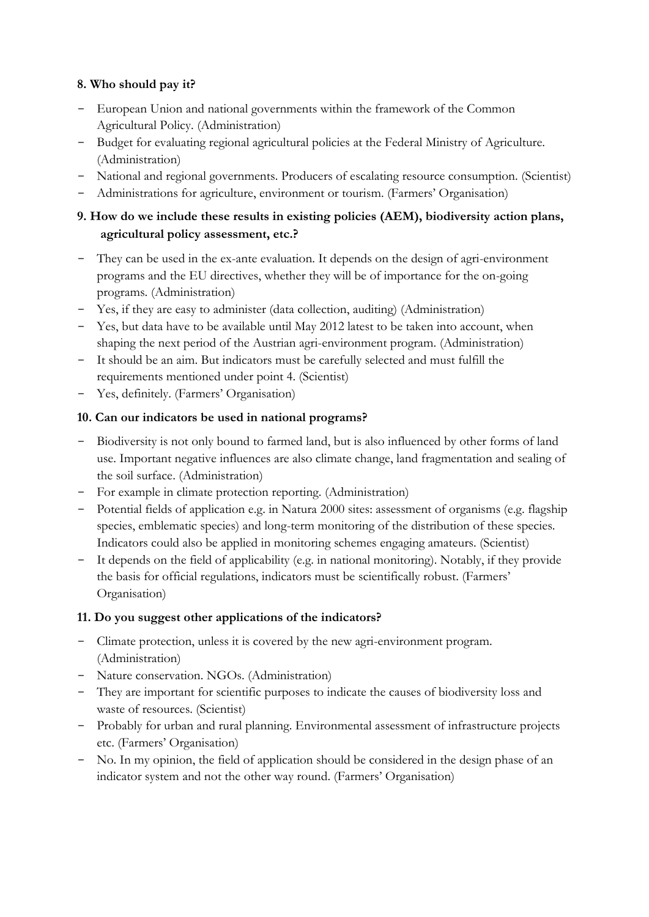**8. Who should pay it?**

- European Union and national governments within the framework of the Common Agricultural Policy. (Administration)
- Budget for evaluating regional agricultural policies at the Federal Ministry of Agriculture. (Administration)
- National and regional governments. Producers of escalating resource consumption. (Scientist)
- Administrations for agriculture, environment or tourism. (Farmers' Organisation)

**9. How do we include these results in existing policies (AEM), biodiversity action plans, agricultural policy assessment, etc.?**

- They can be used in the ex-ante evaluation. It depends on the design of agri-environment programs and the EU directives, whether they will be of importance for the on-going programs. (Administration)
- Yes, if they are easy to administer (data collection, auditing) (Administration)
- Yes, but data have to be available until May 2012 latest to be taken into account, when shaping the next period of the Austrian agri-environment program. (Administration)
- It should be an aim. But indicators must be carefully selected and must fulfill the requirements mentioned under point 4. (Scientist)
- Yes, definitely. (Farmers' Organisation)

**10. Can our indicators be used in national programs?**

- Biodiversity is not only bound to farmed land, but is also influenced by other forms of land use. Important negative influences are also climate change, land fragmentation and sealing of the soil surface. (Administration)
- For example in climate protection reporting. (Administration)
- Potential fields of application e.g. in Natura 2000 sites: assessment of organisms (e.g. flagship species, emblematic species) and long-term monitoring of the distribution of these species. Indicators could also be applied in monitoring schemes engaging amateurs. (Scientist)
- It depends on the field of applicability (e.g. in national monitoring). Notably, if they provide the basis for official regulations, indicators must be scientifically robust. (Farmers' Organisation)

**11. Do you suggest other applications of the indicators?**

- Climate protection, unless it is covered by the new agri-environment program. (Administration)
- Nature conservation. NGOs. (Administration)
- They are important for scientific purposes to indicate the causes of biodiversity loss and waste of resources. (Scientist)
- Probably for urban and rural planning. Environmental assessment of infrastructure projects etc. (Farmers' Organisation)
- No. In my opinion, the field of application should be considered in the design phase of an indicator system and not the other way round. (Farmers' Organisation)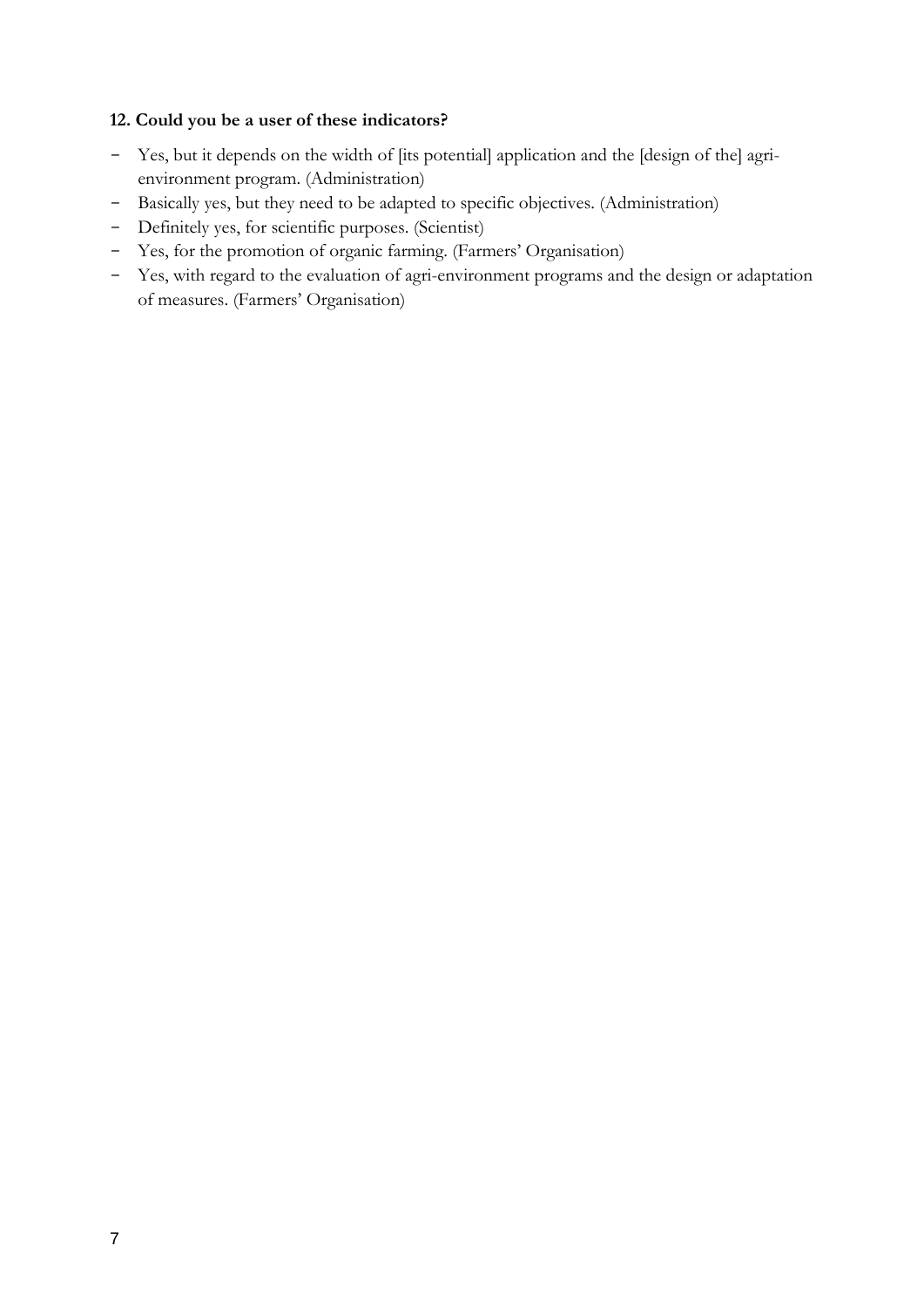**12. Could you be a user of these indicators?**

- Yes, but it depends on the width of [its potential] application and the [design of the] agri-environment program. (Administration)
- Basically yes, but they need to be adapted to specific objectives. (Administration)
- Definitely yes, for scientific purposes. (Scientist)
- Yes, for the promotion of organic farming. (Farmers' Organisation)
- Yes, with regard to the evaluation of agri-environment programs and the design or adaptation of measures. (Farmers' Organisation)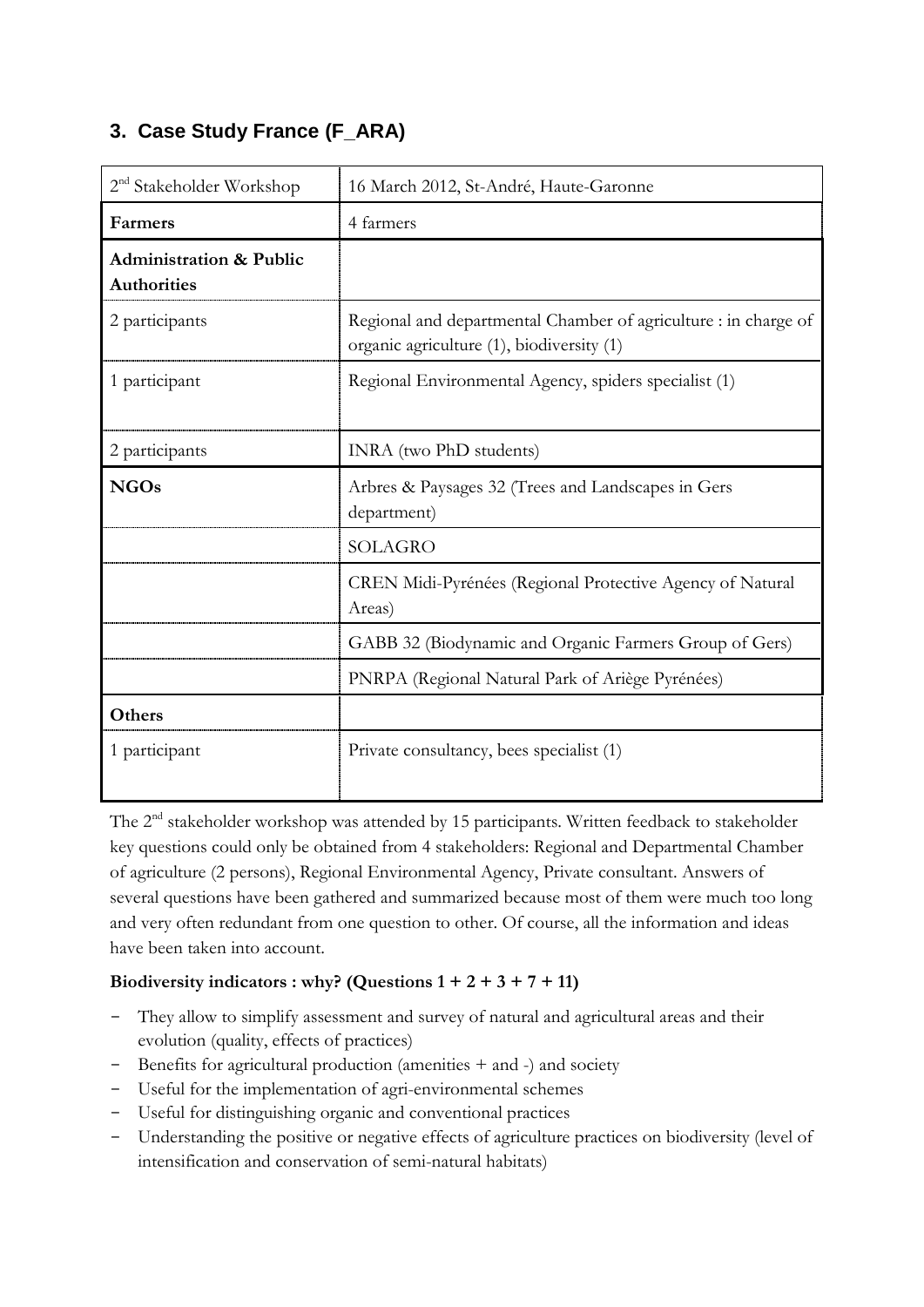## 3. Case Study France (F_ARA)

| 2nd Stakeholder Workshop | 16 March 2012, St-André, Haute-Garonne |
|---|---|
| **Farmers** | 4 farmers |
| **Administration & Public Authorities** | |
| 2 participants | Regional and departmental Chamber of agriculture : in charge of organic agriculture (1), biodiversity (1) |
| 1 participant | Regional Environmental Agency, spiders specialist (1) |
| 2 participants | INRA (two PhD students) |
| **NGOs** | Arbres & Paysages 32 (Trees and Landscapes in Gers department) |
| | SOLAGRO |
| | CREN Midi-Pyrénées (Regional Protective Agency of Natural Areas) |
| | GABB 32 (Biodynamic and Organic Farmers Group of Gers) |
| | PNRPA (Regional Natural Park of Ariège Pyrénées) |
| **Others** | |
| 1 participant | Private consultancy, bees specialist (1) |

The 2nd stakeholder workshop was attended by 15 participants. Written feedback to stakeholder key questions could only be obtained from 4 stakeholders: Regional and Departmental Chamber of agriculture (2 persons), Regional Environmental Agency, Private consultant. Answers of several questions have been gathered and summarized because most of them were much too long and very often redundant from one question to other. Of course, all the information and ideas have been taken into account.

**Biodiversity indicators : why? (Questions 1 + 2 + 3 + 7 + 11)**

- They allow to simplify assessment and survey of natural and agricultural areas and their evolution (quality, effects of practices)
- Benefits for agricultural production (amenities + and -) and society
- Useful for the implementation of agri-environmental schemes
- Useful for distinguishing organic and conventional practices
- Understanding the positive or negative effects of agriculture practices on biodiversity (level of intensification and conservation of semi-natural habitats)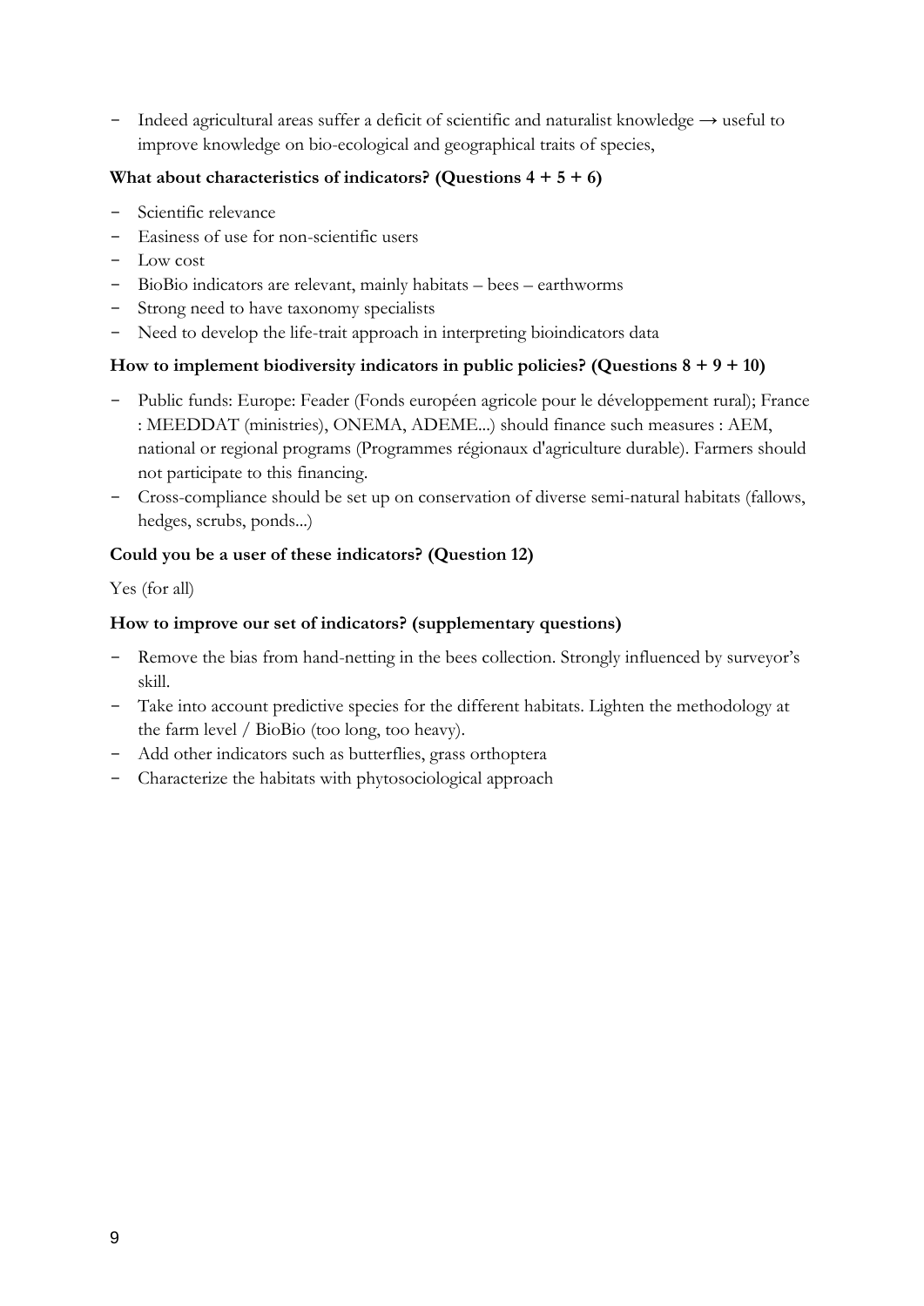- Indeed agricultural areas suffer a deficit of scientific and naturalist knowledge → useful to improve knowledge on bio-ecological and geographical traits of species,

**What about characteristics of indicators? (Questions 4 + 5 + 6)**

- Scientific relevance
- Easiness of use for non-scientific users
- Low cost
- BioBio indicators are relevant, mainly habitats – bees – earthworms
- Strong need to have taxonomy specialists
- Need to develop the life-trait approach in interpreting bioindicators data

**How to implement biodiversity indicators in public policies? (Questions 8 + 9 + 10)**

- Public funds: Europe: Feader (Fonds européen agricole pour le développement rural); France : MEEDDAT (ministries), ONEMA, ADEME...) should finance such measures : AEM, national or regional programs (Programmes régionaux d'agriculture durable). Farmers should not participate to this financing.
- Cross-compliance should be set up on conservation of diverse semi-natural habitats (fallows, hedges, scrubs, ponds...)

**Could you be a user of these indicators? (Question 12)**

Yes (for all)

**How to improve our set of indicators? (supplementary questions)**

- Remove the bias from hand-netting in the bees collection. Strongly influenced by surveyor's skill.
- Take into account predictive species for the different habitats. Lighten the methodology at the farm level / BioBio (too long, too heavy).
- Add other indicators such as butterflies, grass orthoptera
- Characterize the habitats with phytosociological approach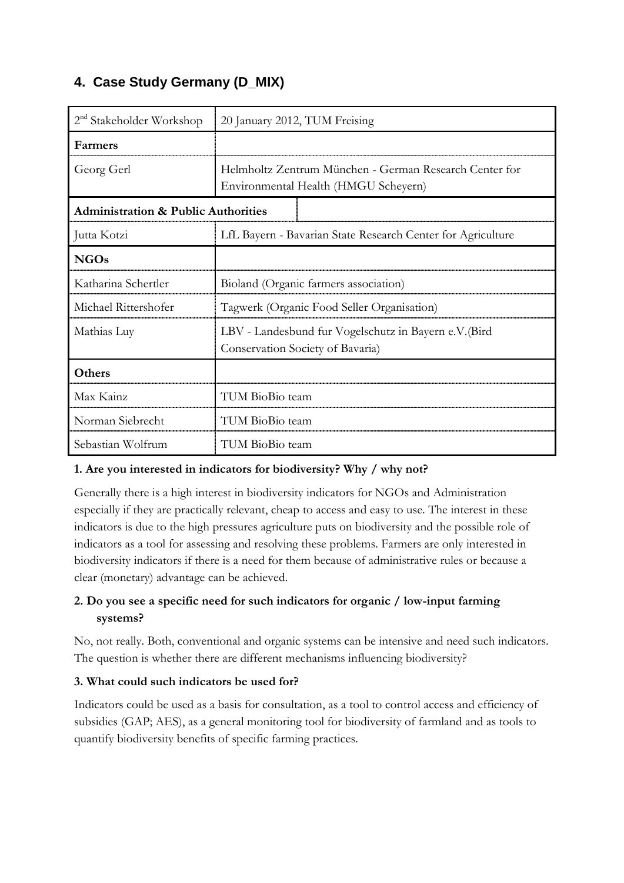## 4. Case Study Germany (D_MIX)

| 2[nd] Stakeholder Workshop | 20 January 2012, TUM Freising |
|---|---|
| **Farmers** | |
| Georg Gerl | Helmholtz Zentrum München - German Research Center for Environmental Health (HMGU Scheyern) |
| **Administration & Public Authorities** | |
| Jutta Kotzi | LfL Bayern - Bavarian State Research Center for Agriculture |
| **NGOs** | |
| Katharina Schertler | Bioland (Organic farmers association) |
| Michael Rittershofer | Tagwerk (Organic Food Seller Organisation) |
| Mathias Luy | LBV - Landesbund fur Vogelschutz in Bayern e.V.(Bird Conservation Society of Bavaria) |
| **Others** | |
| Max Kainz | TUM BioBio team |
| Norman Siebrecht | TUM BioBio team |
| Sebastian Wolfrum | TUM BioBio team |

**1. Are you interested in indicators for biodiversity? Why / why not?**

Generally there is a high interest in biodiversity indicators for NGOs and Administration especially if they are practically relevant, cheap to access and easy to use. The interest in these indicators is due to the high pressures agriculture puts on biodiversity and the possible role of indicators as a tool for assessing and resolving these problems. Farmers are only interested in biodiversity indicators if there is a need for them because of administrative rules or because a clear (monetary) advantage can be achieved.

**2. Do you see a specific need for such indicators for organic / low-input farming systems?**

No, not really. Both, conventional and organic systems can be intensive and need such indicators. The question is whether there are different mechanisms influencing biodiversity?

**3. What could such indicators be used for?**

Indicators could be used as a basis for consultation, as a tool to control access and efficiency of subsidies (GAP; AES), as a general monitoring tool for biodiversity of farmland and as tools to quantify biodiversity benefits of specific farming practices.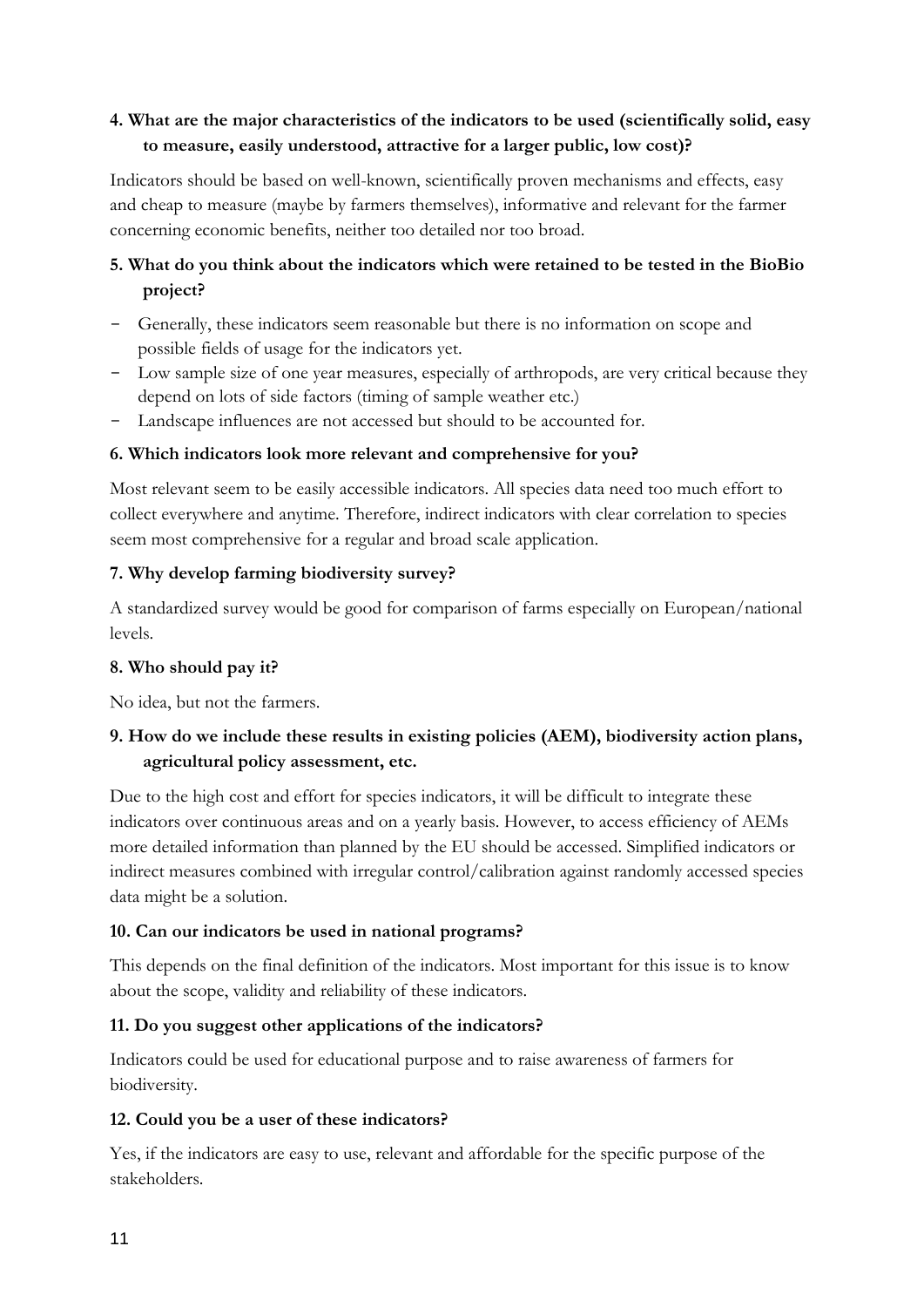**4. What are the major characteristics of the indicators to be used (scientifically solid, easy to measure, easily understood, attractive for a larger public, low cost)?**

Indicators should be based on well-known, scientifically proven mechanisms and effects, easy and cheap to measure (maybe by farmers themselves), informative and relevant for the farmer concerning economic benefits, neither too detailed nor too broad.

**5. What do you think about the indicators which were retained to be tested in the BioBio project?**

- Generally, these indicators seem reasonable but there is no information on scope and possible fields of usage for the indicators yet.
- Low sample size of one year measures, especially of arthropods, are very critical because they depend on lots of side factors (timing of sample weather etc.)
- Landscape influences are not accessed but should to be accounted for.

**6. Which indicators look more relevant and comprehensive for you?**

Most relevant seem to be easily accessible indicators. All species data need too much effort to collect everywhere and anytime. Therefore, indirect indicators with clear correlation to species seem most comprehensive for a regular and broad scale application.

**7. Why develop farming biodiversity survey?**

A standardized survey would be good for comparison of farms especially on European/national levels.

**8. Who should pay it?**

No idea, but not the farmers.

**9. How do we include these results in existing policies (AEM), biodiversity action plans, agricultural policy assessment, etc.**

Due to the high cost and effort for species indicators, it will be difficult to integrate these indicators over continuous areas and on a yearly basis. However, to access efficiency of AEMs more detailed information than planned by the EU should be accessed. Simplified indicators or indirect measures combined with irregular control/calibration against randomly accessed species data might be a solution.

**10. Can our indicators be used in national programs?**

This depends on the final definition of the indicators. Most important for this issue is to know about the scope, validity and reliability of these indicators.

**11. Do you suggest other applications of the indicators?**

Indicators could be used for educational purpose and to raise awareness of farmers for biodiversity.

**12. Could you be a user of these indicators?**

Yes, if the indicators are easy to use, relevant and affordable for the specific purpose of the stakeholders.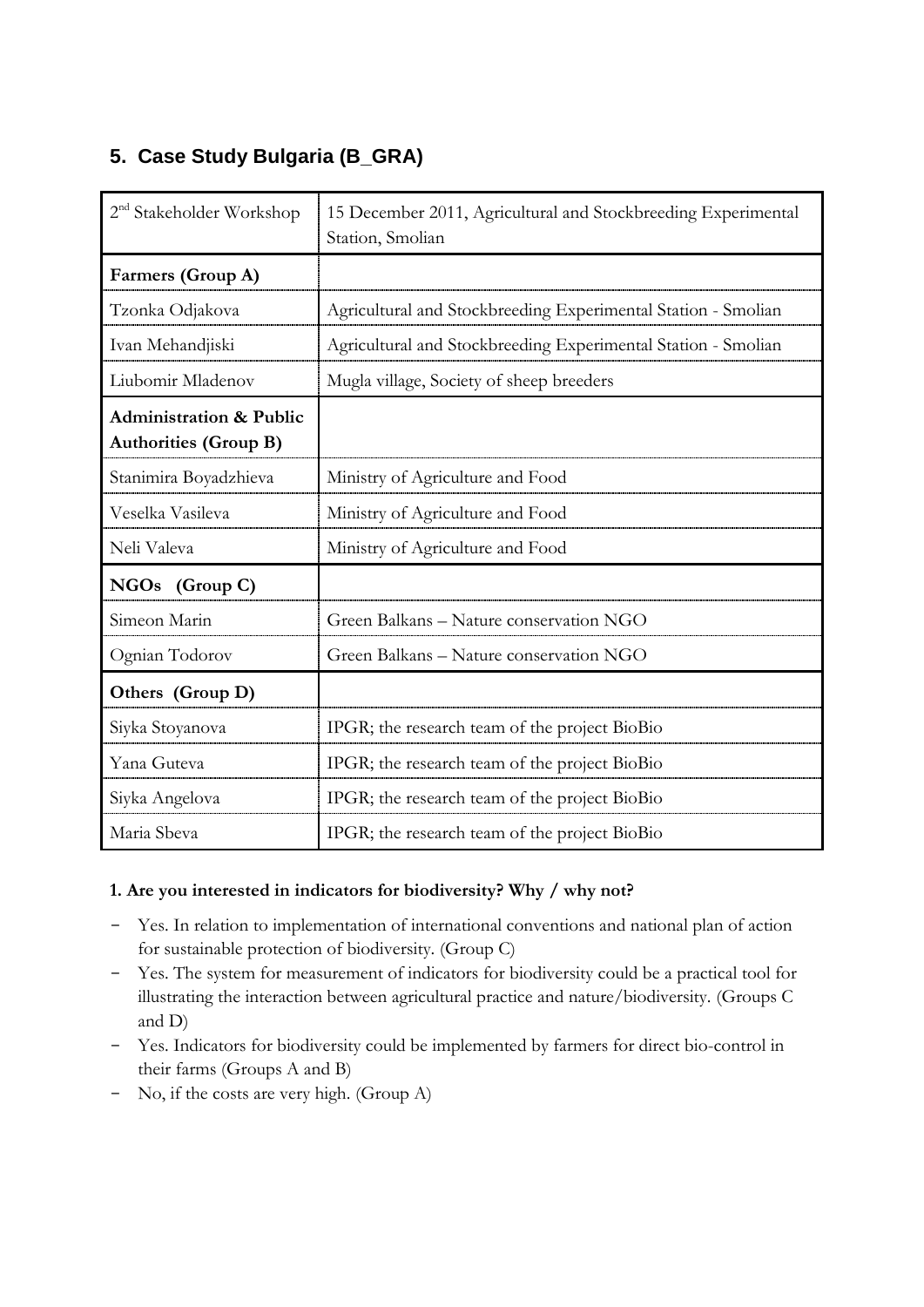## 5. Case Study Bulgaria (B_GRA)

| 2nd Stakeholder Workshop | 15 December 2011, Agricultural and Stockbreeding Experimental Station, Smolian |
|---|---|
| **Farmers (Group A)** | |
| Tzonka Odjakova | Agricultural and Stockbreeding Experimental Station - Smolian |
| Ivan Mehandjiski | Agricultural and Stockbreeding Experimental Station - Smolian |
| Liubomir Mladenov | Mugla village, Society of sheep breeders |
| **Administration & Public Authorities (Group B)** | |
| Stanimira Boyadzhieva | Ministry of Agriculture and Food |
| Veselka Vasileva | Ministry of Agriculture and Food |
| Neli Valeva | Ministry of Agriculture and Food |
| **NGOs (Group C)** | |
| Simeon Marin | Green Balkans – Nature conservation NGO |
| Ognian Todorov | Green Balkans – Nature conservation NGO |
| **Others (Group D)** | |
| Siyka Stoyanova | IPGR; the research team of the project BioBio |
| Yana Guteva | IPGR; the research team of the project BioBio |
| Siyka Angelova | IPGR; the research team of the project BioBio |
| Maria Sbeva | IPGR; the research team of the project BioBio |

**1. Are you interested in indicators for biodiversity? Why / why not?**

- Yes. In relation to implementation of international conventions and national plan of action for sustainable protection of biodiversity. (Group C)
- Yes. The system for measurement of indicators for biodiversity could be a practical tool for illustrating the interaction between agricultural practice and nature/biodiversity. (Groups C and D)
- Yes. Indicators for biodiversity could be implemented by farmers for direct bio-control in their farms (Groups A and B)
- No, if the costs are very high. (Group A)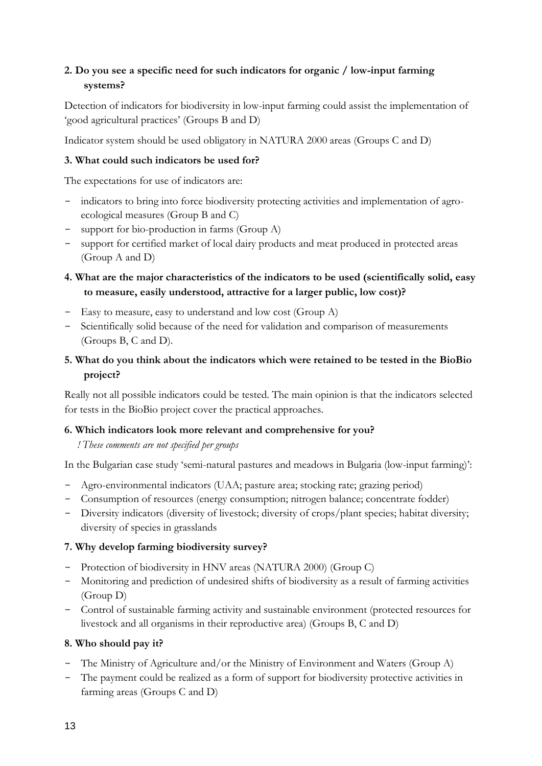**2. Do you see a specific need for such indicators for organic / low-input farming systems?**

Detection of indicators for biodiversity in low-input farming could assist the implementation of 'good agricultural practices' (Groups B and D)

Indicator system should be used obligatory in NATURA 2000 areas (Groups C and D)

**3. What could such indicators be used for?**

The expectations for use of indicators are:

- indicators to bring into force biodiversity protecting activities and implementation of agro-ecological measures (Group B and C)
- support for bio-production in farms (Group A)
- support for certified market of local dairy products and meat produced in protected areas (Group A and D)

**4. What are the major characteristics of the indicators to be used (scientifically solid, easy to measure, easily understood, attractive for a larger public, low cost)?**

- Easy to measure, easy to understand and low cost (Group A)
- Scientifically solid because of the need for validation and comparison of measurements (Groups B, C and D).

**5. What do you think about the indicators which were retained to be tested in the BioBio project?**

Really not all possible indicators could be tested. The main opinion is that the indicators selected for tests in the BioBio project cover the practical approaches.

**6. Which indicators look more relevant and comprehensive for you?**

*! These comments are not specified per groups*

In the Bulgarian case study 'semi-natural pastures and meadows in Bulgaria (low-input farming)':

- Agro-environmental indicators (UAA; pasture area; stocking rate; grazing period)
- Consumption of resources (energy consumption; nitrogen balance; concentrate fodder)
- Diversity indicators (diversity of livestock; diversity of crops/plant species; habitat diversity; diversity of species in grasslands

**7. Why develop farming biodiversity survey?**

- Protection of biodiversity in HNV areas (NATURA 2000) (Group C)
- Monitoring and prediction of undesired shifts of biodiversity as a result of farming activities (Group D)
- Control of sustainable farming activity and sustainable environment (protected resources for livestock and all organisms in their reproductive area) (Groups B, C and D)

**8. Who should pay it?**

- The Ministry of Agriculture and/or the Ministry of Environment and Waters (Group A)
- The payment could be realized as a form of support for biodiversity protective activities in farming areas (Groups C and D)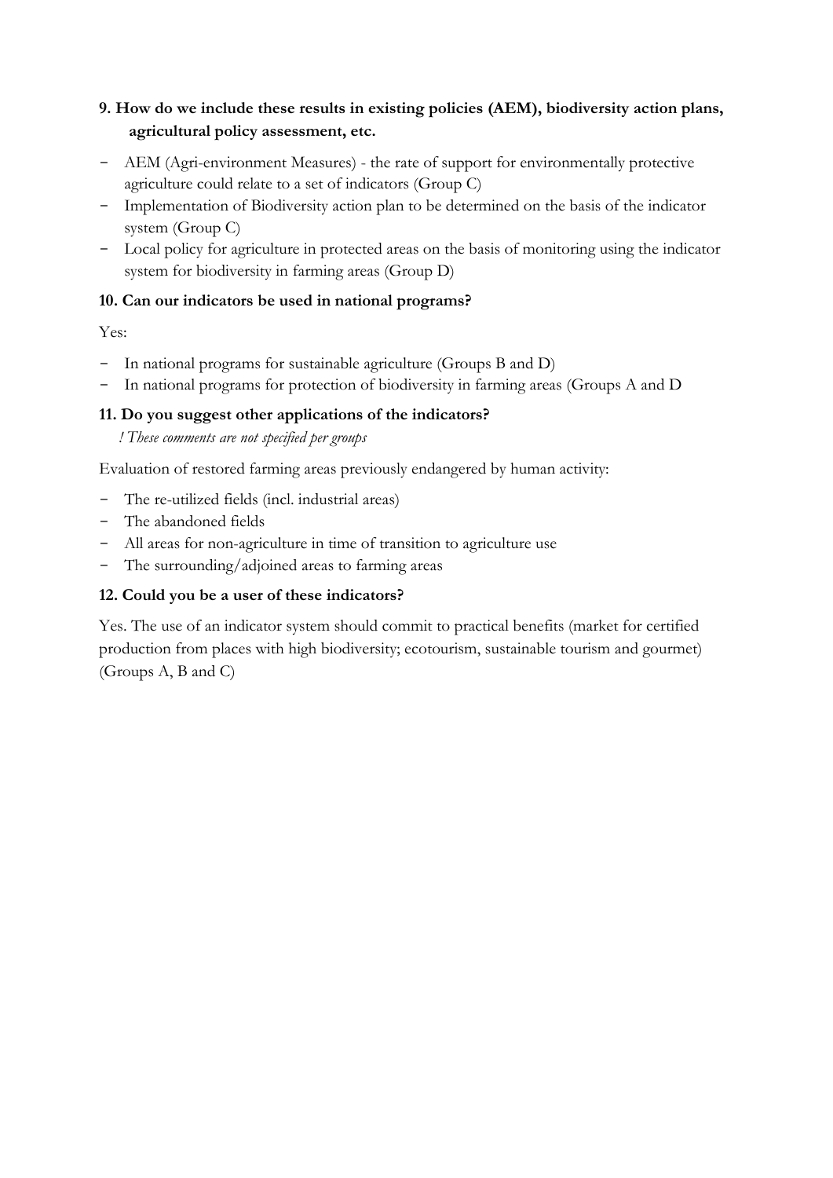### 9. How do we include these results in existing policies (AEM), biodiversity action plans, agricultural policy assessment, etc.

- AEM (Agri-environment Measures) - the rate of support for environmentally protective agriculture could relate to a set of indicators (Group C)
- Implementation of Biodiversity action plan to be determined on the basis of the indicator system (Group C)
- Local policy for agriculture in protected areas on the basis of monitoring using the indicator system for biodiversity in farming areas (Group D)

### 10. Can our indicators be used in national programs?

Yes:

- In national programs for sustainable agriculture (Groups B and D)
- In national programs for protection of biodiversity in farming areas (Groups A and D

### 11. Do you suggest other applications of the indicators?

*! These comments are not specified per groups*

Evaluation of restored farming areas previously endangered by human activity:

- The re-utilized fields (incl. industrial areas)
- The abandoned fields
- All areas for non-agriculture in time of transition to agriculture use
- The surrounding/adjoined areas to farming areas

### 12. Could you be a user of these indicators?

Yes. The use of an indicator system should commit to practical benefits (market for certified production from places with high biodiversity; ecotourism, sustainable tourism and gourmet) (Groups A, B and C)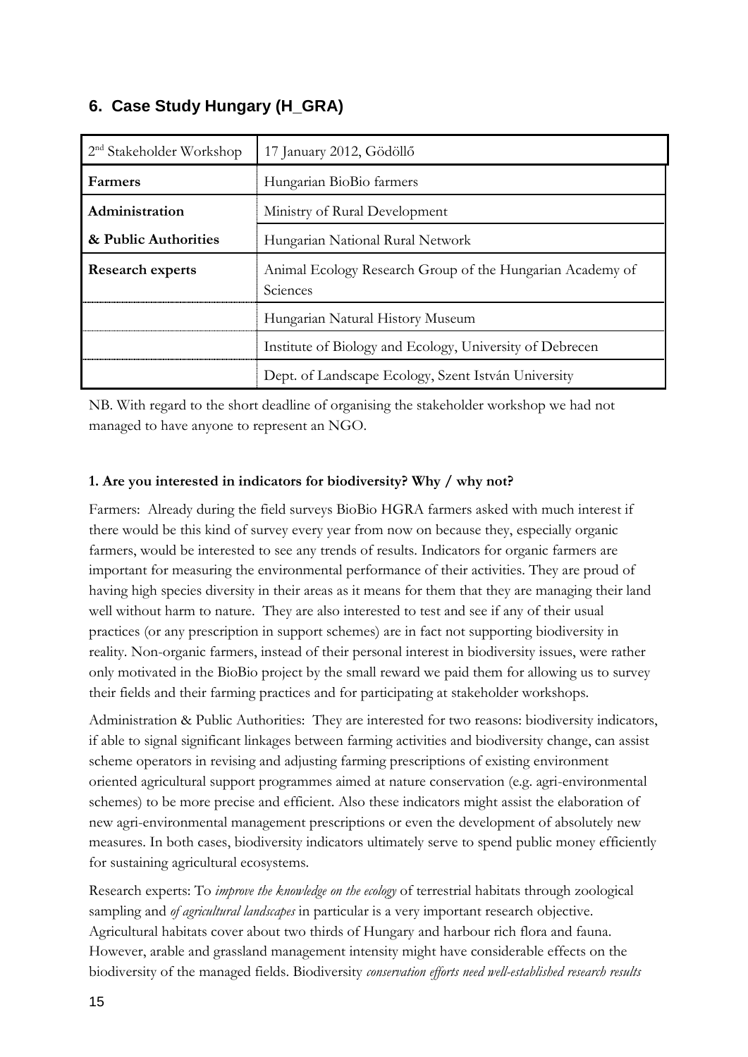## 6. Case Study Hungary (H_GRA)

| 2nd Stakeholder Workshop | 17 January 2012, Gödöllő |
|---|---|
| **Farmers** | Hungarian BioBio farmers |
| **Administration & Public Authorities** | Ministry of Rural Development |
| | Hungarian National Rural Network |
| **Research experts** | Animal Ecology Research Group of the Hungarian Academy of Sciences |
| | Hungarian Natural History Museum |
| | Institute of Biology and Ecology, University of Debrecen |
| | Dept. of Landscape Ecology, Szent István University |

NB. With regard to the short deadline of organising the stakeholder workshop we had not managed to have anyone to represent an NGO.

**1. Are you interested in indicators for biodiversity? Why / why not?**

Farmers: Already during the field surveys BioBio HGRA farmers asked with much interest if there would be this kind of survey every year from now on because they, especially organic farmers, would be interested to see any trends of results. Indicators for organic farmers are important for measuring the environmental performance of their activities. They are proud of having high species diversity in their areas as it means for them that they are managing their land well without harm to nature. They are also interested to test and see if any of their usual practices (or any prescription in support schemes) are in fact not supporting biodiversity in reality. Non-organic farmers, instead of their personal interest in biodiversity issues, were rather only motivated in the BioBio project by the small reward we paid them for allowing us to survey their fields and their farming practices and for participating at stakeholder workshops.

Administration & Public Authorities: They are interested for two reasons: biodiversity indicators, if able to signal significant linkages between farming activities and biodiversity change, can assist scheme operators in revising and adjusting farming prescriptions of existing environment oriented agricultural support programmes aimed at nature conservation (e.g. agri-environmental schemes) to be more precise and efficient. Also these indicators might assist the elaboration of new agri-environmental management prescriptions or even the development of absolutely new measures. In both cases, biodiversity indicators ultimately serve to spend public money efficiently for sustaining agricultural ecosystems.

Research experts: To *improve the knowledge on the ecology* of terrestrial habitats through zoological sampling and *of agricultural landscapes* in particular is a very important research objective. Agricultural habitats cover about two thirds of Hungary and harbour rich flora and fauna. However, arable and grassland management intensity might have considerable effects on the biodiversity of the managed fields. Biodiversity *conservation efforts need well-established research results*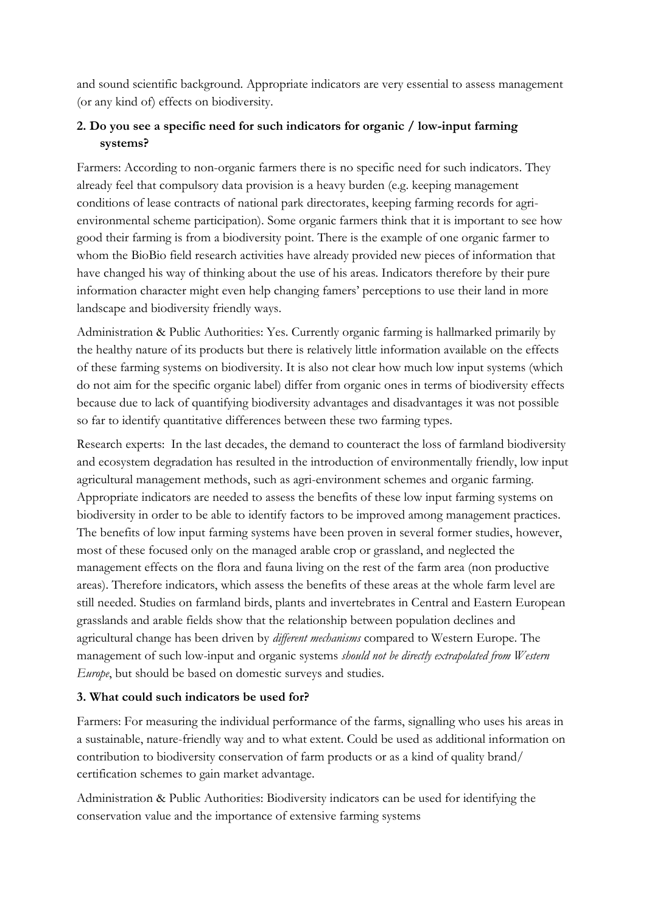and sound scientific background. Appropriate indicators are very essential to assess management (or any kind of) effects on biodiversity.

**2. Do you see a specific need for such indicators for organic / low-input farming systems?**

Farmers: According to non-organic farmers there is no specific need for such indicators. They already feel that compulsory data provision is a heavy burden (e.g. keeping management conditions of lease contracts of national park directorates, keeping farming records for agri-environmental scheme participation). Some organic farmers think that it is important to see how good their farming is from a biodiversity point. There is the example of one organic farmer to whom the BioBio field research activities have already provided new pieces of information that have changed his way of thinking about the use of his areas. Indicators therefore by their pure information character might even help changing famers' perceptions to use their land in more landscape and biodiversity friendly ways.

Administration & Public Authorities: Yes. Currently organic farming is hallmarked primarily by the healthy nature of its products but there is relatively little information available on the effects of these farming systems on biodiversity. It is also not clear how much low input systems (which do not aim for the specific organic label) differ from organic ones in terms of biodiversity effects because due to lack of quantifying biodiversity advantages and disadvantages it was not possible so far to identify quantitative differences between these two farming types.

Research experts: In the last decades, the demand to counteract the loss of farmland biodiversity and ecosystem degradation has resulted in the introduction of environmentally friendly, low input agricultural management methods, such as agri-environment schemes and organic farming. Appropriate indicators are needed to assess the benefits of these low input farming systems on biodiversity in order to be able to identify factors to be improved among management practices. The benefits of low input farming systems have been proven in several former studies, however, most of these focused only on the managed arable crop or grassland, and neglected the management effects on the flora and fauna living on the rest of the farm area (non productive areas). Therefore indicators, which assess the benefits of these areas at the whole farm level are still needed. Studies on farmland birds, plants and invertebrates in Central and Eastern European grasslands and arable fields show that the relationship between population declines and agricultural change has been driven by *different mechanisms* compared to Western Europe. The management of such low-input and organic systems *should not be directly extrapolated from Western Europe*, but should be based on domestic surveys and studies.

**3. What could such indicators be used for?**

Farmers: For measuring the individual performance of the farms, signalling who uses his areas in a sustainable, nature-friendly way and to what extent. Could be used as additional information on contribution to biodiversity conservation of farm products or as a kind of quality brand/ certification schemes to gain market advantage.

Administration & Public Authorities: Biodiversity indicators can be used for identifying the conservation value and the importance of extensive farming systems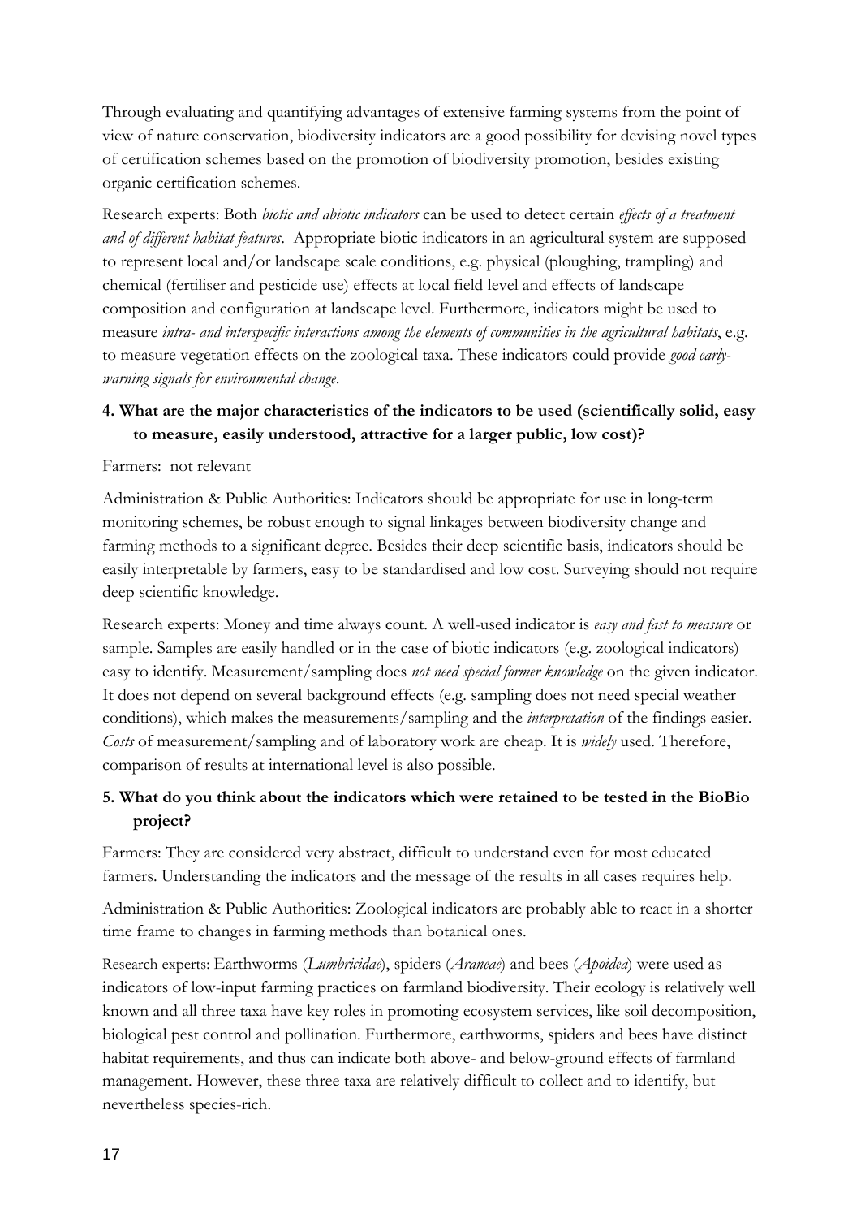Through evaluating and quantifying advantages of extensive farming systems from the point of view of nature conservation, biodiversity indicators are a good possibility for devising novel types of certification schemes based on the promotion of biodiversity promotion, besides existing organic certification schemes.

Research experts: Both *biotic and abiotic indicators* can be used to detect certain *effects of a treatment and of different habitat features*. Appropriate biotic indicators in an agricultural system are supposed to represent local and/or landscape scale conditions, e.g. physical (ploughing, trampling) and chemical (fertiliser and pesticide use) effects at local field level and effects of landscape composition and configuration at landscape level. Furthermore, indicators might be used to measure *intra- and interspecific interactions among the elements of communities in the agricultural habitats*, e.g. to measure vegetation effects on the zoological taxa. These indicators could provide *good early-warning signals for environmental change*.

**4. What are the major characteristics of the indicators to be used (scientifically solid, easy to measure, easily understood, attractive for a larger public, low cost)?**

Farmers: not relevant

Administration & Public Authorities: Indicators should be appropriate for use in long-term monitoring schemes, be robust enough to signal linkages between biodiversity change and farming methods to a significant degree. Besides their deep scientific basis, indicators should be easily interpretable by farmers, easy to be standardised and low cost. Surveying should not require deep scientific knowledge.

Research experts: Money and time always count. A well-used indicator is *easy and fast to measure* or sample. Samples are easily handled or in the case of biotic indicators (e.g. zoological indicators) easy to identify. Measurement/sampling does *not need special former knowledge* on the given indicator. It does not depend on several background effects (e.g. sampling does not need special weather conditions), which makes the measurements/sampling and the *interpretation* of the findings easier. *Costs* of measurement/sampling and of laboratory work are cheap. It is *widely* used. Therefore, comparison of results at international level is also possible.

**5. What do you think about the indicators which were retained to be tested in the BioBio project?**

Farmers: They are considered very abstract, difficult to understand even for most educated farmers. Understanding the indicators and the message of the results in all cases requires help.

Administration & Public Authorities: Zoological indicators are probably able to react in a shorter time frame to changes in farming methods than botanical ones.

Research experts: Earthworms (*Lumbricidae*), spiders (*Araneae*) and bees (*Apoidea*) were used as indicators of low-input farming practices on farmland biodiversity. Their ecology is relatively well known and all three taxa have key roles in promoting ecosystem services, like soil decomposition, biological pest control and pollination. Furthermore, earthworms, spiders and bees have distinct habitat requirements, and thus can indicate both above- and below-ground effects of farmland management. However, these three taxa are relatively difficult to collect and to identify, but nevertheless species-rich.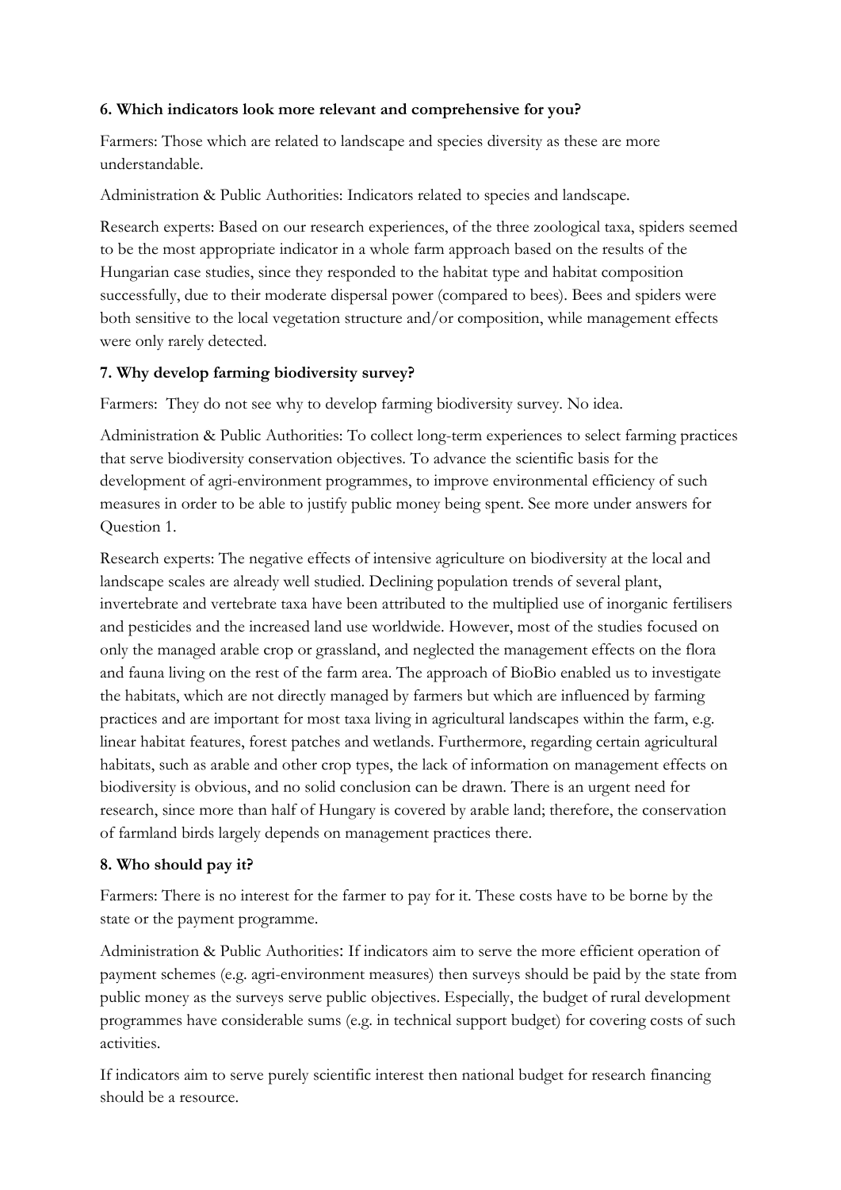**6. Which indicators look more relevant and comprehensive for you?**

Farmers: Those which are related to landscape and species diversity as these are more understandable.

Administration & Public Authorities: Indicators related to species and landscape.

Research experts: Based on our research experiences, of the three zoological taxa, spiders seemed to be the most appropriate indicator in a whole farm approach based on the results of the Hungarian case studies, since they responded to the habitat type and habitat composition successfully, due to their moderate dispersal power (compared to bees). Bees and spiders were both sensitive to the local vegetation structure and/or composition, while management effects were only rarely detected.

**7. Why develop farming biodiversity survey?**

Farmers: They do not see why to develop farming biodiversity survey. No idea.

Administration & Public Authorities: To collect long-term experiences to select farming practices that serve biodiversity conservation objectives. To advance the scientific basis for the development of agri-environment programmes, to improve environmental efficiency of such measures in order to be able to justify public money being spent. See more under answers for Question 1.

Research experts: The negative effects of intensive agriculture on biodiversity at the local and landscape scales are already well studied. Declining population trends of several plant, invertebrate and vertebrate taxa have been attributed to the multiplied use of inorganic fertilisers and pesticides and the increased land use worldwide. However, most of the studies focused on only the managed arable crop or grassland, and neglected the management effects on the flora and fauna living on the rest of the farm area. The approach of BioBio enabled us to investigate the habitats, which are not directly managed by farmers but which are influenced by farming practices and are important for most taxa living in agricultural landscapes within the farm, e.g. linear habitat features, forest patches and wetlands. Furthermore, regarding certain agricultural habitats, such as arable and other crop types, the lack of information on management effects on biodiversity is obvious, and no solid conclusion can be drawn. There is an urgent need for research, since more than half of Hungary is covered by arable land; therefore, the conservation of farmland birds largely depends on management practices there.

**8. Who should pay it?**

Farmers: There is no interest for the farmer to pay for it. These costs have to be borne by the state or the payment programme.

Administration & Public Authorities: If indicators aim to serve the more efficient operation of payment schemes (e.g. agri-environment measures) then surveys should be paid by the state from public money as the surveys serve public objectives. Especially, the budget of rural development programmes have considerable sums (e.g. in technical support budget) for covering costs of such activities.

If indicators aim to serve purely scientific interest then national budget for research financing should be a resource.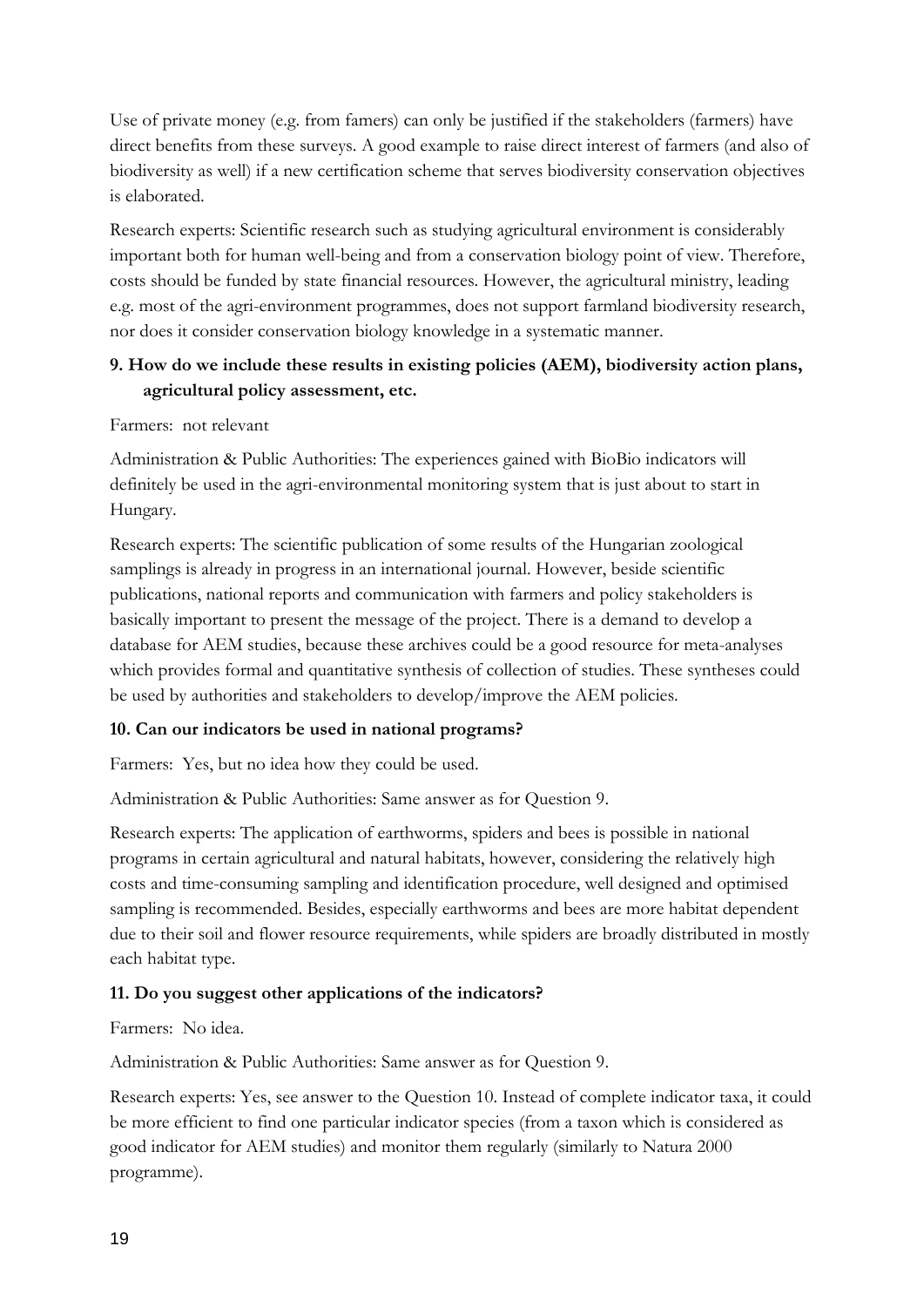Use of private money (e.g. from famers) can only be justified if the stakeholders (farmers) have direct benefits from these surveys. A good example to raise direct interest of farmers (and also of biodiversity as well) if a new certification scheme that serves biodiversity conservation objectives is elaborated.

Research experts: Scientific research such as studying agricultural environment is considerably important both for human well-being and from a conservation biology point of view. Therefore, costs should be funded by state financial resources. However, the agricultural ministry, leading e.g. most of the agri-environment programmes, does not support farmland biodiversity research, nor does it consider conservation biology knowledge in a systematic manner.

**9. How do we include these results in existing policies (AEM), biodiversity action plans, agricultural policy assessment, etc.**

Farmers: not relevant

Administration & Public Authorities: The experiences gained with BioBio indicators will definitely be used in the agri-environmental monitoring system that is just about to start in Hungary.

Research experts: The scientific publication of some results of the Hungarian zoological samplings is already in progress in an international journal. However, beside scientific publications, national reports and communication with farmers and policy stakeholders is basically important to present the message of the project. There is a demand to develop a database for AEM studies, because these archives could be a good resource for meta-analyses which provides formal and quantitative synthesis of collection of studies. These syntheses could be used by authorities and stakeholders to develop/improve the AEM policies.

**10. Can our indicators be used in national programs?**

Farmers: Yes, but no idea how they could be used.

Administration & Public Authorities: Same answer as for Question 9.

Research experts: The application of earthworms, spiders and bees is possible in national programs in certain agricultural and natural habitats, however, considering the relatively high costs and time-consuming sampling and identification procedure, well designed and optimised sampling is recommended. Besides, especially earthworms and bees are more habitat dependent due to their soil and flower resource requirements, while spiders are broadly distributed in mostly each habitat type.

**11. Do you suggest other applications of the indicators?**

Farmers: No idea.

Administration & Public Authorities: Same answer as for Question 9.

Research experts: Yes, see answer to the Question 10. Instead of complete indicator taxa, it could be more efficient to find one particular indicator species (from a taxon which is considered as good indicator for AEM studies) and monitor them regularly (similarly to Natura 2000 programme).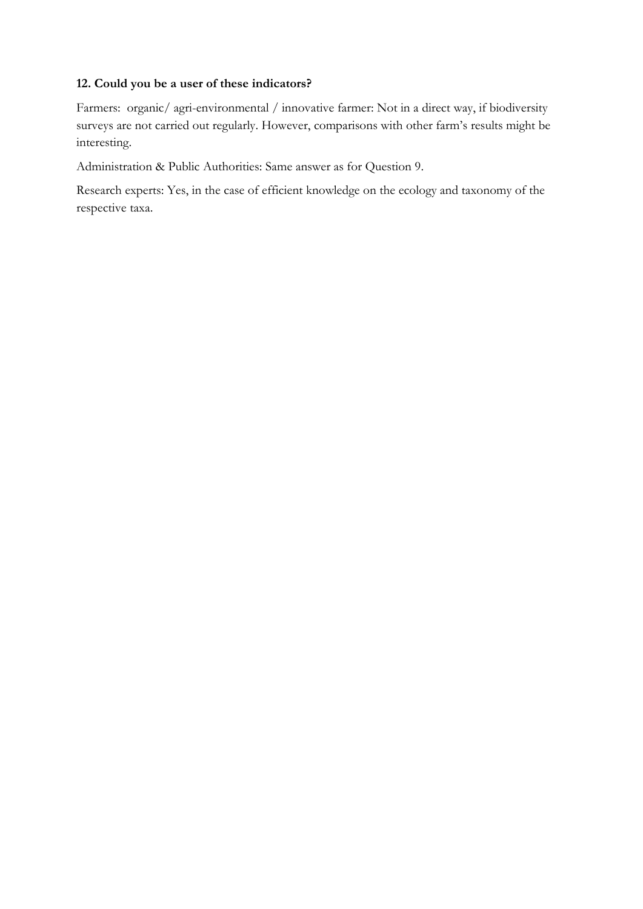**12. Could you be a user of these indicators?**

Farmers: organic/ agri-environmental / innovative farmer: Not in a direct way, if biodiversity surveys are not carried out regularly. However, comparisons with other farm's results might be interesting.

Administration & Public Authorities: Same answer as for Question 9.

Research experts: Yes, in the case of efficient knowledge on the ecology and taxonomy of the respective taxa.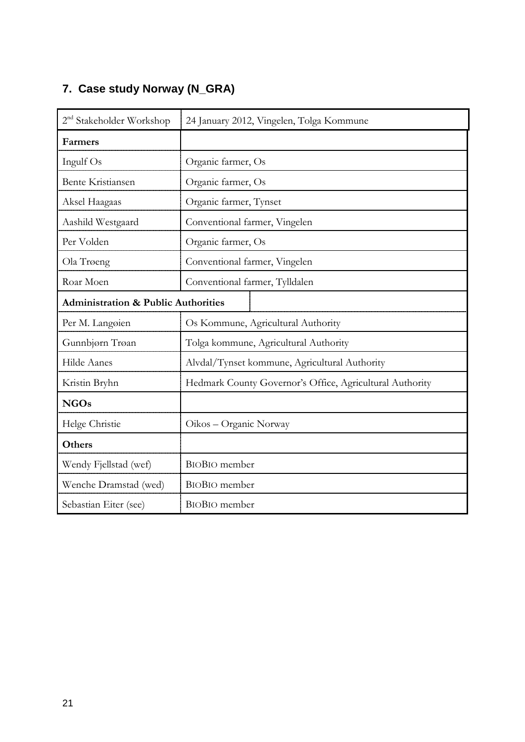## 7. Case study Norway (N_GRA)

| 2nd Stakeholder Workshop | 24 January 2012, Vingelen, Tolga Kommune |
|---|---|
| **Farmers** | |
| Ingulf Os | Organic farmer, Os |
| Bente Kristiansen | Organic farmer, Os |
| Aksel Haagaas | Organic farmer, Tynset |
| Aashild Westgaard | Conventional farmer, Vingelen |
| Per Volden | Organic farmer, Os |
| Ola Trøeng | Conventional farmer, Vingelen |
| Roar Moen | Conventional farmer, Tylldalen |
| **Administration & Public Authorities** | |
| Per M. Langøien | Os Kommune, Agricultural Authority |
| Gunnbjørn Trøan | Tolga kommune, Agricultural Authority |
| Hilde Aanes | Alvdal/Tynset kommune, Agricultural Authority |
| Kristin Bryhn | Hedmark County Governor's Office, Agricultural Authority |
| **NGOs** | |
| Helge Christie | Oikos – Organic Norway |
| **Others** | |
| Wendy Fjellstad (wef) | BIOBIO member |
| Wenche Dramstad (wed) | BIOBIO member |
| Sebastian Eiter (see) | BIOBIO member |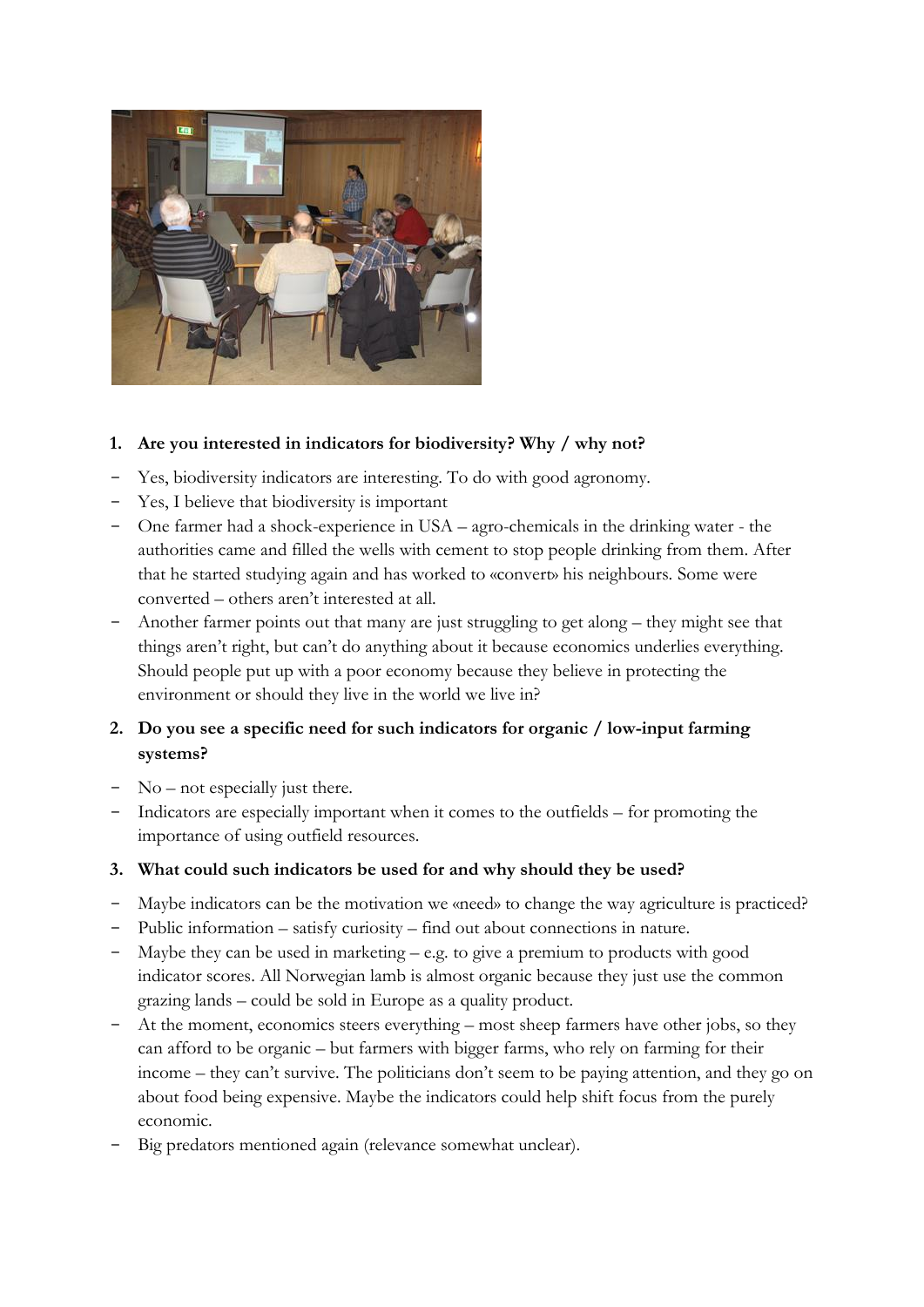1. **Are you interested in indicators for biodiversity? Why / why not?**

- Yes, biodiversity indicators are interesting. To do with good agronomy.
- Yes, I believe that biodiversity is important
- One farmer had a shock-experience in USA – agro-chemicals in the drinking water - the authorities came and filled the wells with cement to stop people drinking from them. After that he started studying again and has worked to «convert» his neighbours. Some were converted – others aren't interested at all.
- Another farmer points out that many are just struggling to get along – they might see that things aren't right, but can't do anything about it because economics underlies everything. Should people put up with a poor economy because they believe in protecting the environment or should they live in the world we live in?

2. **Do you see a specific need for such indicators for organic / low-input farming systems?**

- No – not especially just there.
- Indicators are especially important when it comes to the outfields – for promoting the importance of using outfield resources.

3. **What could such indicators be used for and why should they be used?**

- Maybe indicators can be the motivation we «need» to change the way agriculture is practiced?
- Public information – satisfy curiosity – find out about connections in nature.
- Maybe they can be used in marketing – e.g. to give a premium to products with good indicator scores. All Norwegian lamb is almost organic because they just use the common grazing lands – could be sold in Europe as a quality product.
- At the moment, economics steers everything – most sheep farmers have other jobs, so they can afford to be organic – but farmers with bigger farms, who rely on farming for their income – they can't survive. The politicians don't seem to be paying attention, and they go on about food being expensive. Maybe the indicators could help shift focus from the purely economic.
- Big predators mentioned again (relevance somewhat unclear).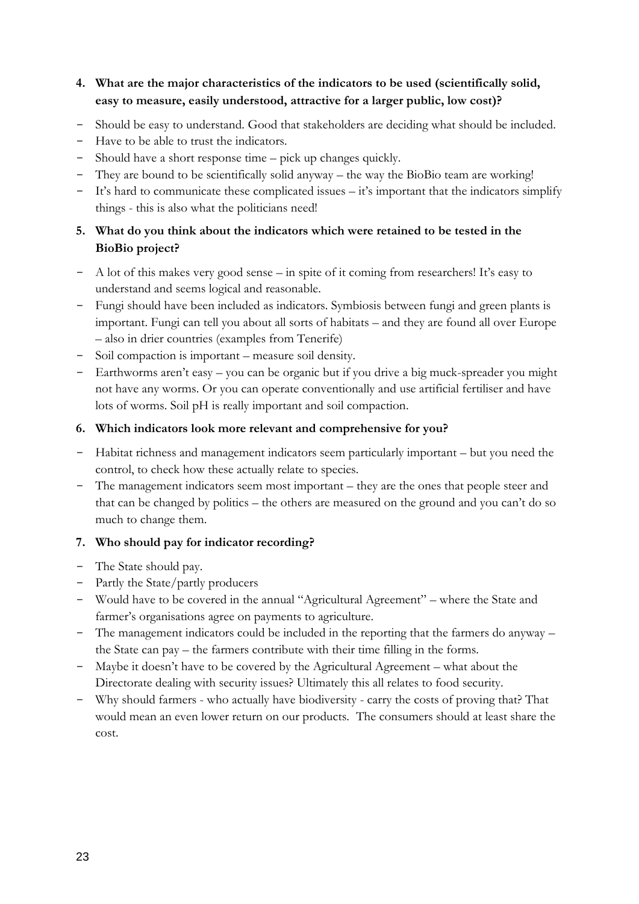**4. What are the major characteristics of the indicators to be used (scientifically solid, easy to measure, easily understood, attractive for a larger public, low cost)?**

- Should be easy to understand. Good that stakeholders are deciding what should be included.
- Have to be able to trust the indicators.
- Should have a short response time – pick up changes quickly.
- They are bound to be scientifically solid anyway – the way the BioBio team are working!
- It's hard to communicate these complicated issues – it's important that the indicators simplify things - this is also what the politicians need!

**5. What do you think about the indicators which were retained to be tested in the BioBio project?**

- A lot of this makes very good sense – in spite of it coming from researchers! It's easy to understand and seems logical and reasonable.
- Fungi should have been included as indicators. Symbiosis between fungi and green plants is important. Fungi can tell you about all sorts of habitats – and they are found all over Europe – also in drier countries (examples from Tenerife)
- Soil compaction is important – measure soil density.
- Earthworms aren't easy – you can be organic but if you drive a big muck-spreader you might not have any worms. Or you can operate conventionally and use artificial fertiliser and have lots of worms. Soil pH is really important and soil compaction.

**6. Which indicators look more relevant and comprehensive for you?**

- Habitat richness and management indicators seem particularly important – but you need the control, to check how these actually relate to species.
- The management indicators seem most important – they are the ones that people steer and that can be changed by politics – the others are measured on the ground and you can't do so much to change them.

**7. Who should pay for indicator recording?**

- The State should pay.
- Partly the State/partly producers
- Would have to be covered in the annual "Agricultural Agreement" – where the State and farmer's organisations agree on payments to agriculture.
- The management indicators could be included in the reporting that the farmers do anyway – the State can pay – the farmers contribute with their time filling in the forms.
- Maybe it doesn't have to be covered by the Agricultural Agreement – what about the Directorate dealing with security issues? Ultimately this all relates to food security.
- Why should farmers - who actually have biodiversity - carry the costs of proving that? That would mean an even lower return on our products. The consumers should at least share the cost.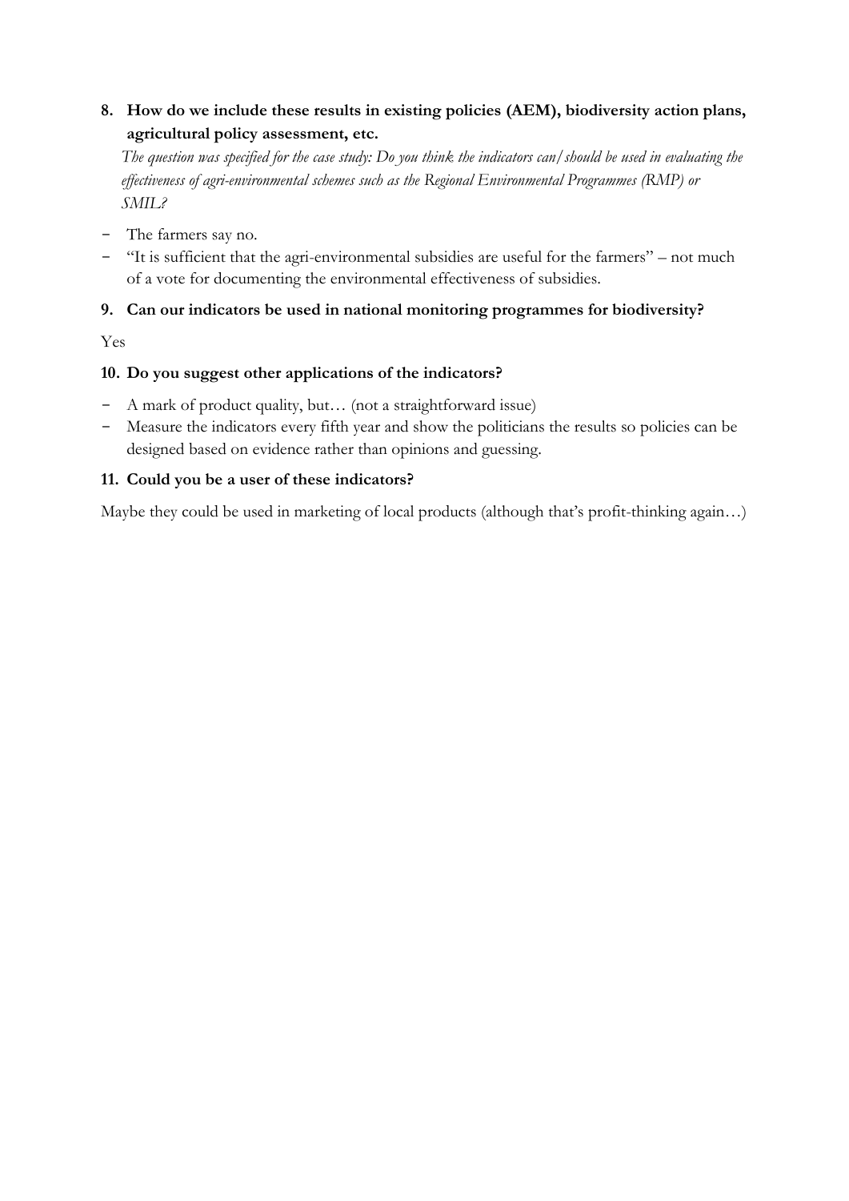8. **How do we include these results in existing policies (AEM), biodiversity action plans, agricultural policy assessment, etc.**

   *The question was specified for the case study: Do you think the indicators can/should be used in evaluating the effectiveness of agri-environmental schemes such as the Regional Environmental Programmes (RMP) or SMIL?*

- The farmers say no.
- "It is sufficient that the agri-environmental subsidies are useful for the farmers" – not much of a vote for documenting the environmental effectiveness of subsidies.

9. **Can our indicators be used in national monitoring programmes for biodiversity?**

Yes

10. **Do you suggest other applications of the indicators?**

- A mark of product quality, but… (not a straightforward issue)
- Measure the indicators every fifth year and show the politicians the results so policies can be designed based on evidence rather than opinions and guessing.

11. **Could you be a user of these indicators?**

Maybe they could be used in marketing of local products (although that's profit-thinking again…)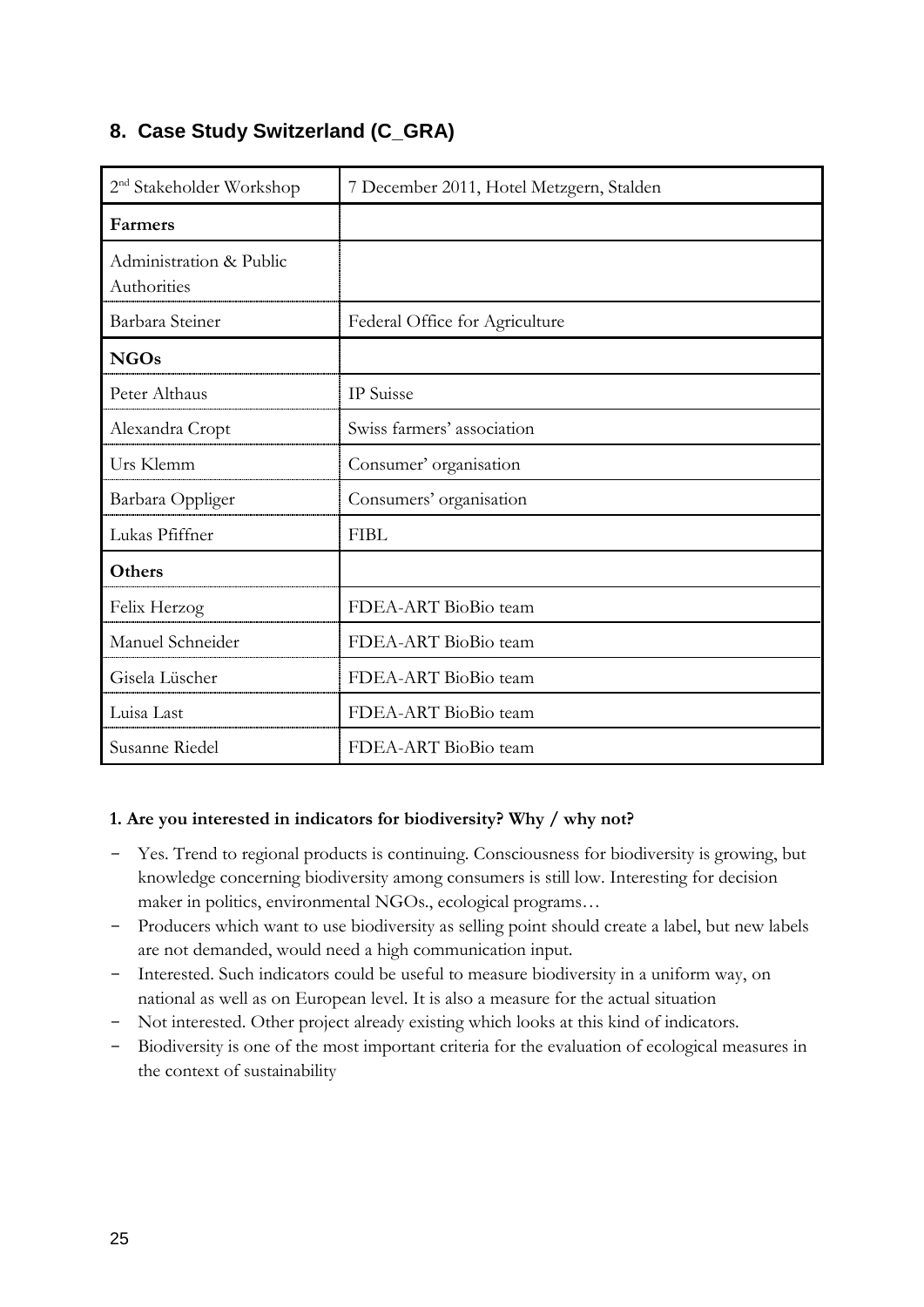## 8. Case Study Switzerland (C_GRA)

| 2nd Stakeholder Workshop | 7 December 2011, Hotel Metzgern, Stalden |
|---|---|
| **Farmers** | |
| Administration & Public Authorities | |
| Barbara Steiner | Federal Office for Agriculture |
| **NGOs** | |
| Peter Althaus | IP Suisse |
| Alexandra Cropt | Swiss farmers' association |
| Urs Klemm | Consumer' organisation |
| Barbara Oppliger | Consumers' organisation |
| Lukas Pfiffner | FIBL |
| **Others** | |
| Felix Herzog | FDEA-ART BioBio team |
| Manuel Schneider | FDEA-ART BioBio team |
| Gisela Lüscher | FDEA-ART BioBio team |
| Luisa Last | FDEA-ART BioBio team |
| Susanne Riedel | FDEA-ART BioBio team |

**1. Are you interested in indicators for biodiversity? Why / why not?**

- Yes. Trend to regional products is continuing. Consciousness for biodiversity is growing, but knowledge concerning biodiversity among consumers is still low. Interesting for decision maker in politics, environmental NGOs., ecological programs…
- Producers which want to use biodiversity as selling point should create a label, but new labels are not demanded, would need a high communication input.
- Interested. Such indicators could be useful to measure biodiversity in a uniform way, on national as well as on European level. It is also a measure for the actual situation
- Not interested. Other project already existing which looks at this kind of indicators.
- Biodiversity is one of the most important criteria for the evaluation of ecological measures in the context of sustainability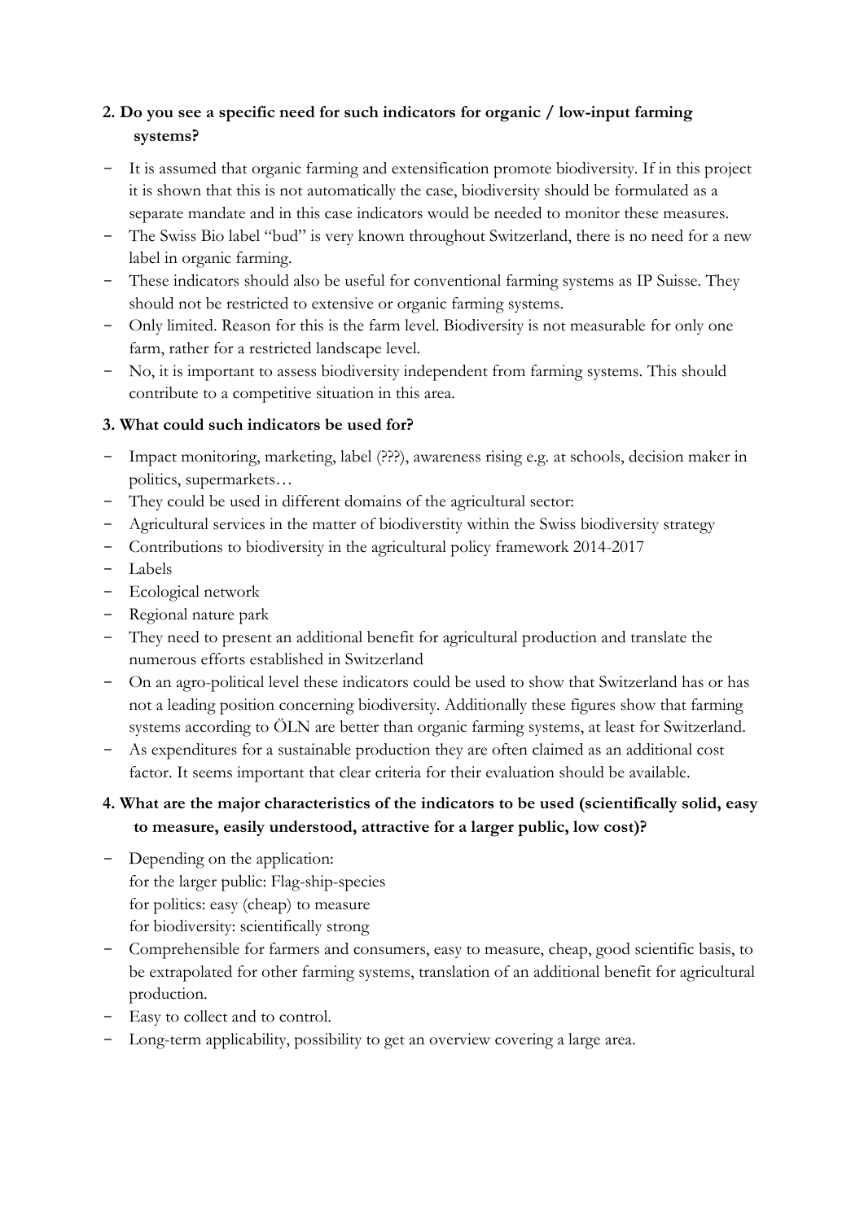**2. Do you see a specific need for such indicators for organic / low-input farming systems?**

- It is assumed that organic farming and extensification promote biodiversity. If in this project it is shown that this is not automatically the case, biodiversity should be formulated as a separate mandate and in this case indicators would be needed to monitor these measures.
- The Swiss Bio label "bud" is very known throughout Switzerland, there is no need for a new label in organic farming.
- These indicators should also be useful for conventional farming systems as IP Suisse. They should not be restricted to extensive or organic farming systems.
- Only limited. Reason for this is the farm level. Biodiversity is not measurable for only one farm, rather for a restricted landscape level.
- No, it is important to assess biodiversity independent from farming systems. This should contribute to a competitive situation in this area.

**3. What could such indicators be used for?**

- Impact monitoring, marketing, label (???), awareness rising e.g. at schools, decision maker in politics, supermarkets…
- They could be used in different domains of the agricultural sector:
- Agricultural services in the matter of biodiverstity within the Swiss biodiversity strategy
- Contributions to biodiversity in the agricultural policy framework 2014-2017
- Labels
- Ecological network
- Regional nature park
- They need to present an additional benefit for agricultural production and translate the numerous efforts established in Switzerland
- On an agro-political level these indicators could be used to show that Switzerland has or has not a leading position concerning biodiversity. Additionally these figures show that farming systems according to ÖLN are better than organic farming systems, at least for Switzerland.
- As expenditures for a sustainable production they are often claimed as an additional cost factor. It seems important that clear criteria for their evaluation should be available.

**4. What are the major characteristics of the indicators to be used (scientifically solid, easy to measure, easily understood, attractive for a larger public, low cost)?**

- Depending on the application:
  for the larger public: Flag-ship-species
  for politics: easy (cheap) to measure
  for biodiversity: scientifically strong
- Comprehensible for farmers and consumers, easy to measure, cheap, good scientific basis, to be extrapolated for other farming systems, translation of an additional benefit for agricultural production.
- Easy to collect and to control.
- Long-term applicability, possibility to get an overview covering a large area.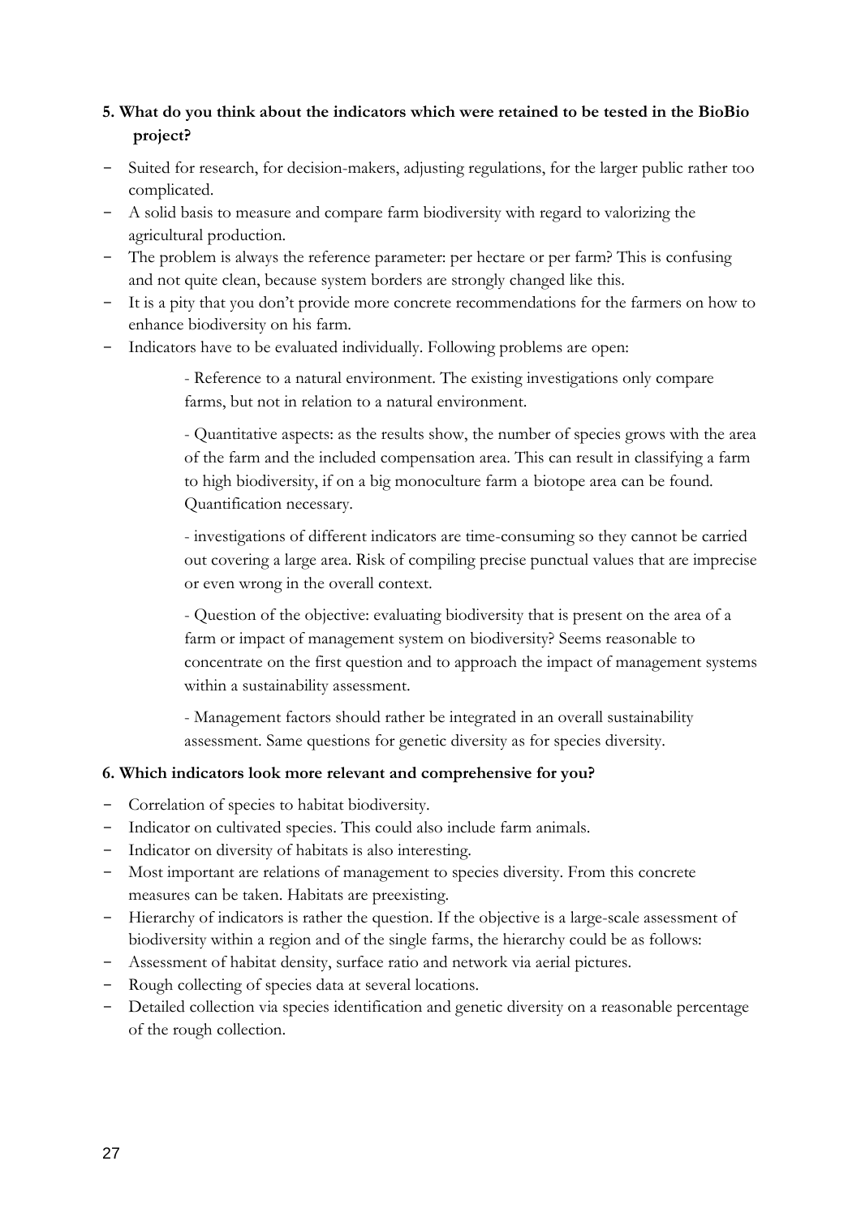**5. What do you think about the indicators which were retained to be tested in the BioBio project?**

- Suited for research, for decision-makers, adjusting regulations, for the larger public rather too complicated.
- A solid basis to measure and compare farm biodiversity with regard to valorizing the agricultural production.
- The problem is always the reference parameter: per hectare or per farm? This is confusing and not quite clean, because system borders are strongly changed like this.
- It is a pity that you don't provide more concrete recommendations for the farmers on how to enhance biodiversity on his farm.
- Indicators have to be evaluated individually. Following problems are open:

  - Reference to a natural environment. The existing investigations only compare farms, but not in relation to a natural environment.

  - Quantitative aspects: as the results show, the number of species grows with the area of the farm and the included compensation area. This can result in classifying a farm to high biodiversity, if on a big monoculture farm a biotope area can be found. Quantification necessary.

  - investigations of different indicators are time-consuming so they cannot be carried out covering a large area. Risk of compiling precise punctual values that are imprecise or even wrong in the overall context.

  - Question of the objective: evaluating biodiversity that is present on the area of a farm or impact of management system on biodiversity? Seems reasonable to concentrate on the first question and to approach the impact of management systems within a sustainability assessment.

  - Management factors should rather be integrated in an overall sustainability assessment. Same questions for genetic diversity as for species diversity.

**6. Which indicators look more relevant and comprehensive for you?**

- Correlation of species to habitat biodiversity.
- Indicator on cultivated species. This could also include farm animals.
- Indicator on diversity of habitats is also interesting.
- Most important are relations of management to species diversity. From this concrete measures can be taken. Habitats are preexisting.
- Hierarchy of indicators is rather the question. If the objective is a large-scale assessment of biodiversity within a region and of the single farms, the hierarchy could be as follows:
- Assessment of habitat density, surface ratio and network via aerial pictures.
- Rough collecting of species data at several locations.
- Detailed collection via species identification and genetic diversity on a reasonable percentage of the rough collection.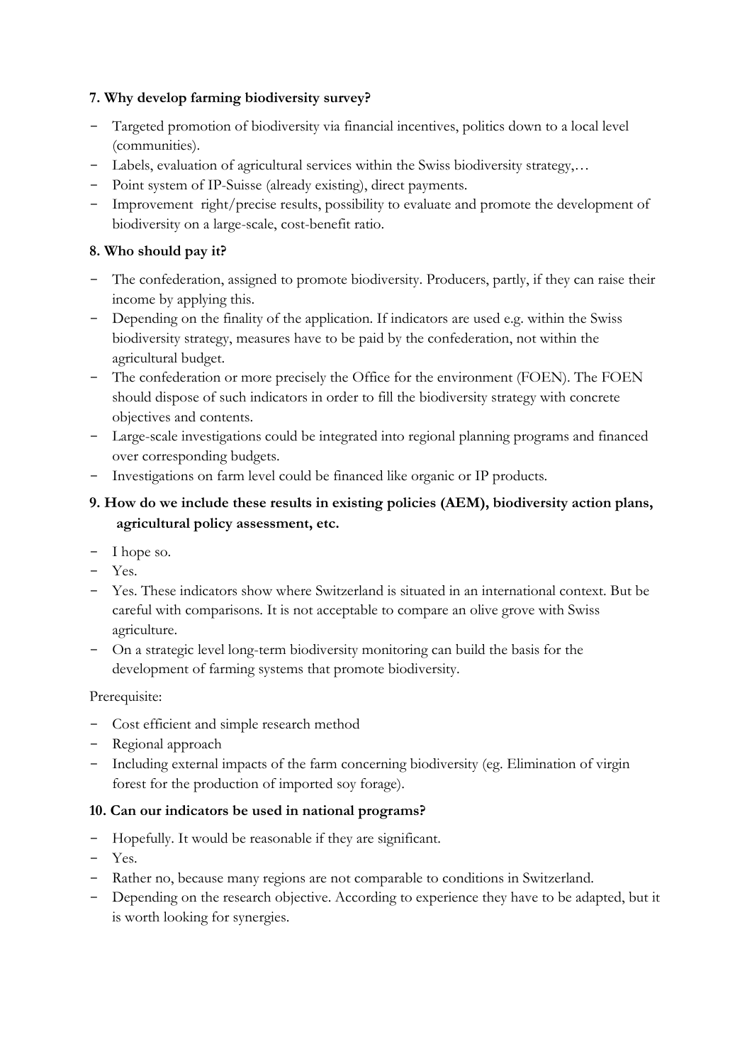**7. Why develop farming biodiversity survey?**

- Targeted promotion of biodiversity via financial incentives, politics down to a local level (communities).
- Labels, evaluation of agricultural services within the Swiss biodiversity strategy,…
- Point system of IP-Suisse (already existing), direct payments.
- Improvement right/precise results, possibility to evaluate and promote the development of biodiversity on a large-scale, cost-benefit ratio.

**8. Who should pay it?**

- The confederation, assigned to promote biodiversity. Producers, partly, if they can raise their income by applying this.
- Depending on the finality of the application. If indicators are used e.g. within the Swiss biodiversity strategy, measures have to be paid by the confederation, not within the agricultural budget.
- The confederation or more precisely the Office for the environment (FOEN). The FOEN should dispose of such indicators in order to fill the biodiversity strategy with concrete objectives and contents.
- Large-scale investigations could be integrated into regional planning programs and financed over corresponding budgets.
- Investigations on farm level could be financed like organic or IP products.

**9. How do we include these results in existing policies (AEM), biodiversity action plans, agricultural policy assessment, etc.**

- I hope so.
- Yes.
- Yes. These indicators show where Switzerland is situated in an international context. But be careful with comparisons. It is not acceptable to compare an olive grove with Swiss agriculture.
- On a strategic level long-term biodiversity monitoring can build the basis for the development of farming systems that promote biodiversity.

Prerequisite:

- Cost efficient and simple research method
- Regional approach
- Including external impacts of the farm concerning biodiversity (eg. Elimination of virgin forest for the production of imported soy forage).

**10. Can our indicators be used in national programs?**

- Hopefully. It would be reasonable if they are significant.
- Yes.
- Rather no, because many regions are not comparable to conditions in Switzerland.
- Depending on the research objective. According to experience they have to be adapted, but it is worth looking for synergies.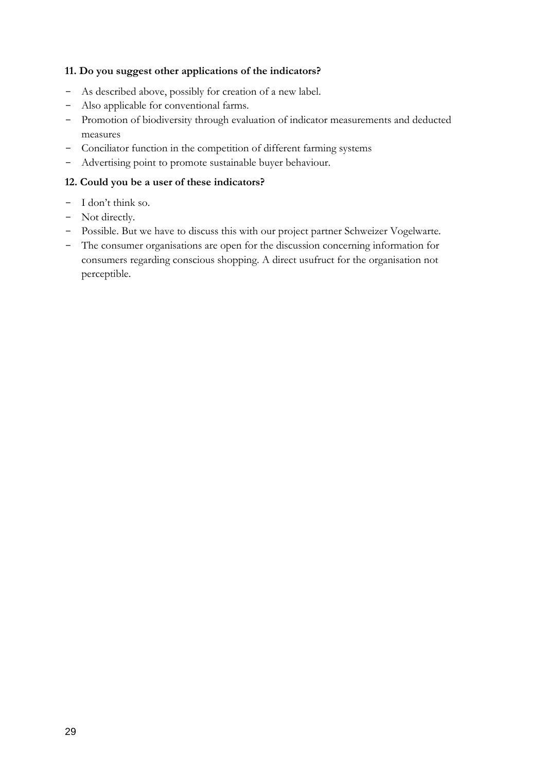**11. Do you suggest other applications of the indicators?**

- As described above, possibly for creation of a new label.
- Also applicable for conventional farms.
- Promotion of biodiversity through evaluation of indicator measurements and deducted measures
- Conciliator function in the competition of different farming systems
- Advertising point to promote sustainable buyer behaviour.

**12. Could you be a user of these indicators?**

- I don't think so.
- Not directly.
- Possible. But we have to discuss this with our project partner Schweizer Vogelwarte.
- The consumer organisations are open for the discussion concerning information for consumers regarding conscious shopping. A direct usufruct for the organisation not perceptible.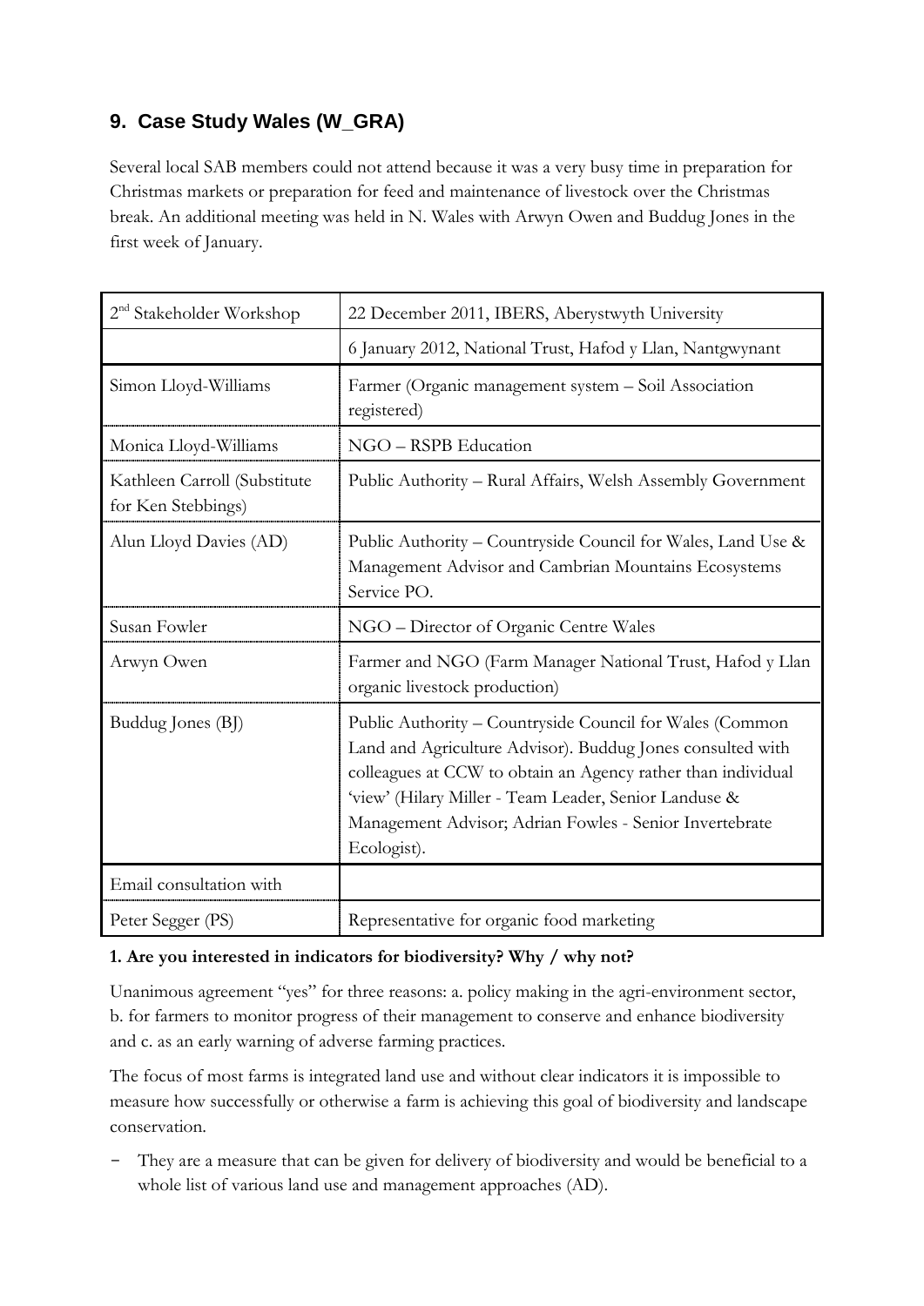## 9. Case Study Wales (W_GRA)

Several local SAB members could not attend because it was a very busy time in preparation for Christmas markets or preparation for feed and maintenance of livestock over the Christmas break. An additional meeting was held in N. Wales with Arwyn Owen and Buddug Jones in the first week of January.

| 2nd Stakeholder Workshop | 22 December 2011, IBERS, Aberystwyth University |
|---|---|
| | 6 January 2012, National Trust, Hafod y Llan, Nantgwynant |
| Simon Lloyd-Williams | Farmer (Organic management system – Soil Association registered) |
| Monica Lloyd-Williams | NGO – RSPB Education |
| Kathleen Carroll (Substitute for Ken Stebbings) | Public Authority – Rural Affairs, Welsh Assembly Government |
| Alun Lloyd Davies (AD) | Public Authority – Countryside Council for Wales, Land Use & Management Advisor and Cambrian Mountains Ecosystems Service PO. |
| Susan Fowler | NGO – Director of Organic Centre Wales |
| Arwyn Owen | Farmer and NGO (Farm Manager National Trust, Hafod y Llan organic livestock production) |
| Buddug Jones (BJ) | Public Authority – Countryside Council for Wales (Common Land and Agriculture Advisor). Buddug Jones consulted with colleagues at CCW to obtain an Agency rather than individual 'view' (Hilary Miller - Team Leader, Senior Landuse & Management Advisor; Adrian Fowles - Senior Invertebrate Ecologist). |
| Email consultation with | |
| Peter Segger (PS) | Representative for organic food marketing |

**1. Are you interested in indicators for biodiversity? Why / why not?**

Unanimous agreement "yes" for three reasons: a. policy making in the agri-environment sector, b. for farmers to monitor progress of their management to conserve and enhance biodiversity and c. as an early warning of adverse farming practices.

The focus of most farms is integrated land use and without clear indicators it is impossible to measure how successfully or otherwise a farm is achieving this goal of biodiversity and landscape conservation.

- They are a measure that can be given for delivery of biodiversity and would be beneficial to a whole list of various land use and management approaches (AD).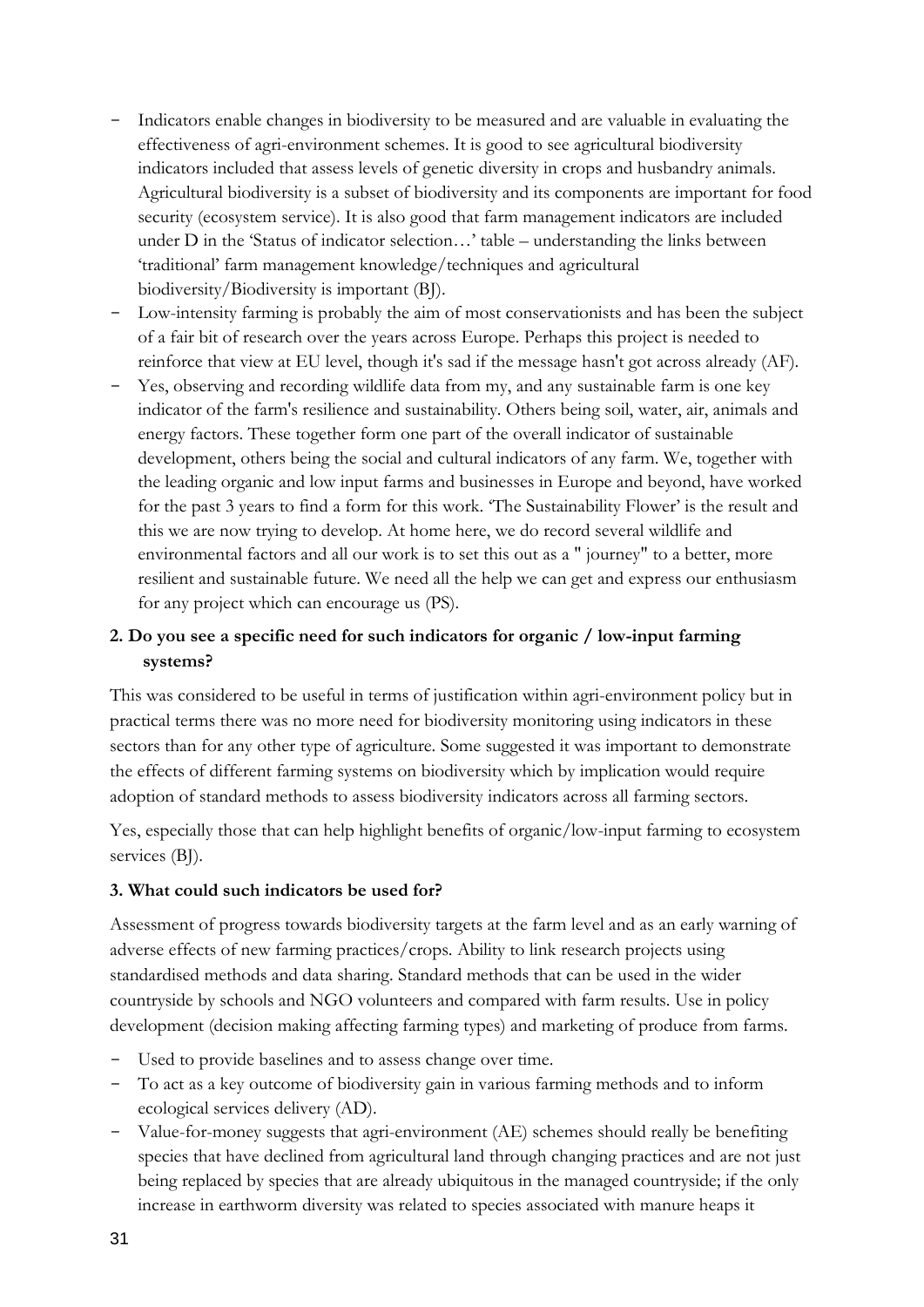- Indicators enable changes in biodiversity to be measured and are valuable in evaluating the effectiveness of agri-environment schemes. It is good to see agricultural biodiversity indicators included that assess levels of genetic diversity in crops and husbandry animals. Agricultural biodiversity is a subset of biodiversity and its components are important for food security (ecosystem service). It is also good that farm management indicators are included under D in the 'Status of indicator selection…' table – understanding the links between 'traditional' farm management knowledge/techniques and agricultural biodiversity/Biodiversity is important (BJ).
- Low-intensity farming is probably the aim of most conservationists and has been the subject of a fair bit of research over the years across Europe. Perhaps this project is needed to reinforce that view at EU level, though it's sad if the message hasn't got across already (AF).
- Yes, observing and recording wildlife data from my, and any sustainable farm is one key indicator of the farm's resilience and sustainability. Others being soil, water, air, animals and energy factors. These together form one part of the overall indicator of sustainable development, others being the social and cultural indicators of any farm. We, together with the leading organic and low input farms and businesses in Europe and beyond, have worked for the past 3 years to find a form for this work. 'The Sustainability Flower' is the result and this we are now trying to develop. At home here, we do record several wildlife and environmental factors and all our work is to set this out as a " journey" to a better, more resilient and sustainable future. We need all the help we can get and express our enthusiasm for any project which can encourage us (PS).

**2. Do you see a specific need for such indicators for organic / low-input farming systems?**

This was considered to be useful in terms of justification within agri-environment policy but in practical terms there was no more need for biodiversity monitoring using indicators in these sectors than for any other type of agriculture. Some suggested it was important to demonstrate the effects of different farming systems on biodiversity which by implication would require adoption of standard methods to assess biodiversity indicators across all farming sectors.

Yes, especially those that can help highlight benefits of organic/low-input farming to ecosystem services (BJ).

**3. What could such indicators be used for?**

Assessment of progress towards biodiversity targets at the farm level and as an early warning of adverse effects of new farming practices/crops. Ability to link research projects using standardised methods and data sharing. Standard methods that can be used in the wider countryside by schools and NGO volunteers and compared with farm results. Use in policy development (decision making affecting farming types) and marketing of produce from farms.

- Used to provide baselines and to assess change over time.
- To act as a key outcome of biodiversity gain in various farming methods and to inform ecological services delivery (AD).
- Value-for-money suggests that agri-environment (AE) schemes should really be benefiting species that have declined from agricultural land through changing practices and are not just being replaced by species that are already ubiquitous in the managed countryside; if the only increase in earthworm diversity was related to species associated with manure heaps it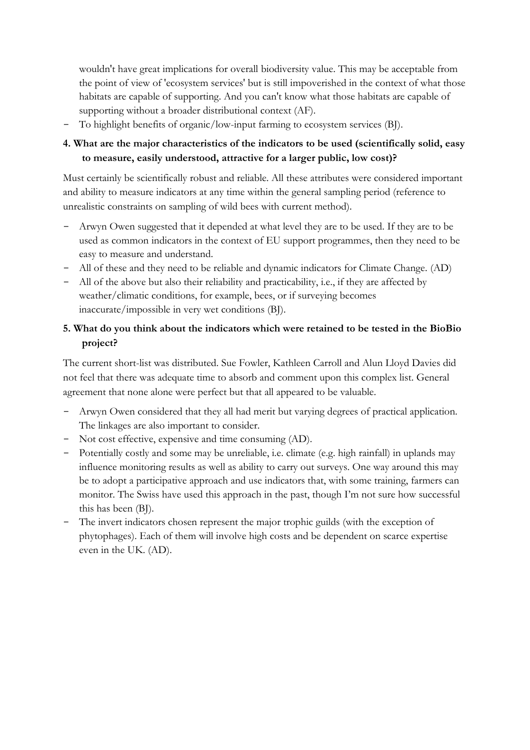wouldn't have great implications for overall biodiversity value. This may be acceptable from the point of view of 'ecosystem services' but is still impoverished in the context of what those habitats are capable of supporting. And you can't know what those habitats are capable of supporting without a broader distributional context (AF).

- To highlight benefits of organic/low-input farming to ecosystem services (BJ).

**4. What are the major characteristics of the indicators to be used (scientifically solid, easy to measure, easily understood, attractive for a larger public, low cost)?**

Must certainly be scientifically robust and reliable. All these attributes were considered important and ability to measure indicators at any time within the general sampling period (reference to unrealistic constraints on sampling of wild bees with current method).

- Arwyn Owen suggested that it depended at what level they are to be used. If they are to be used as common indicators in the context of EU support programmes, then they need to be easy to measure and understand.
- All of these and they need to be reliable and dynamic indicators for Climate Change. (AD)
- All of the above but also their reliability and practicability, i.e., if they are affected by weather/climatic conditions, for example, bees, or if surveying becomes inaccurate/impossible in very wet conditions (BJ).

**5. What do you think about the indicators which were retained to be tested in the BioBio project?**

The current short-list was distributed. Sue Fowler, Kathleen Carroll and Alun Lloyd Davies did not feel that there was adequate time to absorb and comment upon this complex list. General agreement that none alone were perfect but that all appeared to be valuable.

- Arwyn Owen considered that they all had merit but varying degrees of practical application. The linkages are also important to consider.
- Not cost effective, expensive and time consuming (AD).
- Potentially costly and some may be unreliable, i.e. climate (e.g. high rainfall) in uplands may influence monitoring results as well as ability to carry out surveys. One way around this may be to adopt a participative approach and use indicators that, with some training, farmers can monitor. The Swiss have used this approach in the past, though I'm not sure how successful this has been (BJ).
- The invert indicators chosen represent the major trophic guilds (with the exception of phytophages). Each of them will involve high costs and be dependent on scarce expertise even in the UK. (AD).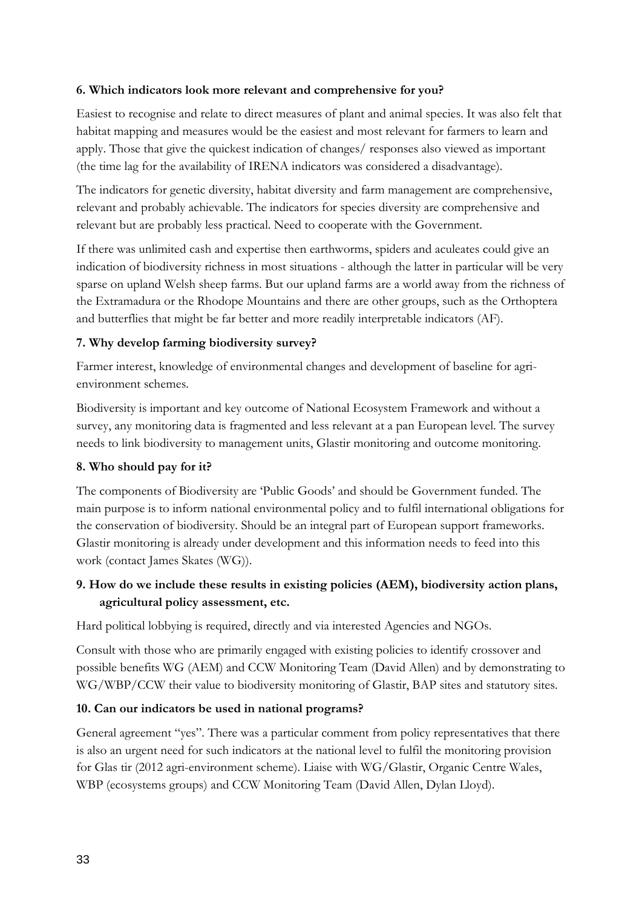**6. Which indicators look more relevant and comprehensive for you?**

Easiest to recognise and relate to direct measures of plant and animal species. It was also felt that habitat mapping and measures would be the easiest and most relevant for farmers to learn and apply. Those that give the quickest indication of changes/ responses also viewed as important (the time lag for the availability of IRENA indicators was considered a disadvantage).

The indicators for genetic diversity, habitat diversity and farm management are comprehensive, relevant and probably achievable. The indicators for species diversity are comprehensive and relevant but are probably less practical. Need to cooperate with the Government.

If there was unlimited cash and expertise then earthworms, spiders and aculeates could give an indication of biodiversity richness in most situations - although the latter in particular will be very sparse on upland Welsh sheep farms. But our upland farms are a world away from the richness of the Extramadura or the Rhodope Mountains and there are other groups, such as the Orthoptera and butterflies that might be far better and more readily interpretable indicators (AF).

**7. Why develop farming biodiversity survey?**

Farmer interest, knowledge of environmental changes and development of baseline for agri-environment schemes.

Biodiversity is important and key outcome of National Ecosystem Framework and without a survey, any monitoring data is fragmented and less relevant at a pan European level. The survey needs to link biodiversity to management units, Glastir monitoring and outcome monitoring.

**8. Who should pay for it?**

The components of Biodiversity are 'Public Goods' and should be Government funded. The main purpose is to inform national environmental policy and to fulfil international obligations for the conservation of biodiversity. Should be an integral part of European support frameworks. Glastir monitoring is already under development and this information needs to feed into this work (contact James Skates (WG)).

**9. How do we include these results in existing policies (AEM), biodiversity action plans, agricultural policy assessment, etc.**

Hard political lobbying is required, directly and via interested Agencies and NGOs.

Consult with those who are primarily engaged with existing policies to identify crossover and possible benefits WG (AEM) and CCW Monitoring Team (David Allen) and by demonstrating to WG/WBP/CCW their value to biodiversity monitoring of Glastir, BAP sites and statutory sites.

**10. Can our indicators be used in national programs?**

General agreement "yes". There was a particular comment from policy representatives that there is also an urgent need for such indicators at the national level to fulfil the monitoring provision for Glas tir (2012 agri-environment scheme). Liaise with WG/Glastir, Organic Centre Wales, WBP (ecosystems groups) and CCW Monitoring Team (David Allen, Dylan Lloyd).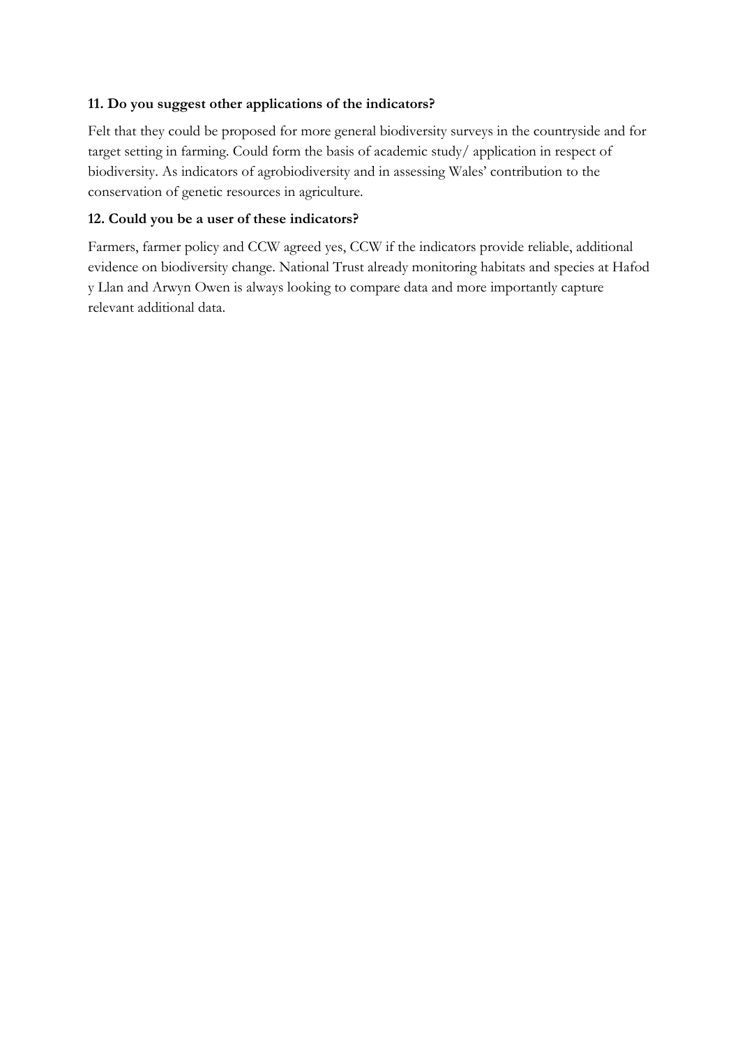**11. Do you suggest other applications of the indicators?**

Felt that they could be proposed for more general biodiversity surveys in the countryside and for target setting in farming. Could form the basis of academic study/ application in respect of biodiversity. As indicators of agrobiodiversity and in assessing Wales' contribution to the conservation of genetic resources in agriculture.

**12. Could you be a user of these indicators?**

Farmers, farmer policy and CCW agreed yes, CCW if the indicators provide reliable, additional evidence on biodiversity change. National Trust already monitoring habitats and species at Hafod y Llan and Arwyn Owen is always looking to compare data and more importantly capture relevant additional data.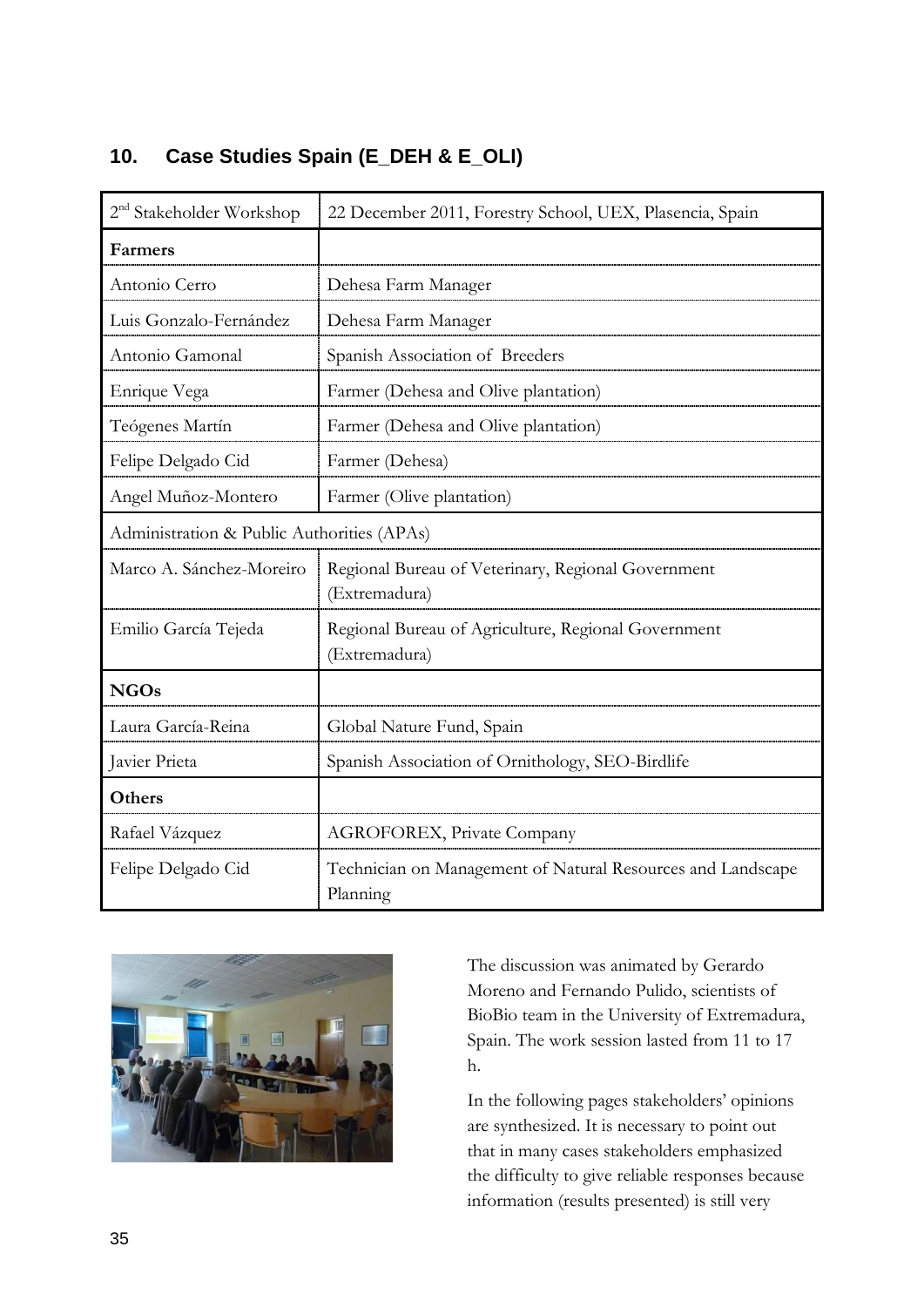## 10. Case Studies Spain (E_DEH & E_OLI)

| 2nd Stakeholder Workshop | 22 December 2011, Forestry School, UEX, Plasencia, Spain |
|---|---|
| **Farmers** | |
| Antonio Cerro | Dehesa Farm Manager |
| Luis Gonzalo-Fernández | Dehesa Farm Manager |
| Antonio Gamonal | Spanish Association of Breeders |
| Enrique Vega | Farmer (Dehesa and Olive plantation) |
| Teógenes Martín | Farmer (Dehesa and Olive plantation) |
| Felipe Delgado Cid | Farmer (Dehesa) |
| Angel Muñoz-Montero | Farmer (Olive plantation) |
| Administration & Public Authorities (APAs) | |
| Marco A. Sánchez-Moreiro | Regional Bureau of Veterinary, Regional Government (Extremadura) |
| Emilio García Tejeda | Regional Bureau of Agriculture, Regional Government (Extremadura) |
| **NGOs** | |
| Laura García-Reina | Global Nature Fund, Spain |
| Javier Prieta | Spanish Association of Ornithology, SEO-Birdlife |
| **Others** | |
| Rafael Vázquez | AGROFOREX, Private Company |
| Felipe Delgado Cid | Technician on Management of Natural Resources and Landscape Planning |

The discussion was animated by Gerardo Moreno and Fernando Pulido, scientists of BioBio team in the University of Extremadura, Spain. The work session lasted from 11 to 17 h.

In the following pages stakeholders' opinions are synthesized. It is necessary to point out that in many cases stakeholders emphasized the difficulty to give reliable responses because information (results presented) is still very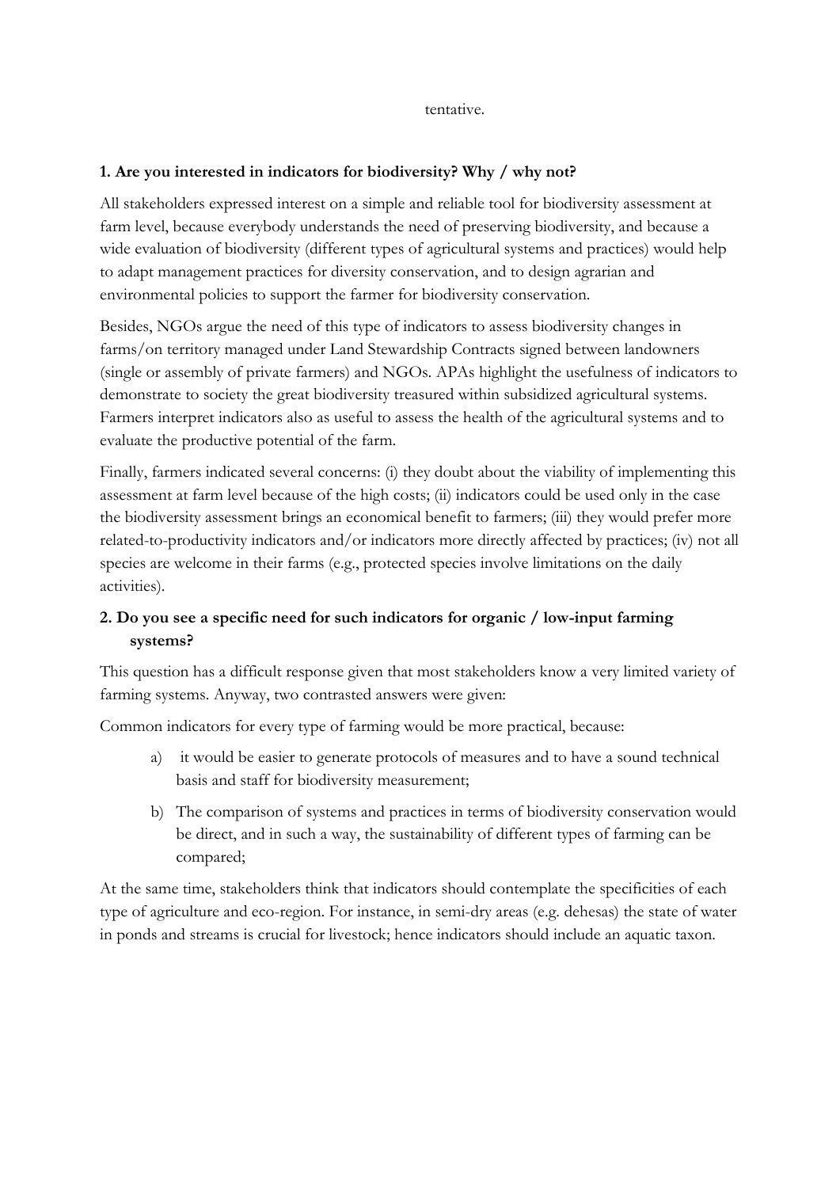tentative.

**1. Are you interested in indicators for biodiversity? Why / why not?**

All stakeholders expressed interest on a simple and reliable tool for biodiversity assessment at farm level, because everybody understands the need of preserving biodiversity, and because a wide evaluation of biodiversity (different types of agricultural systems and practices) would help to adapt management practices for diversity conservation, and to design agrarian and environmental policies to support the farmer for biodiversity conservation.

Besides, NGOs argue the need of this type of indicators to assess biodiversity changes in farms/on territory managed under Land Stewardship Contracts signed between landowners (single or assembly of private farmers) and NGOs. APAs highlight the usefulness of indicators to demonstrate to society the great biodiversity treasured within subsidized agricultural systems. Farmers interpret indicators also as useful to assess the health of the agricultural systems and to evaluate the productive potential of the farm.

Finally, farmers indicated several concerns: (i) they doubt about the viability of implementing this assessment at farm level because of the high costs; (ii) indicators could be used only in the case the biodiversity assessment brings an economical benefit to farmers; (iii) they would prefer more related-to-productivity indicators and/or indicators more directly affected by practices; (iv) not all species are welcome in their farms (e.g., protected species involve limitations on the daily activities).

**2. Do you see a specific need for such indicators for organic / low-input farming systems?**

This question has a difficult response given that most stakeholders know a very limited variety of farming systems. Anyway, two contrasted answers were given:

Common indicators for every type of farming would be more practical, because:

a) it would be easier to generate protocols of measures and to have a sound technical basis and staff for biodiversity measurement;

b) The comparison of systems and practices in terms of biodiversity conservation would be direct, and in such a way, the sustainability of different types of farming can be compared;

At the same time, stakeholders think that indicators should contemplate the specificities of each type of agriculture and eco-region. For instance, in semi-dry areas (e.g. dehesas) the state of water in ponds and streams is crucial for livestock; hence indicators should include an aquatic taxon.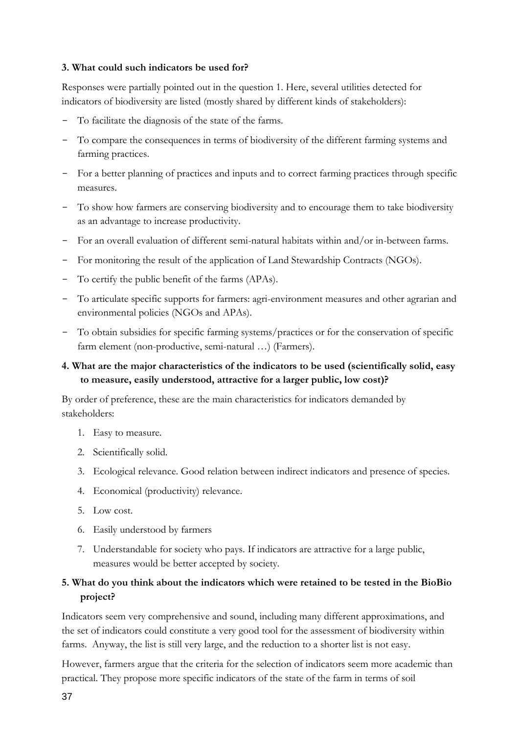**3. What could such indicators be used for?**

Responses were partially pointed out in the question 1. Here, several utilities detected for indicators of biodiversity are listed (mostly shared by different kinds of stakeholders):

- To facilitate the diagnosis of the state of the farms.
- To compare the consequences in terms of biodiversity of the different farming systems and farming practices.
- For a better planning of practices and inputs and to correct farming practices through specific measures.
- To show how farmers are conserving biodiversity and to encourage them to take biodiversity as an advantage to increase productivity.
- For an overall evaluation of different semi-natural habitats within and/or in-between farms.
- For monitoring the result of the application of Land Stewardship Contracts (NGOs).
- To certify the public benefit of the farms (APAs).
- To articulate specific supports for farmers: agri-environment measures and other agrarian and environmental policies (NGOs and APAs).
- To obtain subsidies for specific farming systems/practices or for the conservation of specific farm element (non-productive, semi-natural …) (Farmers).

**4. What are the major characteristics of the indicators to be used (scientifically solid, easy to measure, easily understood, attractive for a larger public, low cost)?**

By order of preference, these are the main characteristics for indicators demanded by stakeholders:

1. Easy to measure.
2. Scientifically solid.
3. Ecological relevance. Good relation between indirect indicators and presence of species.
4. Economical (productivity) relevance.
5. Low cost.
6. Easily understood by farmers
7. Understandable for society who pays. If indicators are attractive for a large public, measures would be better accepted by society.

**5. What do you think about the indicators which were retained to be tested in the BioBio project?**

Indicators seem very comprehensive and sound, including many different approximations, and the set of indicators could constitute a very good tool for the assessment of biodiversity within farms. Anyway, the list is still very large, and the reduction to a shorter list is not easy.

However, farmers argue that the criteria for the selection of indicators seem more academic than practical. They propose more specific indicators of the state of the farm in terms of soil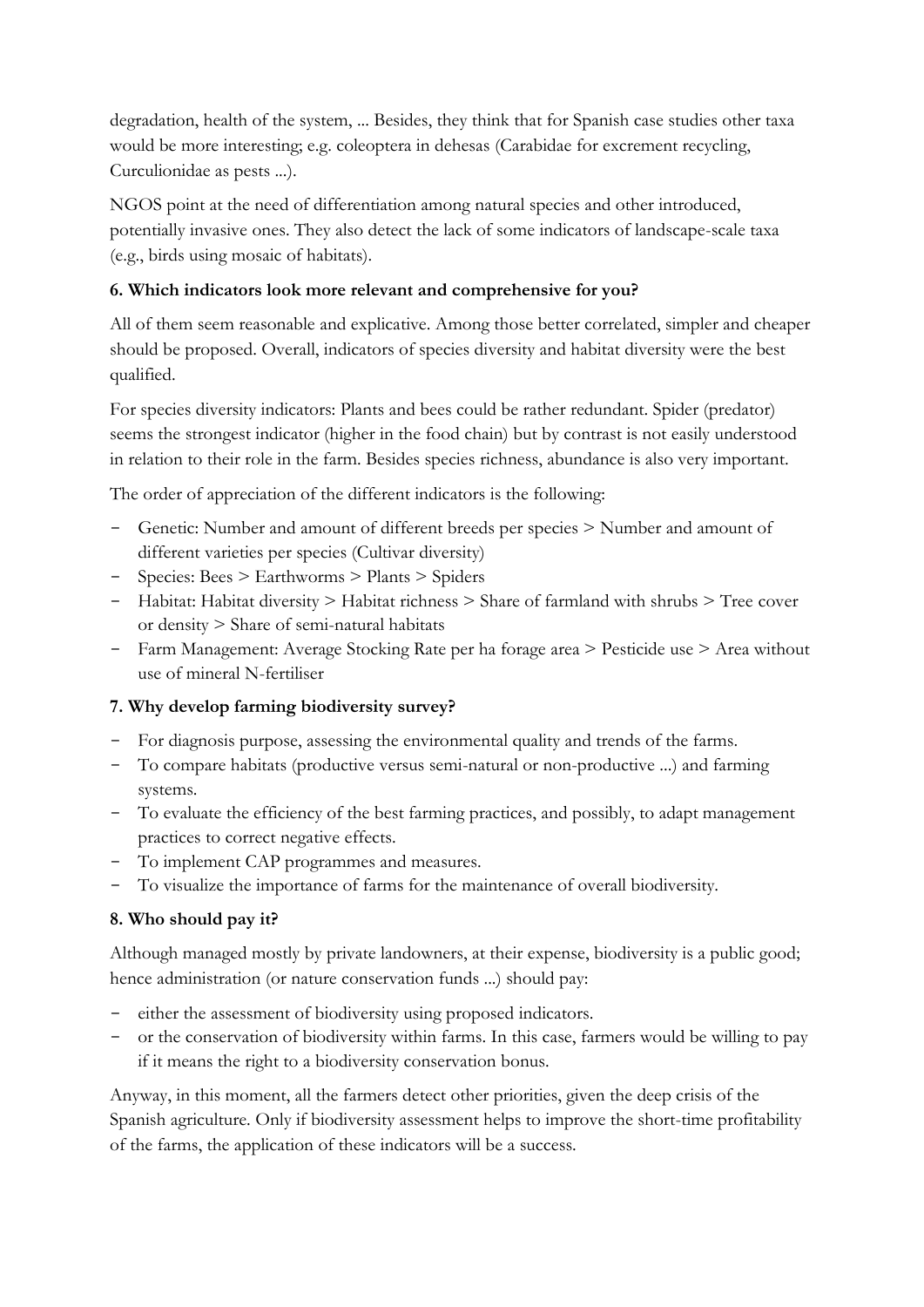degradation, health of the system, ... Besides, they think that for Spanish case studies other taxa would be more interesting; e.g. coleoptera in dehesas (Carabidae for excrement recycling, Curculionidae as pests ...).

NGOS point at the need of differentiation among natural species and other introduced, potentially invasive ones. They also detect the lack of some indicators of landscape-scale taxa (e.g., birds using mosaic of habitats).

### 6. Which indicators look more relevant and comprehensive for you?

All of them seem reasonable and explicative. Among those better correlated, simpler and cheaper should be proposed. Overall, indicators of species diversity and habitat diversity were the best qualified.

For species diversity indicators: Plants and bees could be rather redundant. Spider (predator) seems the strongest indicator (higher in the food chain) but by contrast is not easily understood in relation to their role in the farm. Besides species richness, abundance is also very important.

The order of appreciation of the different indicators is the following:

- Genetic: Number and amount of different breeds per species > Number and amount of different varieties per species (Cultivar diversity)
- Species: Bees > Earthworms > Plants > Spiders
- Habitat: Habitat diversity > Habitat richness > Share of farmland with shrubs > Tree cover or density > Share of semi-natural habitats
- Farm Management: Average Stocking Rate per ha forage area > Pesticide use > Area without use of mineral N-fertiliser

### 7. Why develop farming biodiversity survey?

- For diagnosis purpose, assessing the environmental quality and trends of the farms.
- To compare habitats (productive versus semi-natural or non-productive ...) and farming systems.
- To evaluate the efficiency of the best farming practices, and possibly, to adapt management practices to correct negative effects.
- To implement CAP programmes and measures.
- To visualize the importance of farms for the maintenance of overall biodiversity.

### 8. Who should pay it?

Although managed mostly by private landowners, at their expense, biodiversity is a public good; hence administration (or nature conservation funds ...) should pay:

- either the assessment of biodiversity using proposed indicators.
- or the conservation of biodiversity within farms. In this case, farmers would be willing to pay if it means the right to a biodiversity conservation bonus.

Anyway, in this moment, all the farmers detect other priorities, given the deep crisis of the Spanish agriculture. Only if biodiversity assessment helps to improve the short-time profitability of the farms, the application of these indicators will be a success.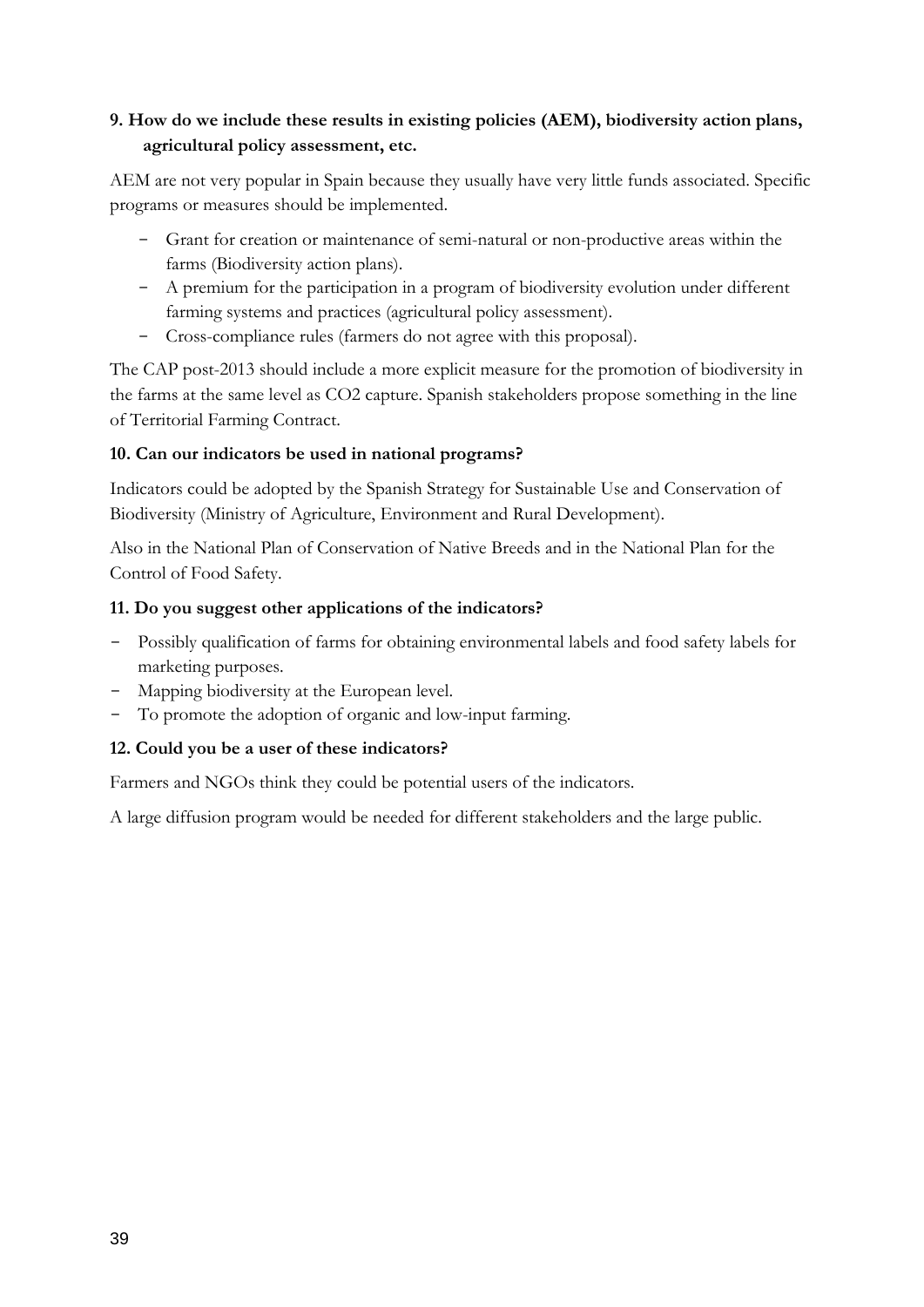**9. How do we include these results in existing policies (AEM), biodiversity action plans, agricultural policy assessment, etc.**

AEM are not very popular in Spain because they usually have very little funds associated. Specific programs or measures should be implemented.

- Grant for creation or maintenance of semi-natural or non-productive areas within the farms (Biodiversity action plans).
- A premium for the participation in a program of biodiversity evolution under different farming systems and practices (agricultural policy assessment).
- Cross-compliance rules (farmers do not agree with this proposal).

The CAP post-2013 should include a more explicit measure for the promotion of biodiversity in the farms at the same level as $CO_2$ capture. Spanish stakeholders propose something in the line of Territorial Farming Contract.

**10. Can our indicators be used in national programs?**

Indicators could be adopted by the Spanish Strategy for Sustainable Use and Conservation of Biodiversity (Ministry of Agriculture, Environment and Rural Development).

Also in the National Plan of Conservation of Native Breeds and in the National Plan for the Control of Food Safety.

**11. Do you suggest other applications of the indicators?**

- Possibly qualification of farms for obtaining environmental labels and food safety labels for marketing purposes.
- Mapping biodiversity at the European level.
- To promote the adoption of organic and low-input farming.

**12. Could you be a user of these indicators?**

Farmers and NGOs think they could be potential users of the indicators.

A large diffusion program would be needed for different stakeholders and the large public.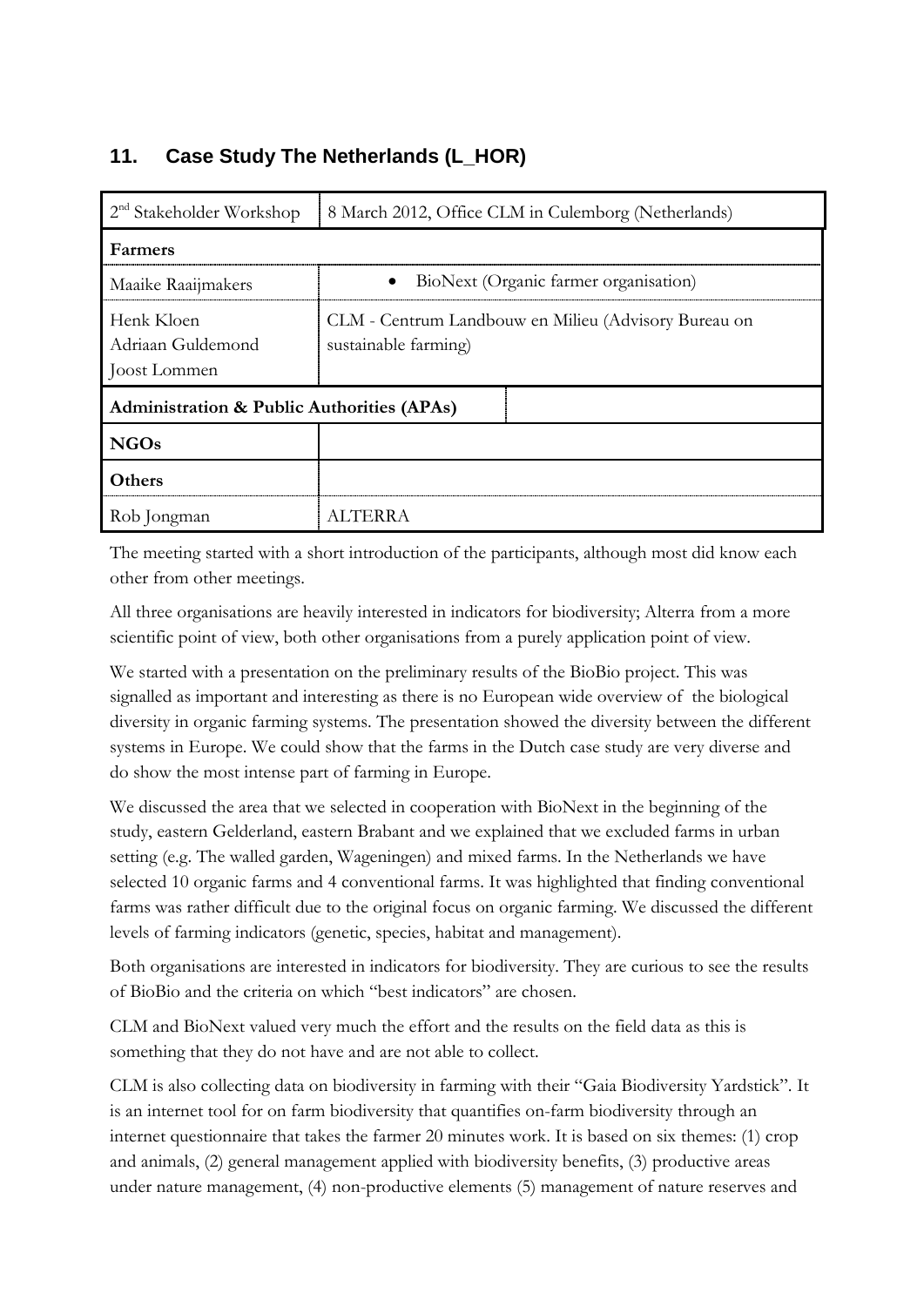## 11. Case Study The Netherlands (L_HOR)

| 2nd Stakeholder Workshop | 8 March 2012, Office CLM in Culemborg (Netherlands) |
|---|---|
| **Farmers** | |
| Maaike Raaijmakers | • BioNext (Organic farmer organisation) |
| Henk Kloen<br>Adriaan Guldemond<br>Joost Lommen | CLM - Centrum Landbouw en Milieu (Advisory Bureau on sustainable farming) |
| **Administration & Public Authorities (APAs)** | |
| **NGOs** | |
| **Others** | |
| Rob Jongman | ALTERRA |

The meeting started with a short introduction of the participants, although most did know each other from other meetings.

All three organisations are heavily interested in indicators for biodiversity; Alterra from a more scientific point of view, both other organisations from a purely application point of view.

We started with a presentation on the preliminary results of the BioBio project. This was signalled as important and interesting as there is no European wide overview of the biological diversity in organic farming systems. The presentation showed the diversity between the different systems in Europe. We could show that the farms in the Dutch case study are very diverse and do show the most intense part of farming in Europe.

We discussed the area that we selected in cooperation with BioNext in the beginning of the study, eastern Gelderland, eastern Brabant and we explained that we excluded farms in urban setting (e.g. The walled garden, Wageningen) and mixed farms. In the Netherlands we have selected 10 organic farms and 4 conventional farms. It was highlighted that finding conventional farms was rather difficult due to the original focus on organic farming. We discussed the different levels of farming indicators (genetic, species, habitat and management).

Both organisations are interested in indicators for biodiversity. They are curious to see the results of BioBio and the criteria on which "best indicators" are chosen.

CLM and BioNext valued very much the effort and the results on the field data as this is something that they do not have and are not able to collect.

CLM is also collecting data on biodiversity in farming with their "Gaia Biodiversity Yardstick". It is an internet tool for on farm biodiversity that quantifies on-farm biodiversity through an internet questionnaire that takes the farmer 20 minutes work. It is based on six themes: (1) crop and animals, (2) general management applied with biodiversity benefits, (3) productive areas under nature management, (4) non-productive elements (5) management of nature reserves and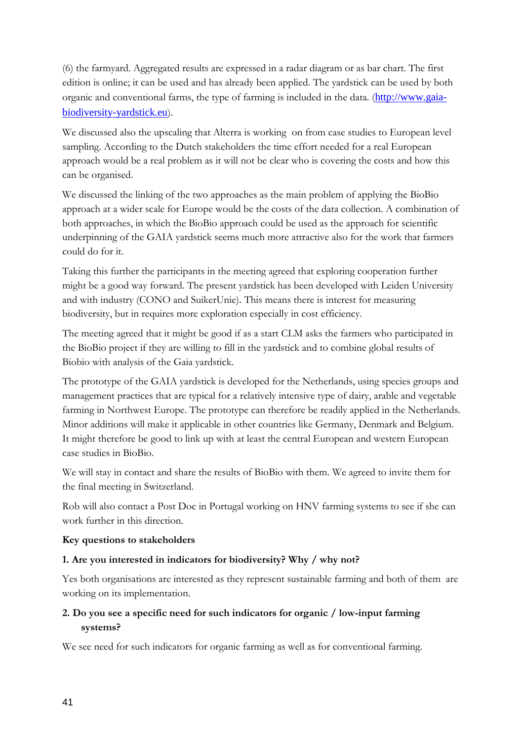(6) the farmyard. Aggregated results are expressed in a radar diagram or as bar chart. The first edition is online; it can be used and has already been applied. The yardstick can be used by both organic and conventional farms, the type of farming is included in the data. (http://www.gaia-biodiversity-yardstick.eu).

We discussed also the upscaling that Alterra is working on from case studies to European level sampling. According to the Dutch stakeholders the time effort needed for a real European approach would be a real problem as it will not be clear who is covering the costs and how this can be organised.

We discussed the linking of the two approaches as the main problem of applying the BioBio approach at a wider scale for Europe would be the costs of the data collection. A combination of both approaches, in which the BioBio approach could be used as the approach for scientific underpinning of the GAIA yardstick seems much more attractive also for the work that farmers could do for it.

Taking this further the participants in the meeting agreed that exploring cooperation further might be a good way forward. The present yardstick has been developed with Leiden University and with industry (CONO and SuikerUnie). This means there is interest for measuring biodiversity, but in requires more exploration especially in cost efficiency.

The meeting agreed that it might be good if as a start CLM asks the farmers who participated in the BioBio project if they are willing to fill in the yardstick and to combine global results of Biobio with analysis of the Gaia yardstick.

The prototype of the GAIA yardstick is developed for the Netherlands, using species groups and management practices that are typical for a relatively intensive type of dairy, arable and vegetable farming in Northwest Europe. The prototype can therefore be readily applied in the Netherlands. Minor additions will make it applicable in other countries like Germany, Denmark and Belgium. It might therefore be good to link up with at least the central European and western European case studies in BioBio.

We will stay in contact and share the results of BioBio with them. We agreed to invite them for the final meeting in Switzerland.

Rob will also contact a Post Doc in Portugal working on HNV farming systems to see if she can work further in this direction.

**Key questions to stakeholders**

**1. Are you interested in indicators for biodiversity? Why / why not?**

Yes both organisations are interested as they represent sustainable farming and both of them are working on its implementation.

**2. Do you see a specific need for such indicators for organic / low-input farming systems?**

We see need for such indicators for organic farming as well as for conventional farming.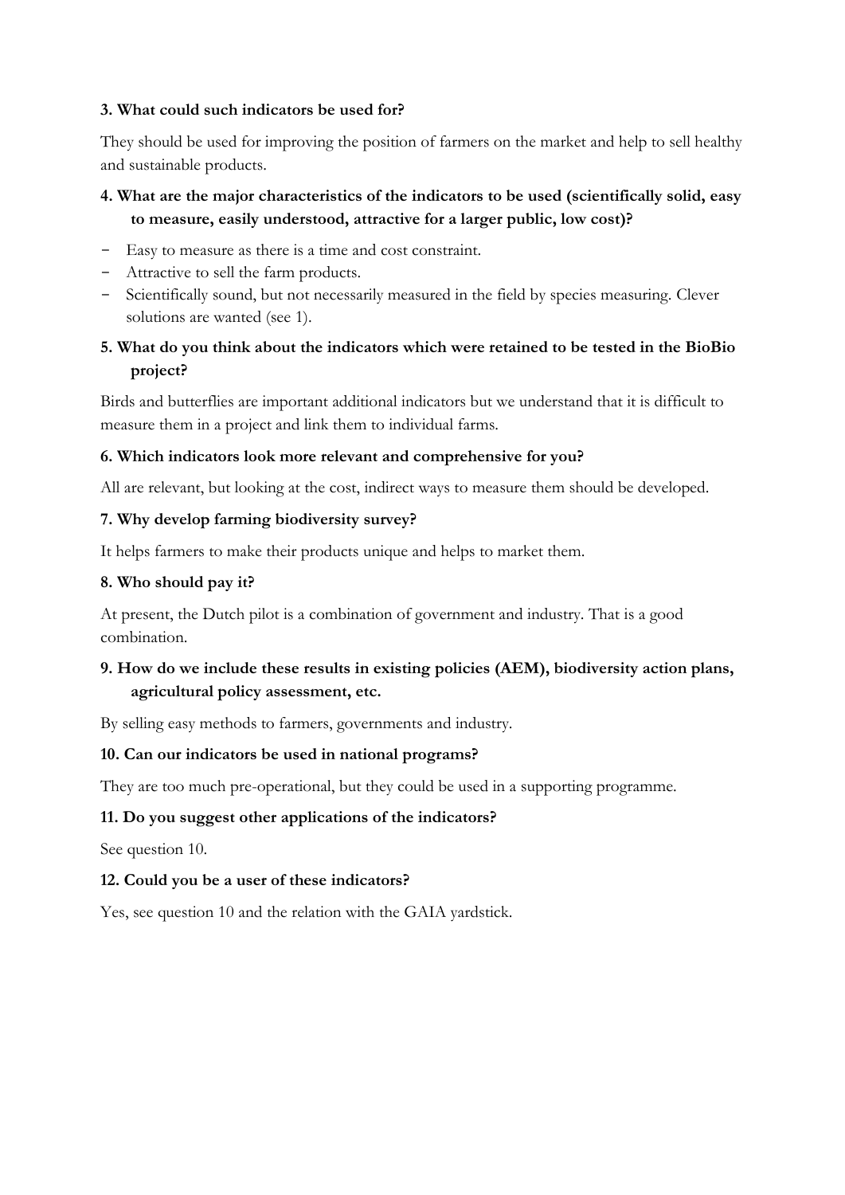**3. What could such indicators be used for?**

They should be used for improving the position of farmers on the market and help to sell healthy and sustainable products.

**4. What are the major characteristics of the indicators to be used (scientifically solid, easy to measure, easily understood, attractive for a larger public, low cost)?**

- Easy to measure as there is a time and cost constraint.
- Attractive to sell the farm products.
- Scientifically sound, but not necessarily measured in the field by species measuring. Clever solutions are wanted (see 1).

**5. What do you think about the indicators which were retained to be tested in the BioBio project?**

Birds and butterflies are important additional indicators but we understand that it is difficult to measure them in a project and link them to individual farms.

**6. Which indicators look more relevant and comprehensive for you?**

All are relevant, but looking at the cost, indirect ways to measure them should be developed.

**7. Why develop farming biodiversity survey?**

It helps farmers to make their products unique and helps to market them.

**8. Who should pay it?**

At present, the Dutch pilot is a combination of government and industry. That is a good combination.

**9. How do we include these results in existing policies (AEM), biodiversity action plans, agricultural policy assessment, etc.**

By selling easy methods to farmers, governments and industry.

**10. Can our indicators be used in national programs?**

They are too much pre-operational, but they could be used in a supporting programme.

**11. Do you suggest other applications of the indicators?**

See question 10.

**12. Could you be a user of these indicators?**

Yes, see question 10 and the relation with the GAIA yardstick.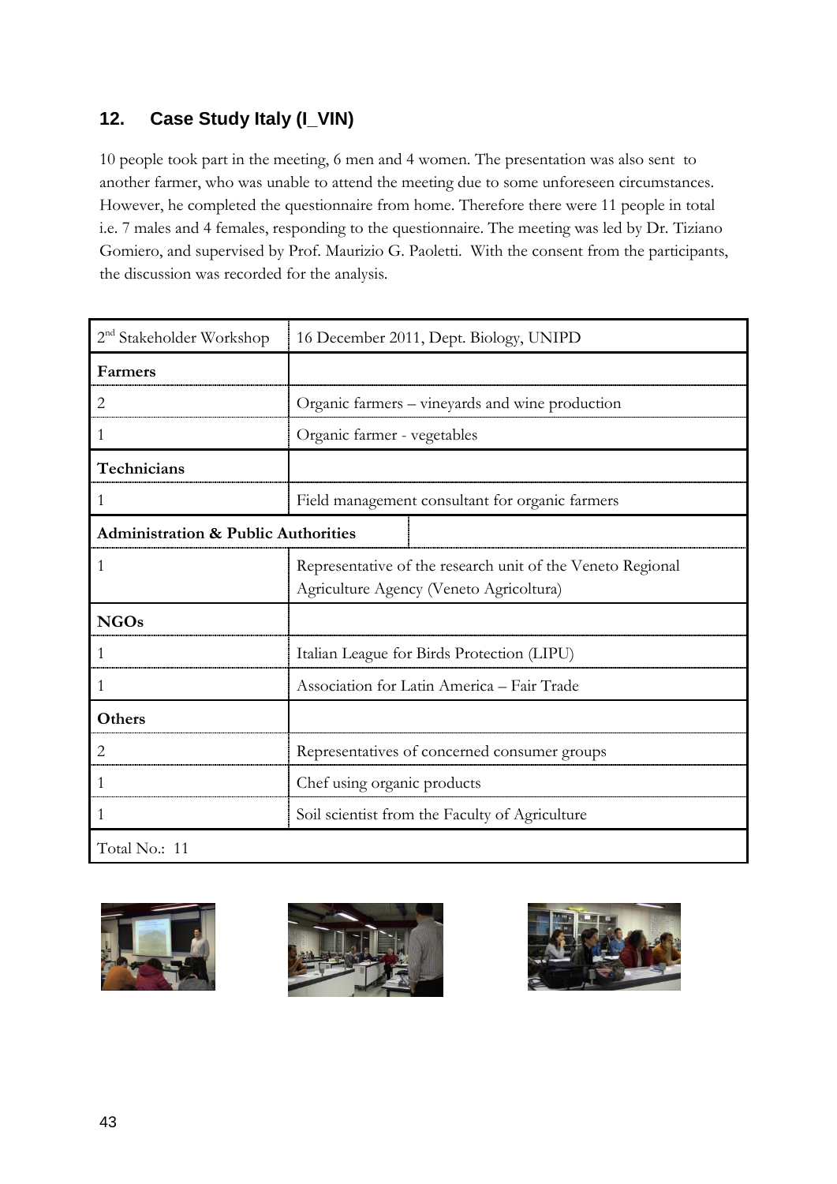## 12. Case Study Italy (I_VIN)

10 people took part in the meeting, 6 men and 4 women. The presentation was also sent to another farmer, who was unable to attend the meeting due to some unforeseen circumstances. However, he completed the questionnaire from home. Therefore there were 11 people in total i.e. 7 males and 4 females, responding to the questionnaire. The meeting was led by Dr. Tiziano Gomiero, and supervised by Prof. Maurizio G. Paoletti. With the consent from the participants, the discussion was recorded for the analysis.

| 2nd Stakeholder Workshop | 16 December 2011, Dept. Biology, UNIPD |
|---|---|
| **Farmers** | |
| 2 | Organic farmers – vineyards and wine production |
| 1 | Organic farmer - vegetables |
| **Technicians** | |
| 1 | Field management consultant for organic farmers |
| **Administration & Public Authorities** | |
| 1 | Representative of the research unit of the Veneto Regional Agriculture Agency (Veneto Agricoltura) |
| **NGOs** | |
| 1 | Italian League for Birds Protection (LIPU) |
| 1 | Association for Latin America – Fair Trade |
| **Others** | |
| 2 | Representatives of concerned consumer groups |
| 1 | Chef using organic products |
| 1 | Soil scientist from the Faculty of Agriculture |
| Total No.: 11 | |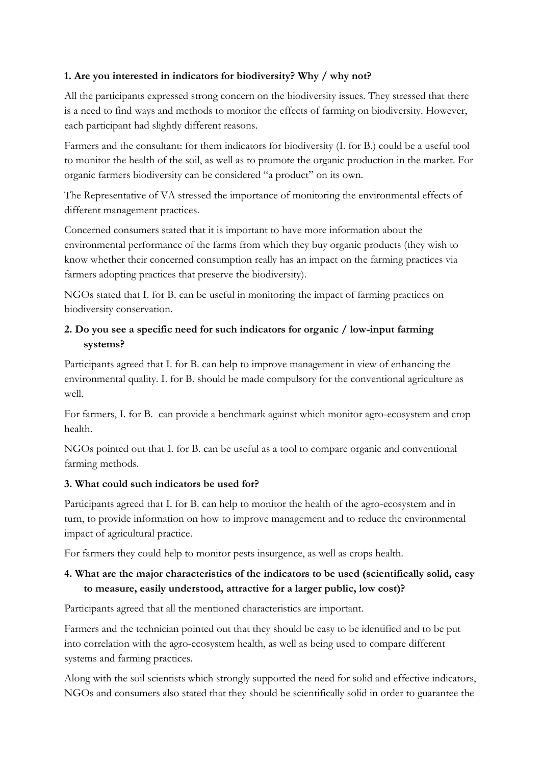**1. Are you interested in indicators for biodiversity? Why / why not?**

All the participants expressed strong concern on the biodiversity issues. They stressed that there is a need to find ways and methods to monitor the effects of farming on biodiversity. However, each participant had slightly different reasons.

Farmers and the consultant: for them indicators for biodiversity (I. for B.) could be a useful tool to monitor the health of the soil, as well as to promote the organic production in the market. For organic farmers biodiversity can be considered "a product" on its own.

The Representative of VA stressed the importance of monitoring the environmental effects of different management practices.

Concerned consumers stated that it is important to have more information about the environmental performance of the farms from which they buy organic products (they wish to know whether their concerned consumption really has an impact on the farming practices via farmers adopting practices that preserve the biodiversity).

NGOs stated that I. for B. can be useful in monitoring the impact of farming practices on biodiversity conservation.

**2. Do you see a specific need for such indicators for organic / low-input farming systems?**

Participants agreed that I. for B. can help to improve management in view of enhancing the environmental quality. I. for B. should be made compulsory for the conventional agriculture as well.

For farmers, I. for B. can provide a benchmark against which monitor agro-ecosystem and crop health.

NGOs pointed out that I. for B. can be useful as a tool to compare organic and conventional farming methods.

**3. What could such indicators be used for?**

Participants agreed that I. for B. can help to monitor the health of the agro-ecosystem and in turn, to provide information on how to improve management and to reduce the environmental impact of agricultural practice.

For farmers they could help to monitor pests insurgence, as well as crops health.

**4. What are the major characteristics of the indicators to be used (scientifically solid, easy to measure, easily understood, attractive for a larger public, low cost)?**

Participants agreed that all the mentioned characteristics are important.

Farmers and the technician pointed out that they should be easy to be identified and to be put into correlation with the agro-ecosystem health, as well as being used to compare different systems and farming practices.

Along with the soil scientists which strongly supported the need for solid and effective indicators, NGOs and consumers also stated that they should be scientifically solid in order to guarantee the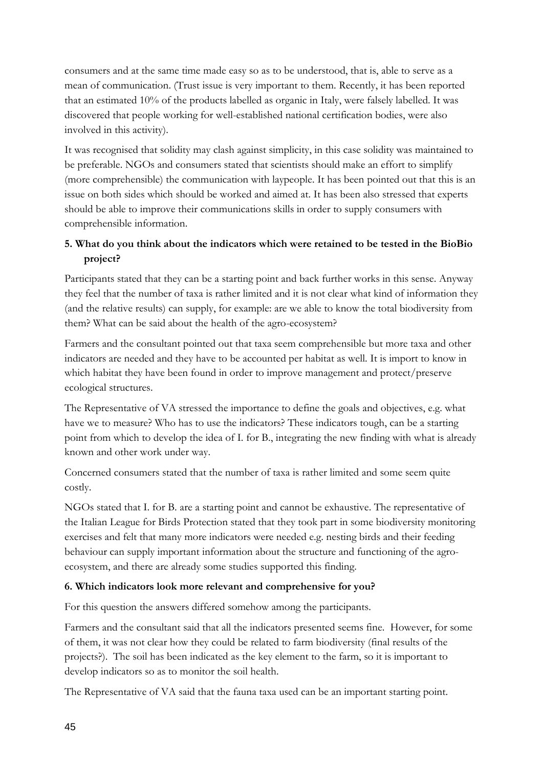consumers and at the same time made easy so as to be understood, that is, able to serve as a mean of communication. (Trust issue is very important to them. Recently, it has been reported that an estimated 10% of the products labelled as organic in Italy, were falsely labelled. It was discovered that people working for well-established national certification bodies, were also involved in this activity).

It was recognised that solidity may clash against simplicity, in this case solidity was maintained to be preferable. NGOs and consumers stated that scientists should make an effort to simplify (more comprehensible) the communication with laypeople. It has been pointed out that this is an issue on both sides which should be worked and aimed at. It has been also stressed that experts should be able to improve their communications skills in order to supply consumers with comprehensible information.

**5. What do you think about the indicators which were retained to be tested in the BioBio project?**

Participants stated that they can be a starting point and back further works in this sense. Anyway they feel that the number of taxa is rather limited and it is not clear what kind of information they (and the relative results) can supply, for example: are we able to know the total biodiversity from them? What can be said about the health of the agro-ecosystem?

Farmers and the consultant pointed out that taxa seem comprehensible but more taxa and other indicators are needed and they have to be accounted per habitat as well. It is import to know in which habitat they have been found in order to improve management and protect/preserve ecological structures.

The Representative of VA stressed the importance to define the goals and objectives, e.g. what have we to measure? Who has to use the indicators? These indicators tough, can be a starting point from which to develop the idea of I. for B., integrating the new finding with what is already known and other work under way.

Concerned consumers stated that the number of taxa is rather limited and some seem quite costly.

NGOs stated that I. for B. are a starting point and cannot be exhaustive. The representative of the Italian League for Birds Protection stated that they took part in some biodiversity monitoring exercises and felt that many more indicators were needed e.g. nesting birds and their feeding behaviour can supply important information about the structure and functioning of the agro-ecosystem, and there are already some studies supported this finding.

**6. Which indicators look more relevant and comprehensive for you?**

For this question the answers differed somehow among the participants.

Farmers and the consultant said that all the indicators presented seems fine. However, for some of them, it was not clear how they could be related to farm biodiversity (final results of the projects?). The soil has been indicated as the key element to the farm, so it is important to develop indicators so as to monitor the soil health.

The Representative of VA said that the fauna taxa used can be an important starting point.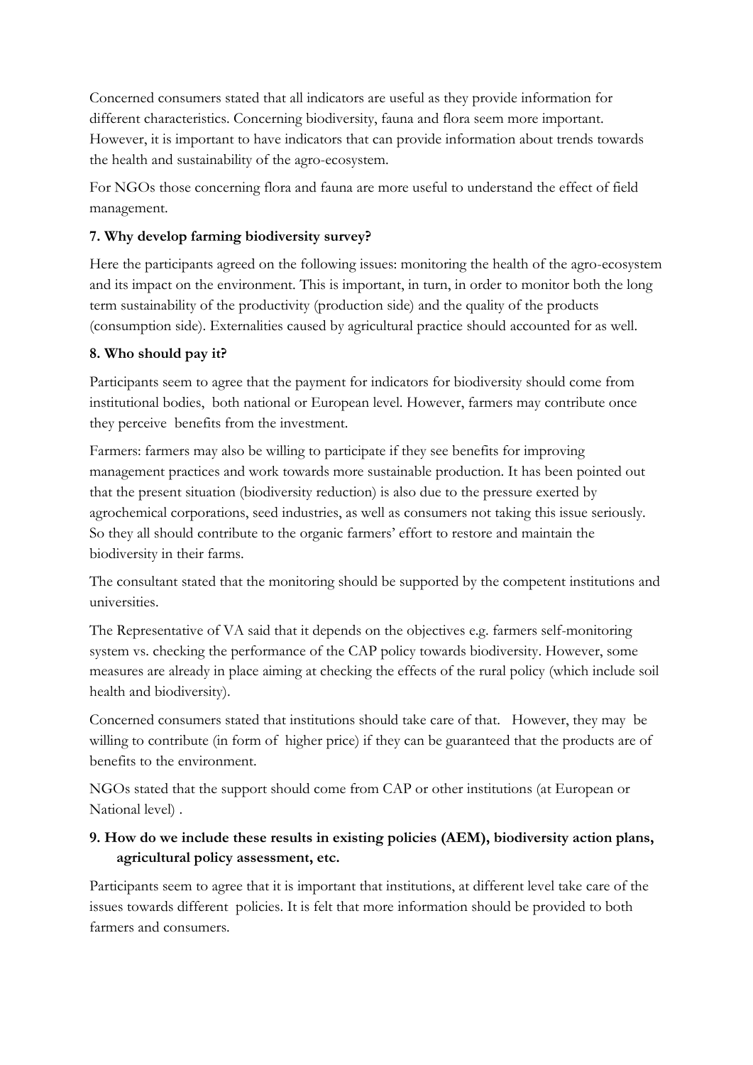Concerned consumers stated that all indicators are useful as they provide information for different characteristics. Concerning biodiversity, fauna and flora seem more important. However, it is important to have indicators that can provide information about trends towards the health and sustainability of the agro-ecosystem.

For NGOs those concerning flora and fauna are more useful to understand the effect of field management.

**7. Why develop farming biodiversity survey?**

Here the participants agreed on the following issues: monitoring the health of the agro-ecosystem and its impact on the environment. This is important, in turn, in order to monitor both the long term sustainability of the productivity (production side) and the quality of the products (consumption side). Externalities caused by agricultural practice should accounted for as well.

**8. Who should pay it?**

Participants seem to agree that the payment for indicators for biodiversity should come from institutional bodies, both national or European level. However, farmers may contribute once they perceive benefits from the investment.

Farmers: farmers may also be willing to participate if they see benefits for improving management practices and work towards more sustainable production. It has been pointed out that the present situation (biodiversity reduction) is also due to the pressure exerted by agrochemical corporations, seed industries, as well as consumers not taking this issue seriously. So they all should contribute to the organic farmers' effort to restore and maintain the biodiversity in their farms.

The consultant stated that the monitoring should be supported by the competent institutions and universities.

The Representative of VA said that it depends on the objectives e.g. farmers self-monitoring system vs. checking the performance of the CAP policy towards biodiversity. However, some measures are already in place aiming at checking the effects of the rural policy (which include soil health and biodiversity).

Concerned consumers stated that institutions should take care of that. However, they may be willing to contribute (in form of higher price) if they can be guaranteed that the products are of benefits to the environment.

NGOs stated that the support should come from CAP or other institutions (at European or National level) .

**9. How do we include these results in existing policies (AEM), biodiversity action plans, agricultural policy assessment, etc.**

Participants seem to agree that it is important that institutions, at different level take care of the issues towards different policies. It is felt that more information should be provided to both farmers and consumers.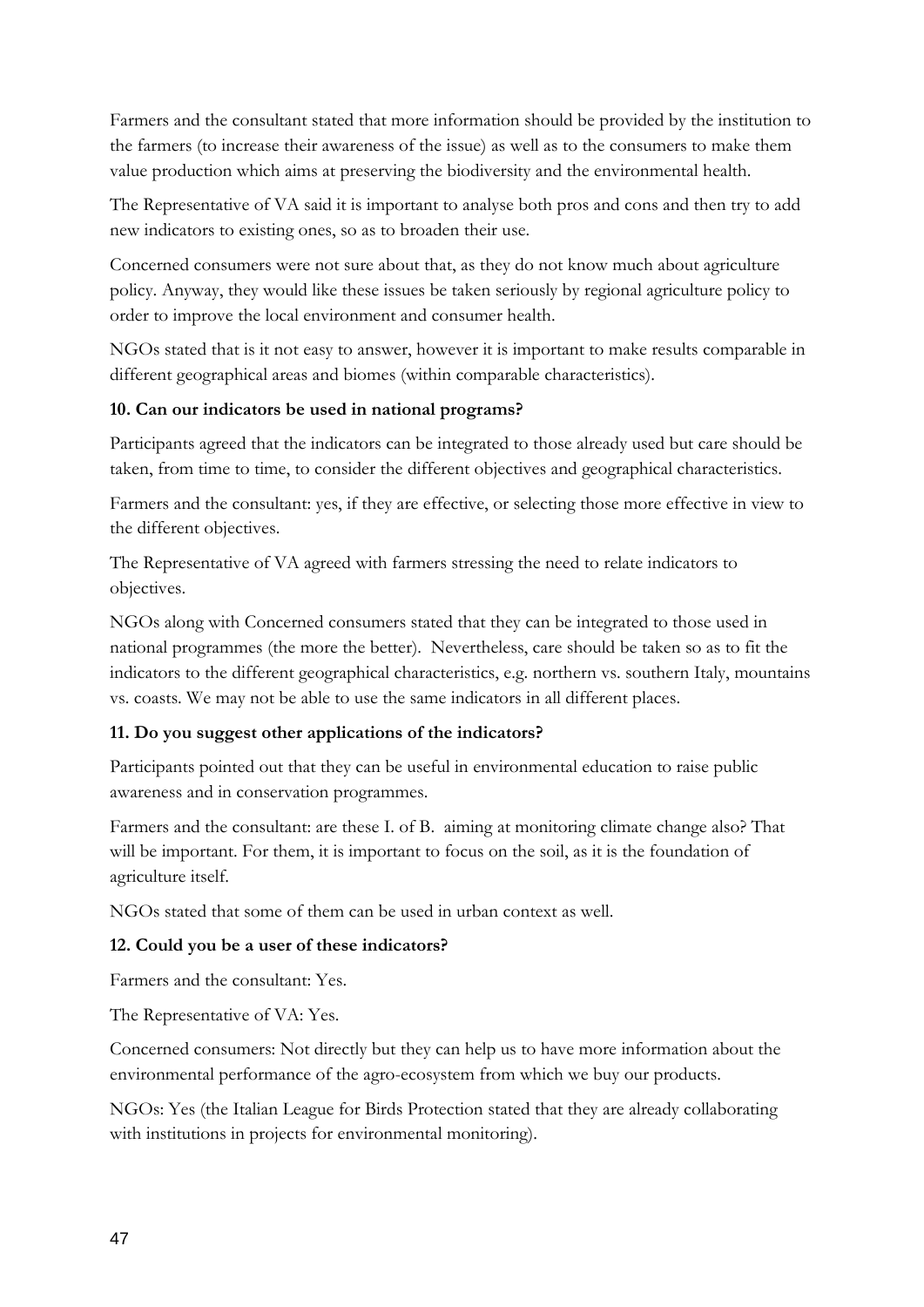Farmers and the consultant stated that more information should be provided by the institution to the farmers (to increase their awareness of the issue) as well as to the consumers to make them value production which aims at preserving the biodiversity and the environmental health.

The Representative of VA said it is important to analyse both pros and cons and then try to add new indicators to existing ones, so as to broaden their use.

Concerned consumers were not sure about that, as they do not know much about agriculture policy. Anyway, they would like these issues be taken seriously by regional agriculture policy to order to improve the local environment and consumer health.

NGOs stated that is it not easy to answer, however it is important to make results comparable in different geographical areas and biomes (within comparable characteristics).

**10. Can our indicators be used in national programs?**

Participants agreed that the indicators can be integrated to those already used but care should be taken, from time to time, to consider the different objectives and geographical characteristics.

Farmers and the consultant: yes, if they are effective, or selecting those more effective in view to the different objectives.

The Representative of VA agreed with farmers stressing the need to relate indicators to objectives.

NGOs along with Concerned consumers stated that they can be integrated to those used in national programmes (the more the better). Nevertheless, care should be taken so as to fit the indicators to the different geographical characteristics, e.g. northern vs. southern Italy, mountains vs. coasts. We may not be able to use the same indicators in all different places.

**11. Do you suggest other applications of the indicators?**

Participants pointed out that they can be useful in environmental education to raise public awareness and in conservation programmes.

Farmers and the consultant: are these I. of B. aiming at monitoring climate change also? That will be important. For them, it is important to focus on the soil, as it is the foundation of agriculture itself.

NGOs stated that some of them can be used in urban context as well.

**12. Could you be a user of these indicators?**

Farmers and the consultant: Yes.

The Representative of VA: Yes.

Concerned consumers: Not directly but they can help us to have more information about the environmental performance of the agro-ecosystem from which we buy our products.

NGOs: Yes (the Italian League for Birds Protection stated that they are already collaborating with institutions in projects for environmental monitoring).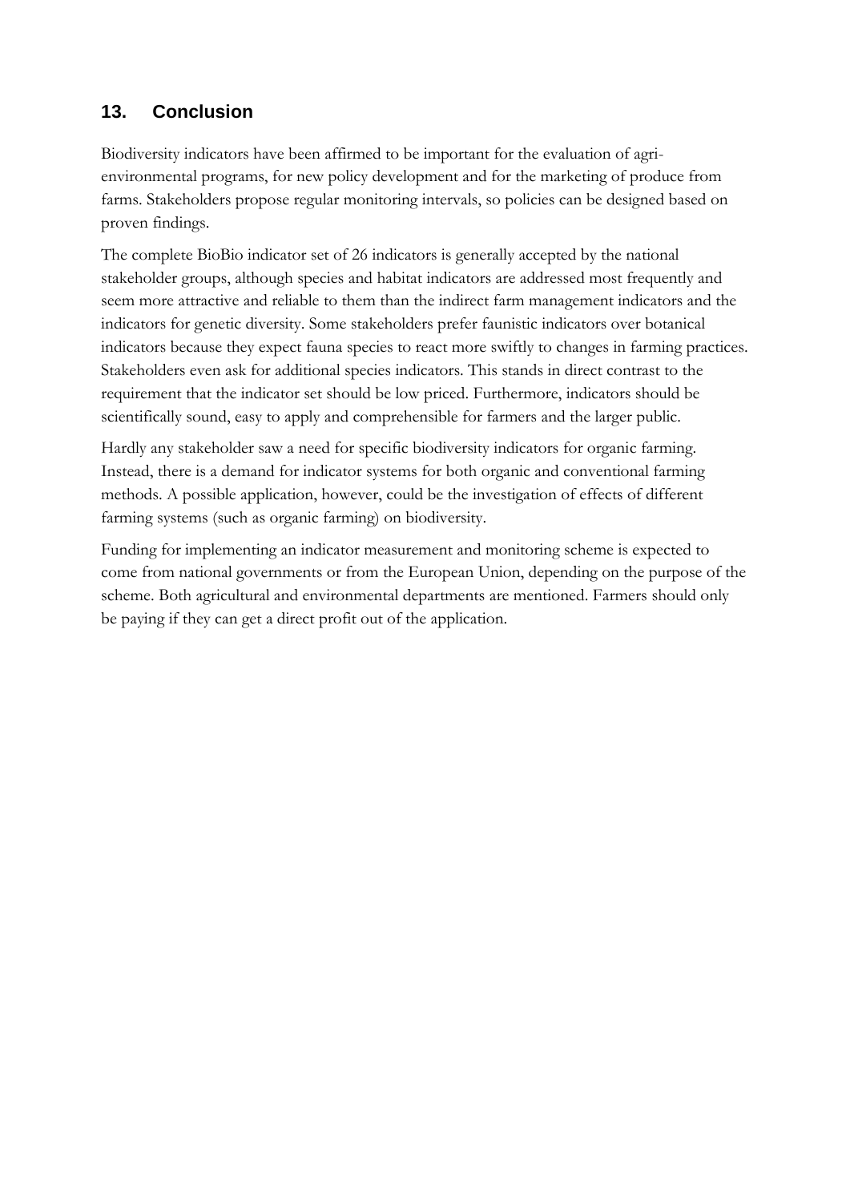## 13. Conclusion

Biodiversity indicators have been affirmed to be important for the evaluation of agri-environmental programs, for new policy development and for the marketing of produce from farms. Stakeholders propose regular monitoring intervals, so policies can be designed based on proven findings.

The complete BioBio indicator set of 26 indicators is generally accepted by the national stakeholder groups, although species and habitat indicators are addressed most frequently and seem more attractive and reliable to them than the indirect farm management indicators and the indicators for genetic diversity. Some stakeholders prefer faunistic indicators over botanical indicators because they expect fauna species to react more swiftly to changes in farming practices. Stakeholders even ask for additional species indicators. This stands in direct contrast to the requirement that the indicator set should be low priced. Furthermore, indicators should be scientifically sound, easy to apply and comprehensible for farmers and the larger public.

Hardly any stakeholder saw a need for specific biodiversity indicators for organic farming. Instead, there is a demand for indicator systems for both organic and conventional farming methods. A possible application, however, could be the investigation of effects of different farming systems (such as organic farming) on biodiversity.

Funding for implementing an indicator measurement and monitoring scheme is expected to come from national governments or from the European Union, depending on the purpose of the scheme. Both agricultural and environmental departments are mentioned. Farmers should only be paying if they can get a direct profit out of the application.